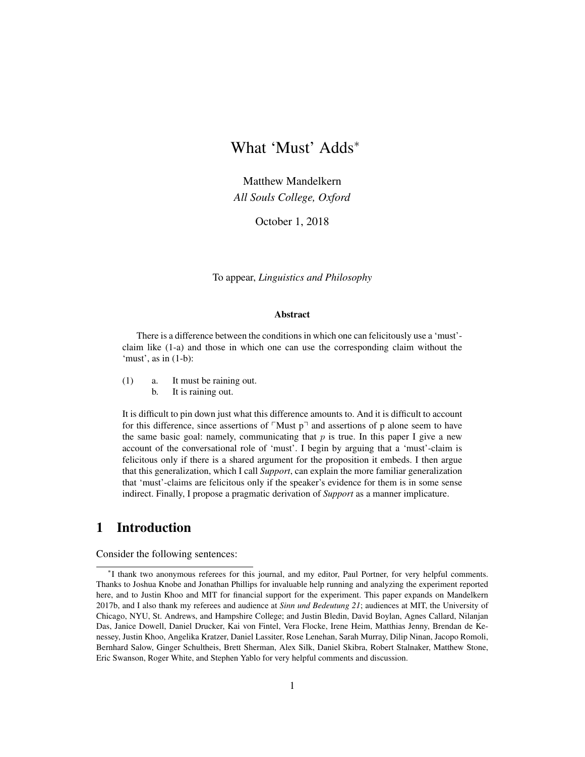# What 'Must' Adds*

Matthew Mandelkern
*All Souls College, Oxford*

October 1, 2018

To appear, *Linguistics and Philosophy*

### Abstract

There is a difference between the conditions in which one can felicitously use a 'must'-claim like (1-a) and those in which one can use the corresponding claim without the 'must', as in (1-b):

(1) a. It must be raining out.
    b. It is raining out.

It is difficult to pin down just what this difference amounts to. And it is difficult to account for this difference, since assertions of ⌜Must p⌝ and assertions of p alone seem to have the same basic goal: namely, communicating that $p$ is true. In this paper I give a new account of the conversational role of 'must'. I begin by arguing that a 'must'-claim is felicitous only if there is a shared argument for the proposition it embeds. I then argue that this generalization, which I call ***Support***, can explain the more familiar generalization that 'must'-claims are felicitous only if the speaker's evidence for them is in some sense indirect. Finally, I propose a pragmatic derivation of ***Support*** as a manner implicature.

## 1 Introduction

Consider the following sentences:

*I thank two anonymous referees for this journal, and my editor, Paul Portner, for very helpful comments. Thanks to Joshua Knobe and Jonathan Phillips for invaluable help running and analyzing the experiment reported here, and to Justin Khoo and MIT for financial support for the experiment. This paper expands on Mandelkern 2017b, and I also thank my referees and audience at *Sinn und Bedeutung 21*; audiences at MIT, the University of Chicago, NYU, St. Andrews, and Hampshire College; and Justin Bledin, David Boylan, Agnes Callard, Nilanjan Das, Janice Dowell, Daniel Drucker, Kai von Fintel, Vera Flocke, Irene Heim, Matthias Jenny, Brendan de Kenessey, Justin Khoo, Angelika Kratzer, Daniel Lassiter, Rose Lenehan, Sarah Murray, Dilip Ninan, Jacopo Romoli, Bernhard Salow, Ginger Schultheis, Brett Sherman, Alex Silk, Daniel Skibra, Robert Stalnaker, Matthew Stone, Eric Swanson, Roger White, and Stephen Yablo for very helpful comments and discussion.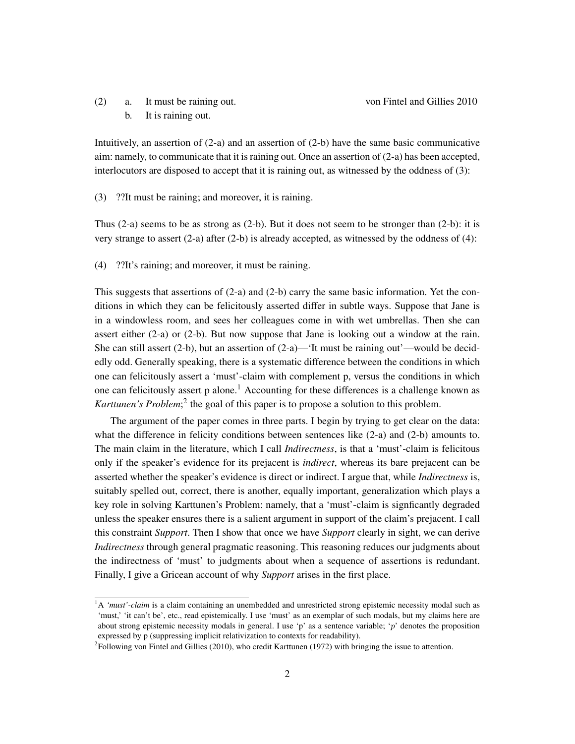(2) a. It must be raining out. von Fintel and Gillies 2010

b. It is raining out.

Intuitively, an assertion of (2-a) and an assertion of (2-b) have the same basic communicative aim: namely, to communicate that it is raining out. Once an assertion of (2-a) has been accepted, interlocutors are disposed to accept that it is raining out, as witnessed by the oddness of (3):

(3) ??It must be raining; and moreover, it is raining.

Thus (2-a) seems to be as strong as (2-b). But it does not seem to be stronger than (2-b): it is very strange to assert (2-a) after (2-b) is already accepted, as witnessed by the oddness of (4):

(4) ??It's raining; and moreover, it must be raining.

This suggests that assertions of (2-a) and (2-b) carry the same basic information. Yet the conditions in which they can be felicitously asserted differ in subtle ways. Suppose that Jane is in a windowless room, and sees her colleagues come in with wet umbrellas. Then she can assert either (2-a) or (2-b). But now suppose that Jane is looking out a window at the rain. She can still assert (2-b), but an assertion of (2-a)—'It must be raining out'—would be decidedly odd. Generally speaking, there is a systematic difference between the conditions in which one can felicitously assert a 'must'-claim with complement p, versus the conditions in which one can felicitously assert p alone.[1] Accounting for these differences is a challenge known as *Karttunen's Problem*;[2] the goal of this paper is to propose a solution to this problem.

The argument of the paper comes in three parts. I begin by trying to get clear on the data: what the difference in felicity conditions between sentences like (2-a) and (2-b) amounts to. The main claim in the literature, which I call *Indirectness*, is that a 'must'-claim is felicitous only if the speaker's evidence for its prejacent is *indirect*, whereas its bare prejacent can be asserted whether the speaker's evidence is direct or indirect. I argue that, while *Indirectness* is, suitably spelled out, correct, there is another, equally important, generalization which plays a key role in solving Karttunen's Problem: namely, that a 'must'-claim is signficantly degraded unless the speaker ensures there is a salient argument in support of the claim's prejacent. I call this constraint *Support*. Then I show that once we have *Support* clearly in sight, we can derive *Indirectness* through general pragmatic reasoning. This reasoning reduces our judgments about the indirectness of 'must' to judgments about when a sequence of assertions is redundant. Finally, I give a Gricean account of why *Support* arises in the first place.

[1] A *'must'-claim* is a claim containing an unembedded and unrestricted strong epistemic necessity modal such as 'must,' 'it can't be', etc., read epistemically. I use 'must' as an exemplar of such modals, but my claims here are about strong epistemic necessity modals in general. I use 'p' as a sentence variable; '*p*' denotes the proposition expressed by p (suppressing implicit relativization to contexts for readability).

[2] Following von Fintel and Gillies (2010), who credit Karttunen (1972) with bringing the issue to attention.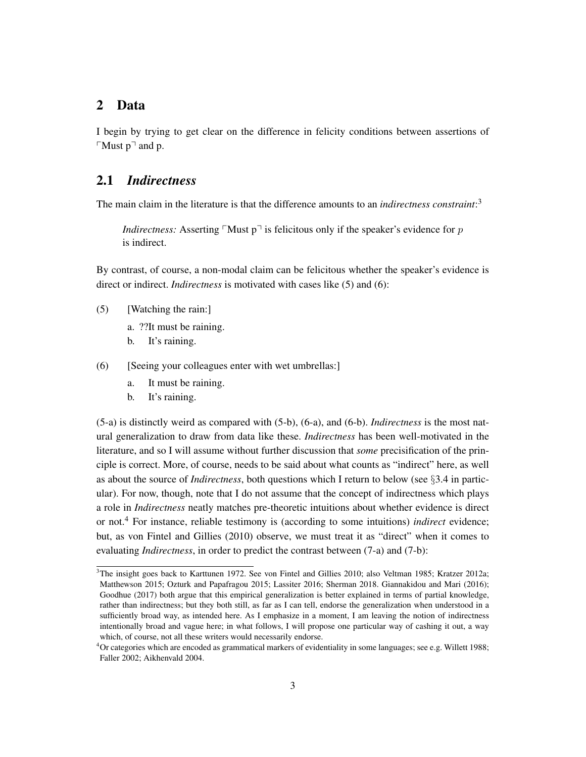## 2 Data

I begin by trying to get clear on the difference in felicity conditions between assertions of ⌜Must p⌝ and p.

### 2.1 *Indirectness*

The main claim in the literature is that the difference amounts to an *indirectness constraint*:[3]

> *Indirectness:* Asserting ⌜Must p⌝ is felicitous only if the speaker's evidence for $p$ is indirect.

By contrast, of course, a non-modal claim can be felicitous whether the speaker's evidence is direct or indirect. *Indirectness* is motivated with cases like (5) and (6):

(5) [Watching the rain:]
  a. ??It must be raining.
  b. It's raining.

(6) [Seeing your colleagues enter with wet umbrellas:]
  a. It must be raining.
  b. It's raining.

(5-a) is distinctly weird as compared with (5-b), (6-a), and (6-b). *Indirectness* is the most natural generalization to draw from data like these. *Indirectness* has been well-motivated in the literature, and so I will assume without further discussion that *some* precisification of the principle is correct. More, of course, needs to be said about what counts as "indirect" here, as well as about the source of *Indirectness*, both questions which I return to below (see §3.4 in particular). For now, though, note that I do not assume that the concept of indirectness which plays a role in *Indirectness* neatly matches pre-theoretic intuitions about whether evidence is direct or not.[4] For instance, reliable testimony is (according to some intuitions) *indirect* evidence; but, as von Fintel and Gillies (2010) observe, we must treat it as "direct" when it comes to evaluating *Indirectness*, in order to predict the contrast between (7-a) and (7-b):

[3]The insight goes back to Karttunen 1972. See von Fintel and Gillies 2010; also Veltman 1985; Kratzer 2012a; Matthewson 2015; Ozturk and Papafragou 2015; Lassiter 2016; Sherman 2018. Giannakidou and Mari (2016); Goodhue (2017) both argue that this empirical generalization is better explained in terms of partial knowledge, rather than indirectness; but they both still, as far as I can tell, endorse the generalization when understood in a sufficiently broad way, as intended here. As I emphasize in a moment, I am leaving the notion of indirectness intentionally broad and vague here; in what follows, I will propose one particular way of cashing it out, a way which, of course, not all these writers would necessarily endorse.

[4]Or categories which are encoded as grammatical markers of evidentiality in some languages; see e.g. Willett 1988; Faller 2002; Aikhenvald 2004.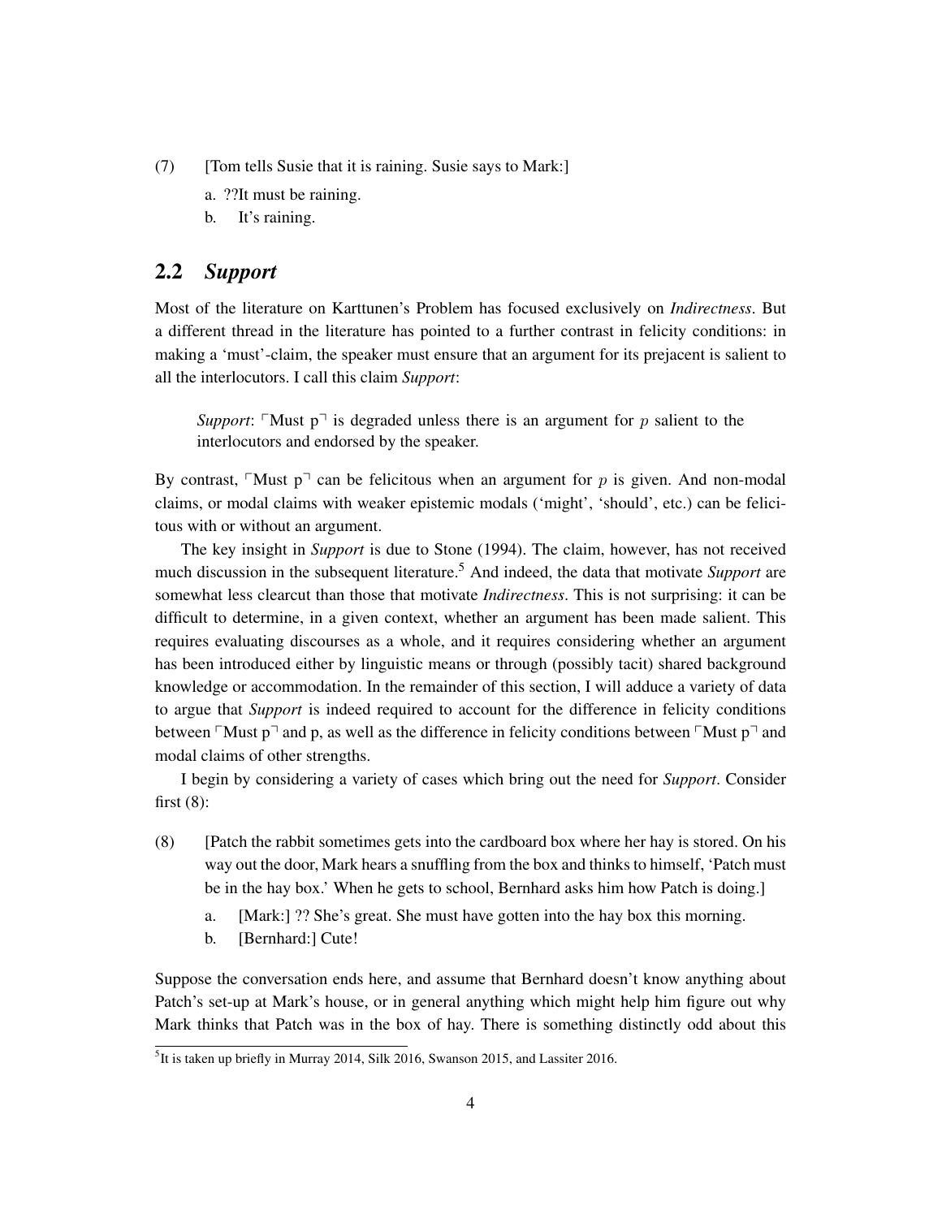(7) [Tom tells Susie that it is raining. Susie says to Mark:]

a. ??It must be raining.

b. It's raining.

## 2.2 *Support*

Most of the literature on Karttunen's Problem has focused exclusively on *Indirectness*. But a different thread in the literature has pointed to a further contrast in felicity conditions: in making a 'must'-claim, the speaker must ensure that an argument for its prejacent is salient to all the interlocutors. I call this claim *Support*:

> *Support*: ⌜Must p⌝ is degraded unless there is an argument for $p$ salient to the interlocutors and endorsed by the speaker.

By contrast, ⌜Must p⌝ can be felicitous when an argument for $p$ is given. And non-modal claims, or modal claims with weaker epistemic modals ('might', 'should', etc.) can be felicitous with or without an argument.

The key insight in *Support* is due to Stone (1994). The claim, however, has not received much discussion in the subsequent literature.[5] And indeed, the data that motivate *Support* are somewhat less clearcut than those that motivate *Indirectness*. This is not surprising: it can be difficult to determine, in a given context, whether an argument has been made salient. This requires evaluating discourses as a whole, and it requires considering whether an argument has been introduced either by linguistic means or through (possibly tacit) shared background knowledge or accommodation. In the remainder of this section, I will adduce a variety of data to argue that *Support* is indeed required to account for the difference in felicity conditions between ⌜Must p⌝ and p, as well as the difference in felicity conditions between ⌜Must p⌝ and modal claims of other strengths.

I begin by considering a variety of cases which bring out the need for *Support*. Consider first (8):

(8) [Patch the rabbit sometimes gets into the cardboard box where her hay is stored. On his way out the door, Mark hears a snuffling from the box and thinks to himself, 'Patch must be in the hay box.' When he gets to school, Bernhard asks him how Patch is doing.]

a. [Mark:] ?? She's great. She must have gotten into the hay box this morning.

b. [Bernhard:] Cute!

Suppose the conversation ends here, and assume that Bernhard doesn't know anything about Patch's set-up at Mark's house, or in general anything which might help him figure out why Mark thinks that Patch was in the box of hay. There is something distinctly odd about this

[5] It is taken up briefly in Murray 2014, Silk 2016, Swanson 2015, and Lassiter 2016.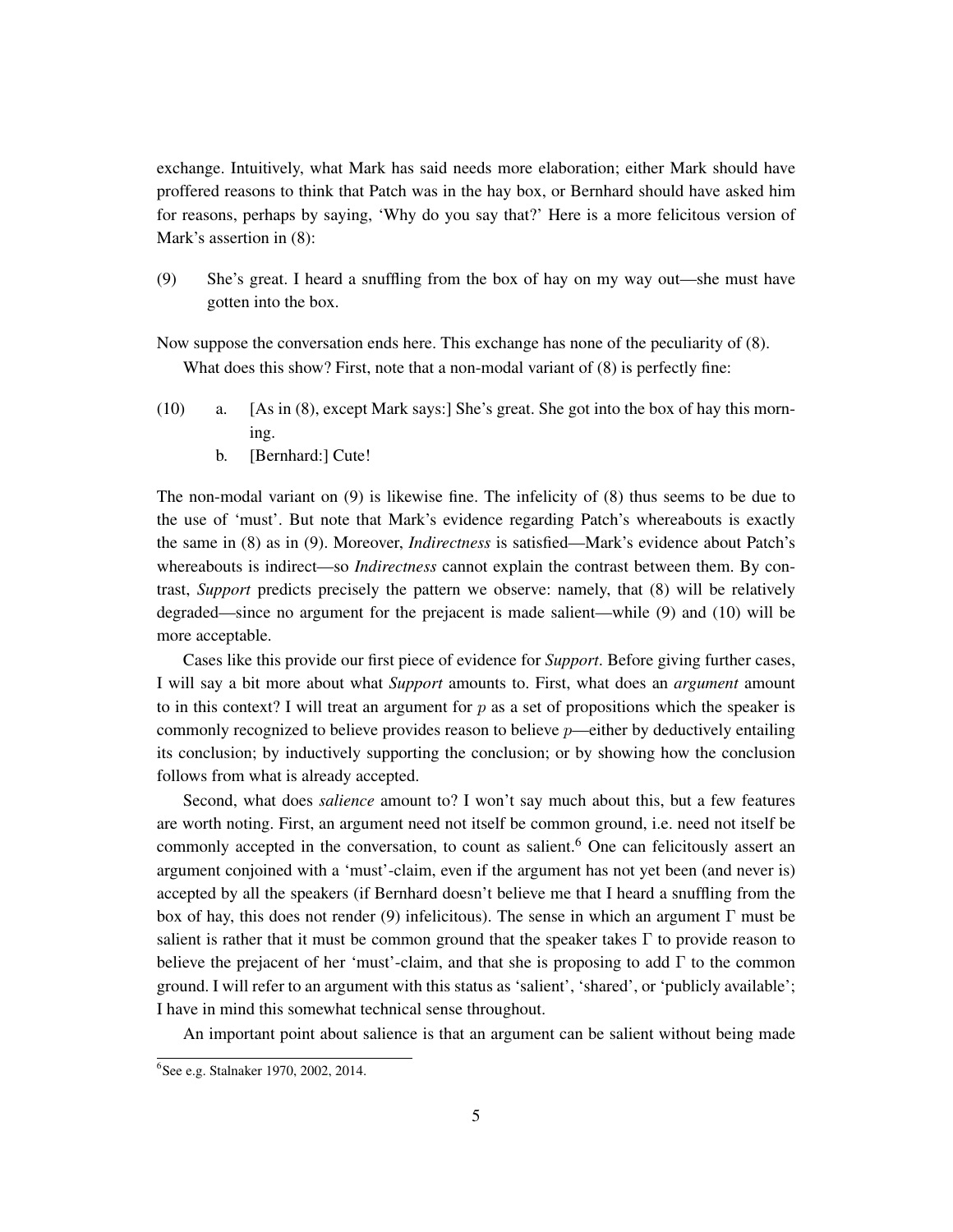exchange. Intuitively, what Mark has said needs more elaboration; either Mark should have proffered reasons to think that Patch was in the hay box, or Bernhard should have asked him for reasons, perhaps by saying, 'Why do you say that?' Here is a more felicitous version of Mark's assertion in (8):

(9) She's great. I heard a snuffling from the box of hay on my way out—she must have gotten into the box.

Now suppose the conversation ends here. This exchange has none of the peculiarity of (8).

What does this show? First, note that a non-modal variant of (8) is perfectly fine:

(10) a. [As in (8), except Mark says:] She's great. She got into the box of hay this morning.
b. [Bernhard:] Cute!

The non-modal variant on (9) is likewise fine. The infelicity of (8) thus seems to be due to the use of 'must'. But note that Mark's evidence regarding Patch's whereabouts is exactly the same in (8) as in (9). Moreover, *Indirectness* is satisfied—Mark's evidence about Patch's whereabouts is indirect—so *Indirectness* cannot explain the contrast between them. By contrast, *Support* predicts precisely the pattern we observe: namely, that (8) will be relatively degraded—since no argument for the prejacent is made salient—while (9) and (10) will be more acceptable.

Cases like this provide our first piece of evidence for *Support*. Before giving further cases, I will say a bit more about what *Support* amounts to. First, what does an *argument* amount to in this context? I will treat an argument for $p$ as a set of propositions which the speaker is commonly recognized to believe provides reason to believe $p$—either by deductively entailing its conclusion; by inductively supporting the conclusion; or by showing how the conclusion follows from what is already accepted.

Second, what does *salience* amount to? I won't say much about this, but a few features are worth noting. First, an argument need not itself be common ground, i.e. need not itself be commonly accepted in the conversation, to count as salient.[6] One can felicitously assert an argument conjoined with a 'must'-claim, even if the argument has not yet been (and never is) accepted by all the speakers (if Bernhard doesn't believe me that I heard a snuffling from the box of hay, this does not render (9) infelicitous). The sense in which an argument $\Gamma$ must be salient is rather that it must be common ground that the speaker takes $\Gamma$ to provide reason to believe the prejacent of her 'must'-claim, and that she is proposing to add $\Gamma$ to the common ground. I will refer to an argument with this status as 'salient', 'shared', or 'publicly available'; I have in mind this somewhat technical sense throughout.

An important point about salience is that an argument can be salient without being made

[6] See e.g. Stalnaker 1970, 2002, 2014.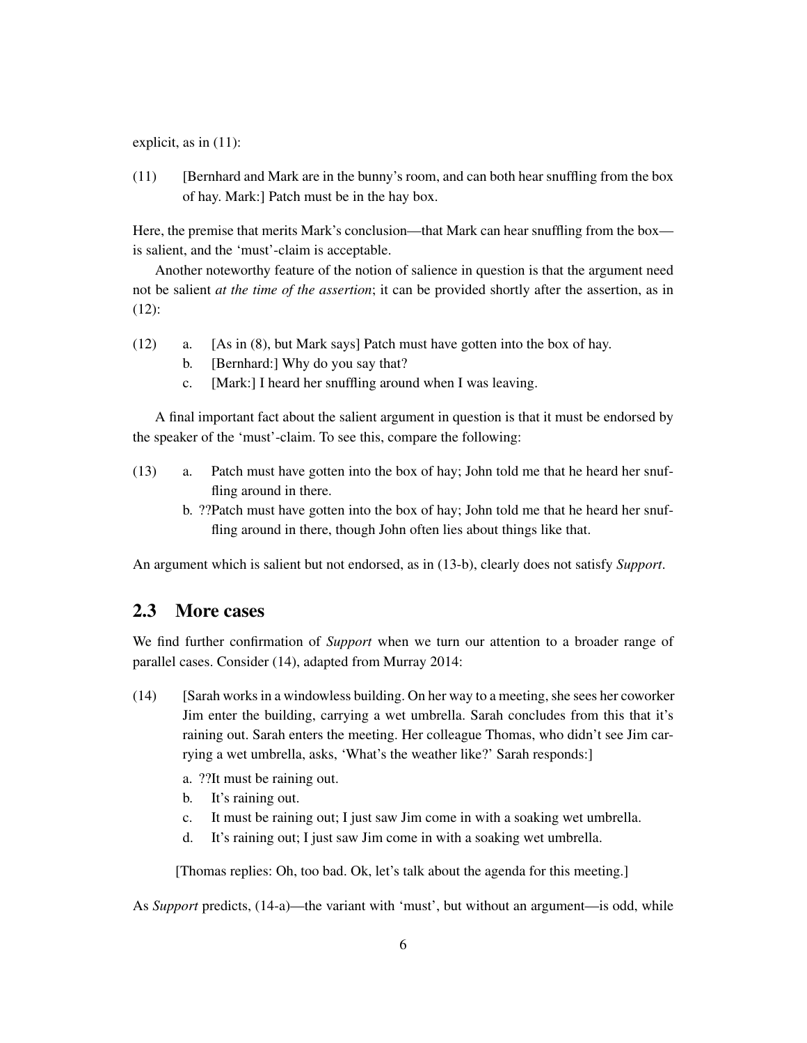explicit, as in (11):

(11) [Bernhard and Mark are in the bunny's room, and can both hear snuffling from the box of hay. Mark:] Patch must be in the hay box.

Here, the premise that merits Mark's conclusion—that Mark can hear snuffling from the box—is salient, and the 'must'-claim is acceptable.

Another noteworthy feature of the notion of salience in question is that the argument need not be salient *at the time of the assertion*; it can be provided shortly after the assertion, as in (12):

(12) a. [As in (8), but Mark says] Patch must have gotten into the box of hay.
   b. [Bernhard:] Why do you say that?
   c. [Mark:] I heard her snuffling around when I was leaving.

A final important fact about the salient argument in question is that it must be endorsed by the speaker of the 'must'-claim. To see this, compare the following:

(13) a. Patch must have gotten into the box of hay; John told me that he heard her snuffling around in there.
   b. ??Patch must have gotten into the box of hay; John told me that he heard her snuffling around in there, though John often lies about things like that.

An argument which is salient but not endorsed, as in (13-b), clearly does not satisfy *Support*.

## 2.3 More cases

We find further confirmation of *Support* when we turn our attention to a broader range of parallel cases. Consider (14), adapted from Murray 2014:

(14) [Sarah works in a windowless building. On her way to a meeting, she sees her coworker Jim enter the building, carrying a wet umbrella. Sarah concludes from this that it's raining out. Sarah enters the meeting. Her colleague Thomas, who didn't see Jim carrying a wet umbrella, asks, 'What's the weather like?' Sarah responds:]
   a. ??It must be raining out.
   b. It's raining out.
   c. It must be raining out; I just saw Jim come in with a soaking wet umbrella.
   d. It's raining out; I just saw Jim come in with a soaking wet umbrella.

   [Thomas replies: Oh, too bad. Ok, let's talk about the agenda for this meeting.]

As *Support* predicts, (14-a)—the variant with 'must', but without an argument—is odd, while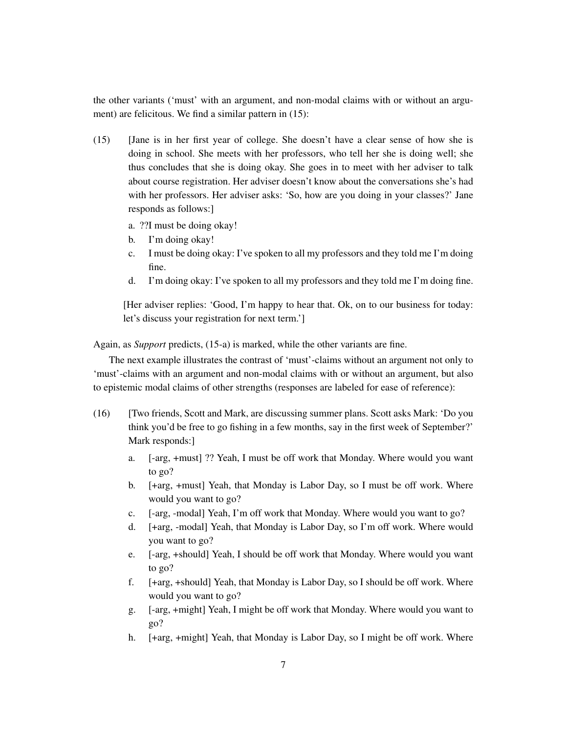the other variants ('must' with an argument, and non-modal claims with or without an argument) are felicitous. We find a similar pattern in (15):

(15) [Jane is in her first year of college. She doesn't have a clear sense of how she is doing in school. She meets with her professors, who tell her she is doing well; she thus concludes that she is doing okay. She goes in to meet with her adviser to talk about course registration. Her adviser doesn't know about the conversations she's had with her professors. Her adviser asks: 'So, how are you doing in your classes?' Jane responds as follows:]

   a. ??I must be doing okay!
   b. I'm doing okay!
   c. I must be doing okay: I've spoken to all my professors and they told me I'm doing fine.
   d. I'm doing okay: I've spoken to all my professors and they told me I'm doing fine.

   [Her adviser replies: 'Good, I'm happy to hear that. Ok, on to our business for today: let's discuss your registration for next term.']

Again, as *Support* predicts, (15-a) is marked, while the other variants are fine.

The next example illustrates the contrast of 'must'-claims without an argument not only to 'must'-claims with an argument and non-modal claims with or without an argument, but also to epistemic modal claims of other strengths (responses are labeled for ease of reference):

(16) [Two friends, Scott and Mark, are discussing summer plans. Scott asks Mark: 'Do you think you'd be free to go fishing in a few months, say in the first week of September?' Mark responds:]

   a. [-arg, +must] ?? Yeah, I must be off work that Monday. Where would you want to go?
   b. [+arg, +must] Yeah, that Monday is Labor Day, so I must be off work. Where would you want to go?
   c. [-arg, -modal] Yeah, I'm off work that Monday. Where would you want to go?
   d. [+arg, -modal] Yeah, that Monday is Labor Day, so I'm off work. Where would you want to go?
   e. [-arg, +should] Yeah, I should be off work that Monday. Where would you want to go?
   f. [+arg, +should] Yeah, that Monday is Labor Day, so I should be off work. Where would you want to go?
   g. [-arg, +might] Yeah, I might be off work that Monday. Where would you want to go?
   h. [+arg, +might] Yeah, that Monday is Labor Day, so I might be off work. Where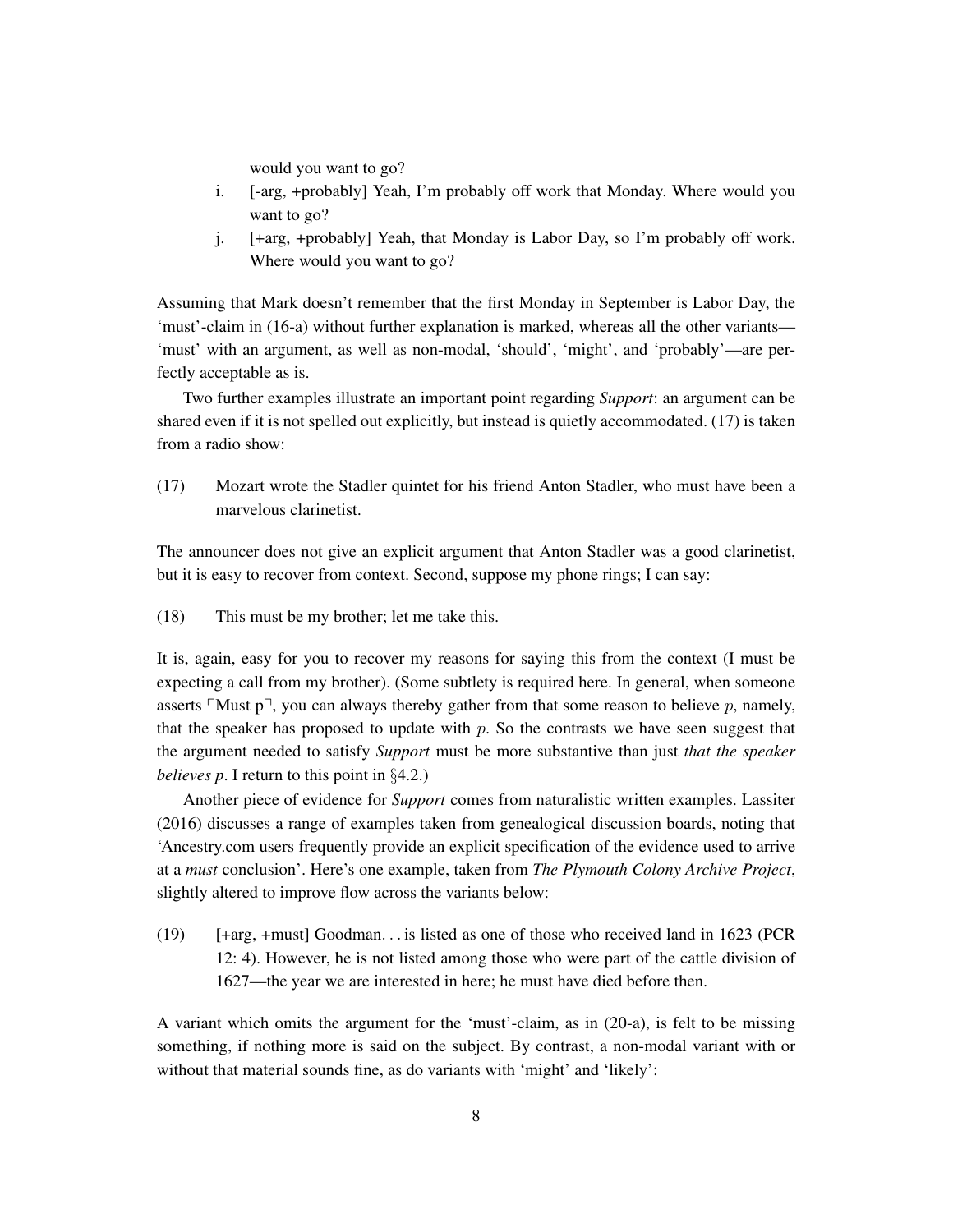would you want to go?

i. [-arg, +probably] Yeah, I'm probably off work that Monday. Where would you want to go?

j. [+arg, +probably] Yeah, that Monday is Labor Day, so I'm probably off work. Where would you want to go?

Assuming that Mark doesn't remember that the first Monday in September is Labor Day, the 'must'-claim in (16-a) without further explanation is marked, whereas all the other variants—'must' with an argument, as well as non-modal, 'should', 'might', and 'probably'—are perfectly acceptable as is.

Two further examples illustrate an important point regarding *Support*: an argument can be shared even if it is not spelled out explicitly, but instead is quietly accommodated. (17) is taken from a radio show:

(17) Mozart wrote the Stadler quintet for his friend Anton Stadler, who must have been a marvelous clarinetist.

The announcer does not give an explicit argument that Anton Stadler was a good clarinetist, but it is easy to recover from context. Second, suppose my phone rings; I can say:

(18) This must be my brother; let me take this.

It is, again, easy for you to recover my reasons for saying this from the context (I must be expecting a call from my brother). (Some subtlety is required here. In general, when someone asserts ⌜Must p⌝, you can always thereby gather from that some reason to believe $p$, namely, that the speaker has proposed to update with $p$. So the contrasts we have seen suggest that the argument needed to satisfy *Support* must be more substantive than just *that the speaker believes p*. I return to this point in §4.2.)

Another piece of evidence for *Support* comes from naturalistic written examples. Lassiter (2016) discusses a range of examples taken from genealogical discussion boards, noting that 'Ancestry.com users frequently provide an explicit specification of the evidence used to arrive at a *must* conclusion'. Here's one example, taken from *The Plymouth Colony Archive Project*, slightly altered to improve flow across the variants below:

(19) [+arg, +must] Goodman. . . is listed as one of those who received land in 1623 (PCR 12: 4). However, he is not listed among those who were part of the cattle division of 1627—the year we are interested in here; he must have died before then.

A variant which omits the argument for the 'must'-claim, as in (20-a), is felt to be missing something, if nothing more is said on the subject. By contrast, a non-modal variant with or without that material sounds fine, as do variants with 'might' and 'likely':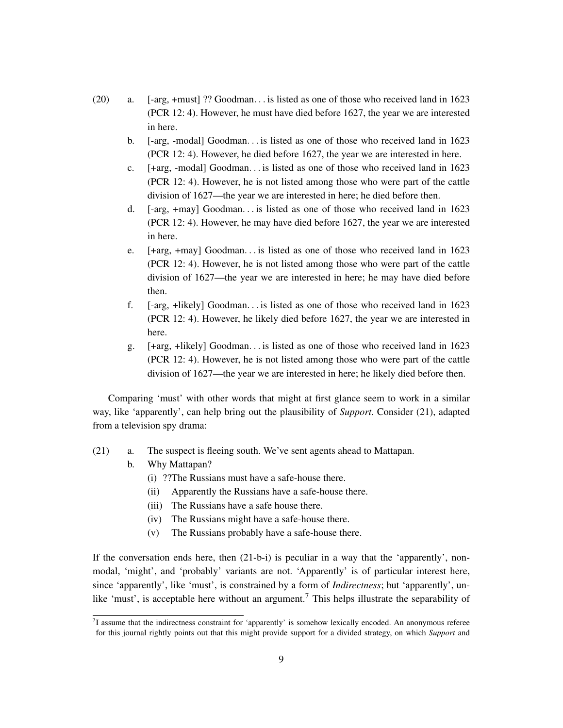(20) a. [-arg, +must] ?? Goodman. . . is listed as one of those who received land in 1623 (PCR 12: 4). However, he must have died before 1627, the year we are interested in here.

b. [-arg, -modal] Goodman. . . is listed as one of those who received land in 1623 (PCR 12: 4). However, he died before 1627, the year we are interested in here.

c. [+arg, -modal] Goodman. . . is listed as one of those who received land in 1623 (PCR 12: 4). However, he is not listed among those who were part of the cattle division of 1627—the year we are interested in here; he died before then.

d. [-arg, +may] Goodman. . . is listed as one of those who received land in 1623 (PCR 12: 4). However, he may have died before 1627, the year we are interested in here.

e. [+arg, +may] Goodman. . . is listed as one of those who received land in 1623 (PCR 12: 4). However, he is not listed among those who were part of the cattle division of 1627—the year we are interested in here; he may have died before then.

f. [-arg, +likely] Goodman. . . is listed as one of those who received land in 1623 (PCR 12: 4). However, he likely died before 1627, the year we are interested in here.

g. [+arg, +likely] Goodman. . . is listed as one of those who received land in 1623 (PCR 12: 4). However, he is not listed among those who were part of the cattle division of 1627—the year we are interested in here; he likely died before then.

Comparing 'must' with other words that might at first glance seem to work in a similar way, like 'apparently', can help bring out the plausibility of *Support*. Consider (21), adapted from a television spy drama:

(21) a. The suspect is fleeing south. We've sent agents ahead to Mattapan.

b. Why Mattapan?

(i) ??The Russians must have a safe-house there.

(ii) Apparently the Russians have a safe-house there.

(iii) The Russians have a safe house there.

(iv) The Russians might have a safe-house there.

(v) The Russians probably have a safe-house there.

If the conversation ends here, then (21-b-i) is peculiar in a way that the 'apparently', non-modal, 'might', and 'probably' variants are not. 'Apparently' is of particular interest here, since 'apparently', like 'must', is constrained by a form of *Indirectness*; but 'apparently', unlike 'must', is acceptable here without an argument.[7] This helps illustrate the separability of

[7] I assume that the indirectness constraint for 'apparently' is somehow lexically encoded. An anonymous referee for this journal rightly points out that this might provide support for a divided strategy, on which *Support* and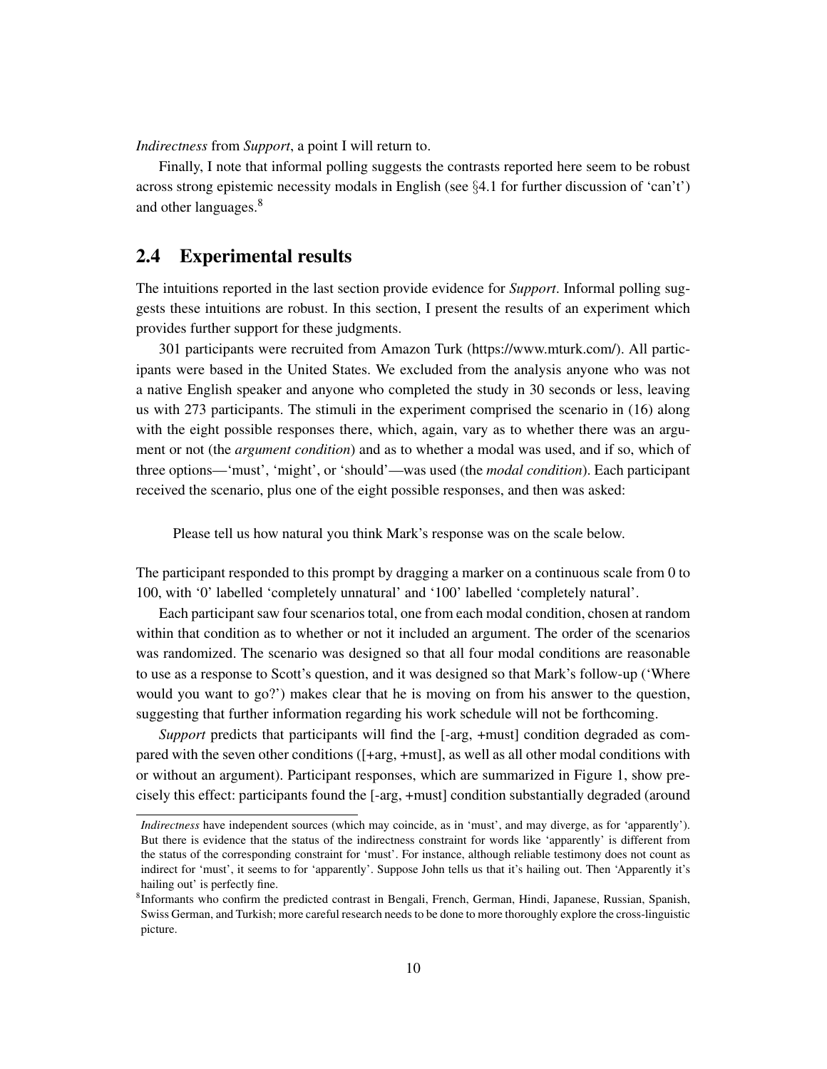*Indirectness* from *Support*, a point I will return to.

Finally, I note that informal polling suggests the contrasts reported here seem to be robust across strong epistemic necessity modals in English (see §4.1 for further discussion of 'can't') and other languages.[8]

## 2.4 Experimental results

The intuitions reported in the last section provide evidence for *Support*. Informal polling suggests these intuitions are robust. In this section, I present the results of an experiment which provides further support for these judgments.

301 participants were recruited from Amazon Turk (https://www.mturk.com/). All participants were based in the United States. We excluded from the analysis anyone who was not a native English speaker and anyone who completed the study in 30 seconds or less, leaving us with 273 participants. The stimuli in the experiment comprised the scenario in (16) along with the eight possible responses there, which, again, vary as to whether there was an argument or not (the *argument condition*) and as to whether a modal was used, and if so, which of three options—'must', 'might', or 'should'—was used (the *modal condition*). Each participant received the scenario, plus one of the eight possible responses, and then was asked:

> Please tell us how natural you think Mark's response was on the scale below.

The participant responded to this prompt by dragging a marker on a continuous scale from 0 to 100, with '0' labelled 'completely unnatural' and '100' labelled 'completely natural'.

Each participant saw four scenarios total, one from each modal condition, chosen at random within that condition as to whether or not it included an argument. The order of the scenarios was randomized. The scenario was designed so that all four modal conditions are reasonable to use as a response to Scott's question, and it was designed so that Mark's follow-up ('Where would you want to go?') makes clear that he is moving on from his answer to the question, suggesting that further information regarding his work schedule will not be forthcoming.

*Support* predicts that participants will find the [-arg, +must] condition degraded as compared with the seven other conditions ([+arg, +must], as well as all other modal conditions with or without an argument). Participant responses, which are summarized in Figure 1, show precisely this effect: participants found the [-arg, +must] condition substantially degraded (around

*Indirectness* have independent sources (which may coincide, as in 'must', and may diverge, as for 'apparently'). But there is evidence that the status of the indirectness constraint for words like 'apparently' is different from the status of the corresponding constraint for 'must'. For instance, although reliable testimony does not count as indirect for 'must', it seems to for 'apparently'. Suppose John tells us that it's hailing out. Then 'Apparently it's hailing out' is perfectly fine.

[8] Informants who confirm the predicted contrast in Bengali, French, German, Hindi, Japanese, Russian, Spanish, Swiss German, and Turkish; more careful research needs to be done to more thoroughly explore the cross-linguistic picture.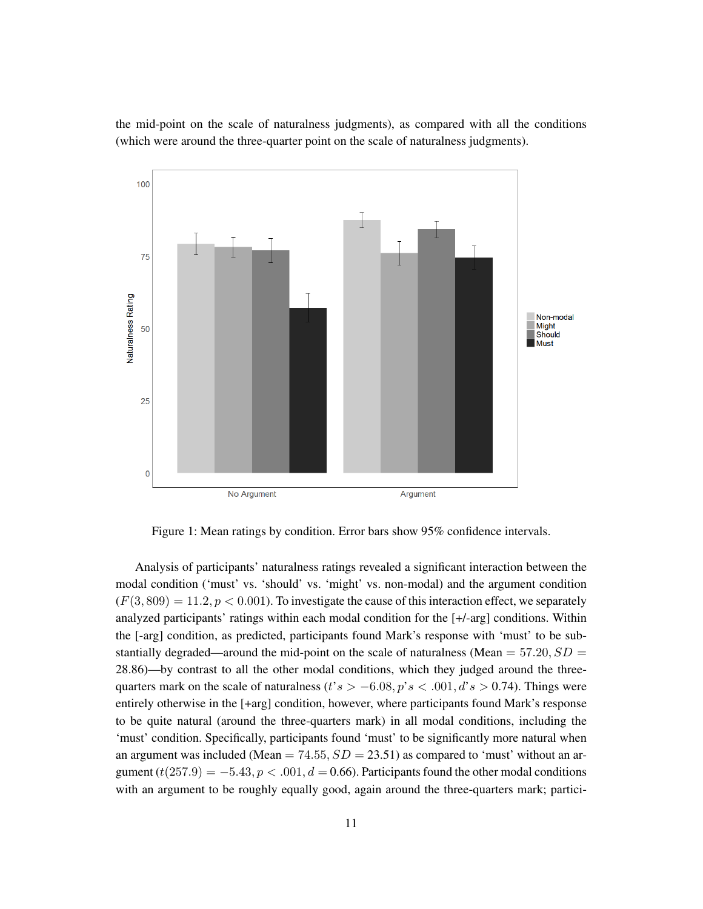the mid-point on the scale of naturalness judgments), as compared with all the conditions (which were around the three-quarter point on the scale of naturalness judgments).

100

75

50

25

0

Naturalness Rating

No Argument

Argument

Non-modal
Might
Should
Must

Figure 1: Mean ratings by condition. Error bars show 95% confidence intervals.

Analysis of participants' naturalness ratings revealed a significant interaction between the modal condition ('must' vs. 'should' vs. 'might' vs. non-modal) and the argument condition ($F(3, 809) = 11.2, p < 0.001$). To investigate the cause of this interaction effect, we separately analyzed participants' ratings within each modal condition for the [+/-arg] conditions. Within the [-arg] condition, as predicted, participants found Mark's response with 'must' to be substantially degraded—around the mid-point on the scale of naturalness (Mean $= 57.20, SD =$ 28.86)—by contrast to all the other modal conditions, which they judged around the three-quarters mark on the scale of naturalness ($t$'$s > -6.08, p$'$s < .001, d$'$s >$ 0.74). Things were entirely otherwise in the [+arg] condition, however, where participants found Mark's response to be quite natural (around the three-quarters mark) in all modal conditions, including the 'must' condition. Specifically, participants found 'must' to be significantly more natural when an argument was included (Mean $= 74.55, SD =$ 23.51) as compared to 'must' without an argument ($t(257.9) = -5.43, p < .001, d =$ 0.66). Participants found the other modal conditions with an argument to be roughly equally good, again around the three-quarters mark; partici-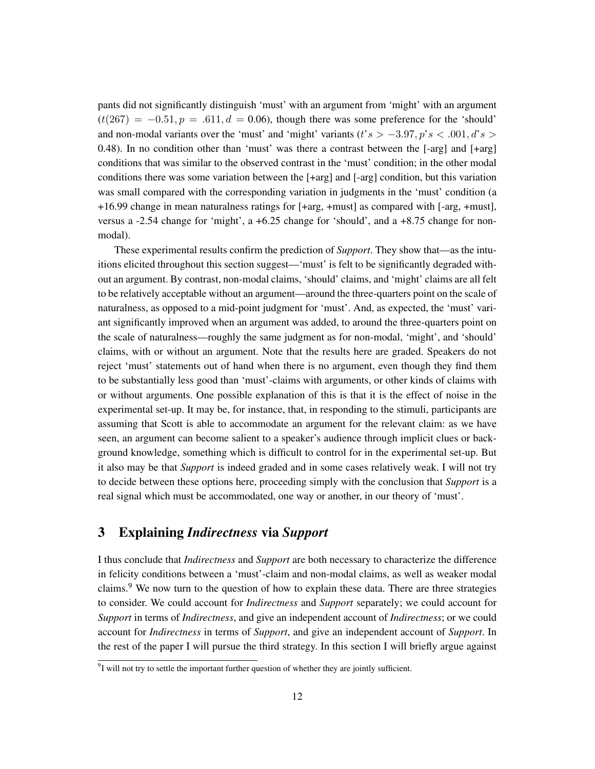pants did not significantly distinguish 'must' with an argument from 'might' with an argument ($t(267) = -0.51, p = .611, d = 0.06$), though there was some preference for the 'should' and non-modal variants over the 'must' and 'might' variants ($t$'s $> -3.97, p$'s $< .001, d$'s $> 0.48$). In no condition other than 'must' was there a contrast between the [-arg] and [+arg] conditions that was similar to the observed contrast in the 'must' condition; in the other modal conditions there was some variation between the [+arg] and [-arg] condition, but this variation was small compared with the corresponding variation in judgments in the 'must' condition (a +16.99 change in mean naturalness ratings for [+arg, +must] as compared with [-arg, +must], versus a -2.54 change for 'might', a +6.25 change for 'should', and a +8.75 change for non-modal).

These experimental results confirm the prediction of *Support*. They show that—as the intuitions elicited throughout this section suggest—'must' is felt to be significantly degraded without an argument. By contrast, non-modal claims, 'should' claims, and 'might' claims are all felt to be relatively acceptable without an argument—around the three-quarters point on the scale of naturalness, as opposed to a mid-point judgment for 'must'. And, as expected, the 'must' variant significantly improved when an argument was added, to around the three-quarters point on the scale of naturalness—roughly the same judgment as for non-modal, 'might', and 'should' claims, with or without an argument. Note that the results here are graded. Speakers do not reject 'must' statements out of hand when there is no argument, even though they find them to be substantially less good than 'must'-claims with arguments, or other kinds of claims with or without arguments. One possible explanation of this is that it is the effect of noise in the experimental set-up. It may be, for instance, that, in responding to the stimuli, participants are assuming that Scott is able to accommodate an argument for the relevant claim: as we have seen, an argument can become salient to a speaker's audience through implicit clues or background knowledge, something which is difficult to control for in the experimental set-up. But it also may be that *Support* is indeed graded and in some cases relatively weak. I will not try to decide between these options here, proceeding simply with the conclusion that *Support* is a real signal which must be accommodated, one way or another, in our theory of 'must'.

## 3 Explaining *Indirectness* via *Support*

I thus conclude that *Indirectness* and *Support* are both necessary to characterize the difference in felicity conditions between a 'must'-claim and non-modal claims, as well as weaker modal claims.[9] We now turn to the question of how to explain these data. There are three strategies to consider. We could account for *Indirectness* and *Support* separately; we could account for *Support* in terms of *Indirectness*, and give an independent account of *Indirectness*; or we could account for *Indirectness* in terms of *Support*, and give an independent account of *Support*. In the rest of the paper I will pursue the third strategy. In this section I will briefly argue against

[9] I will not try to settle the important further question of whether they are jointly sufficient.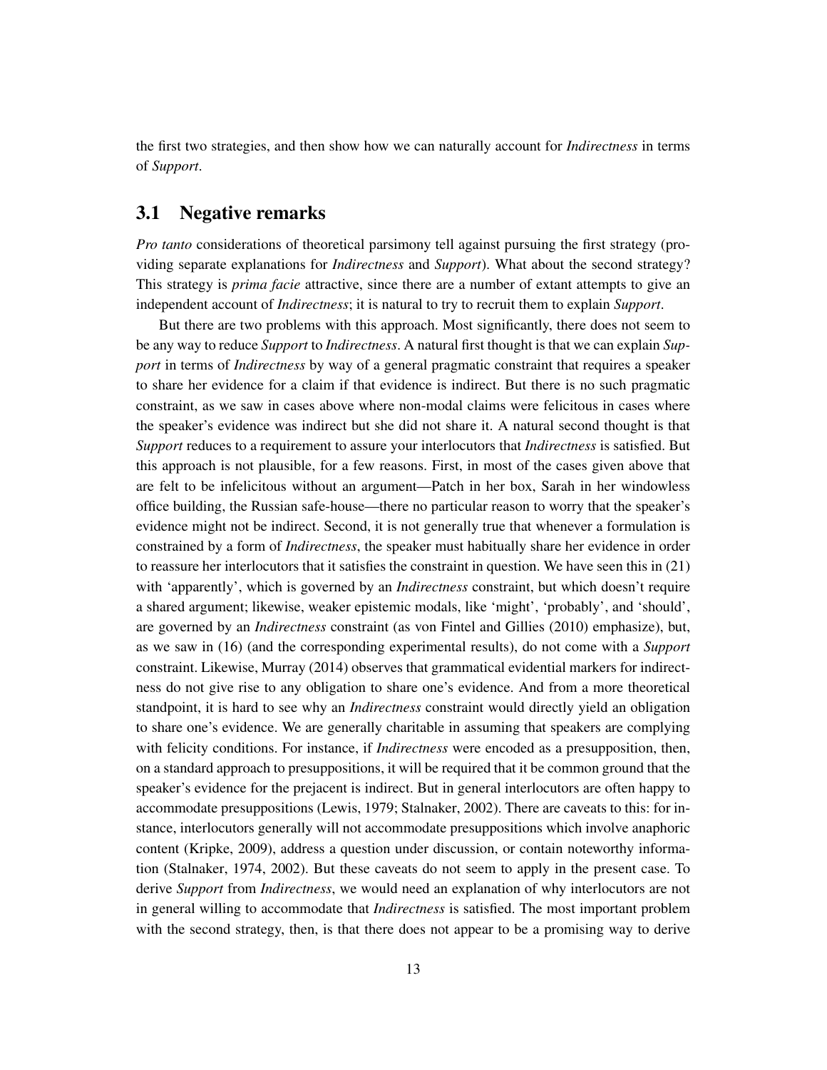the first two strategies, and then show how we can naturally account for *Indirectness* in terms of *Support*.

## 3.1 Negative remarks

*Pro tanto* considerations of theoretical parsimony tell against pursuing the first strategy (providing separate explanations for *Indirectness* and *Support*). What about the second strategy? This strategy is *prima facie* attractive, since there are a number of extant attempts to give an independent account of *Indirectness*; it is natural to try to recruit them to explain *Support*.

But there are two problems with this approach. Most significantly, there does not seem to be any way to reduce *Support* to *Indirectness*. A natural first thought is that we can explain *Support* in terms of *Indirectness* by way of a general pragmatic constraint that requires a speaker to share her evidence for a claim if that evidence is indirect. But there is no such pragmatic constraint, as we saw in cases above where non-modal claims were felicitous in cases where the speaker's evidence was indirect but she did not share it. A natural second thought is that *Support* reduces to a requirement to assure your interlocutors that *Indirectness* is satisfied. But this approach is not plausible, for a few reasons. First, in most of the cases given above that are felt to be infelicitous without an argument—Patch in her box, Sarah in her windowless office building, the Russian safe-house—there no particular reason to worry that the speaker's evidence might not be indirect. Second, it is not generally true that whenever a formulation is constrained by a form of *Indirectness*, the speaker must habitually share her evidence in order to reassure her interlocutors that it satisfies the constraint in question. We have seen this in (21) with 'apparently', which is governed by an *Indirectness* constraint, but which doesn't require a shared argument; likewise, weaker epistemic modals, like 'might', 'probably', and 'should', are governed by an *Indirectness* constraint (as von Fintel and Gillies (2010) emphasize), but, as we saw in (16) (and the corresponding experimental results), do not come with a *Support* constraint. Likewise, Murray (2014) observes that grammatical evidential markers for indirectness do not give rise to any obligation to share one's evidence. And from a more theoretical standpoint, it is hard to see why an *Indirectness* constraint would directly yield an obligation to share one's evidence. We are generally charitable in assuming that speakers are complying with felicity conditions. For instance, if *Indirectness* were encoded as a presupposition, then, on a standard approach to presuppositions, it will be required that it be common ground that the speaker's evidence for the prejacent is indirect. But in general interlocutors are often happy to accommodate presuppositions (Lewis, 1979; Stalnaker, 2002). There are caveats to this: for instance, interlocutors generally will not accommodate presuppositions which involve anaphoric content (Kripke, 2009), address a question under discussion, or contain noteworthy information (Stalnaker, 1974, 2002). But these caveats do not seem to apply in the present case. To derive *Support* from *Indirectness*, we would need an explanation of why interlocutors are not in general willing to accommodate that *Indirectness* is satisfied. The most important problem with the second strategy, then, is that there does not appear to be a promising way to derive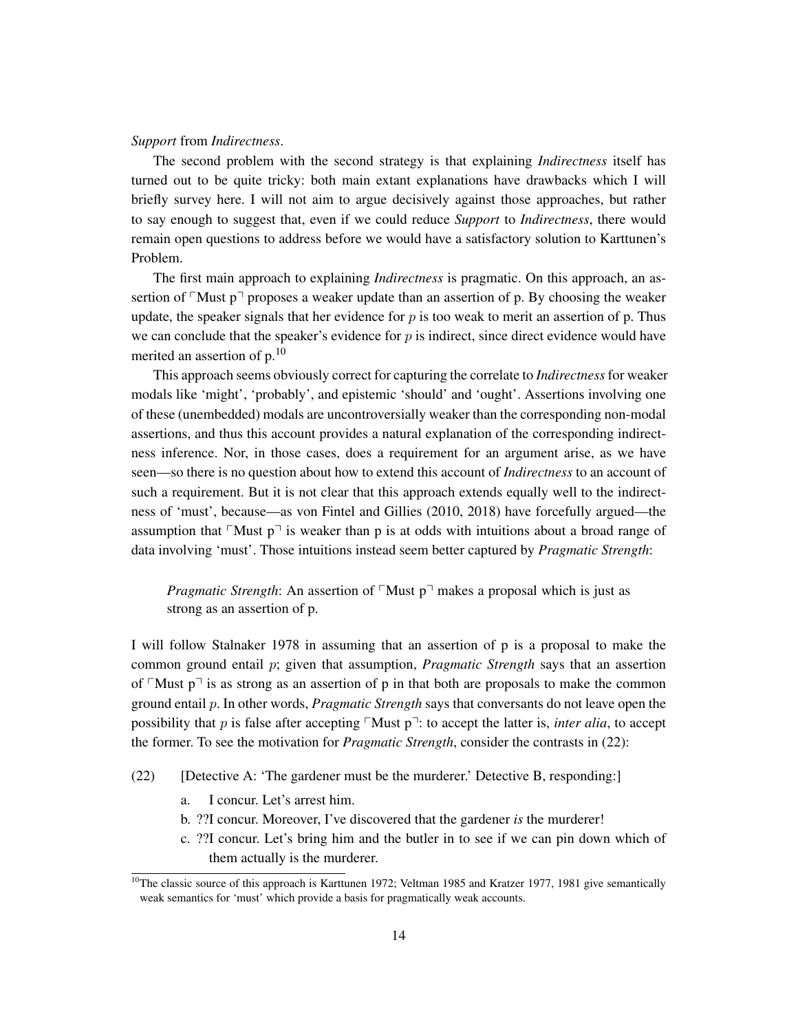*Support* from *Indirectness*.

The second problem with the second strategy is that explaining *Indirectness* itself has turned out to be quite tricky: both main extant explanations have drawbacks which I will briefly survey here. I will not aim to argue decisively against those approaches, but rather to say enough to suggest that, even if we could reduce *Support* to *Indirectness*, there would remain open questions to address before we would have a satisfactory solution to Karttunen's Problem.

The first main approach to explaining *Indirectness* is pragmatic. On this approach, an assertion of ⌜Must p⌝ proposes a weaker update than an assertion of p. By choosing the weaker update, the speaker signals that her evidence for $p$ is too weak to merit an assertion of p. Thus we can conclude that the speaker's evidence for $p$ is indirect, since direct evidence would have merited an assertion of p.[10]

This approach seems obviously correct for capturing the correlate to *Indirectness* for weaker modals like 'might', 'probably', and epistemic 'should' and 'ought'. Assertions involving one of these (unembedded) modals are uncontroversially weaker than the corresponding non-modal assertions, and thus this account provides a natural explanation of the corresponding indirectness inference. Nor, in those cases, does a requirement for an argument arise, as we have seen—so there is no question about how to extend this account of *Indirectness* to an account of such a requirement. But it is not clear that this approach extends equally well to the indirectness of 'must', because—as von Fintel and Gillies (2010, 2018) have forcefully argued—the assumption that ⌜Must p⌝ is weaker than p is at odds with intuitions about a broad range of data involving 'must'. Those intuitions instead seem better captured by *Pragmatic Strength*:

> *Pragmatic Strength*: An assertion of ⌜Must p⌝ makes a proposal which is just as strong as an assertion of p.

I will follow Stalnaker 1978 in assuming that an assertion of p is a proposal to make the common ground entail $p$; given that assumption, *Pragmatic Strength* says that an assertion of ⌜Must p⌝ is as strong as an assertion of p in that both are proposals to make the common ground entail $p$. In other words, *Pragmatic Strength* says that conversants do not leave open the possibility that $p$ is false after accepting ⌜Must p⌝: to accept the latter is, *inter alia*, to accept the former. To see the motivation for *Pragmatic Strength*, consider the contrasts in (22):

(22) [Detective A: 'The gardener must be the murderer.' Detective B, responding:]

a. I concur. Let's arrest him.

b. ??I concur. Moreover, I've discovered that the gardener *is* the murderer!

c. ??I concur. Let's bring him and the butler in to see if we can pin down which of them actually is the murderer.

[10] The classic source of this approach is Karttunen 1972; Veltman 1985 and Kratzer 1977, 1981 give semantically weak semantics for 'must' which provide a basis for pragmatically weak accounts.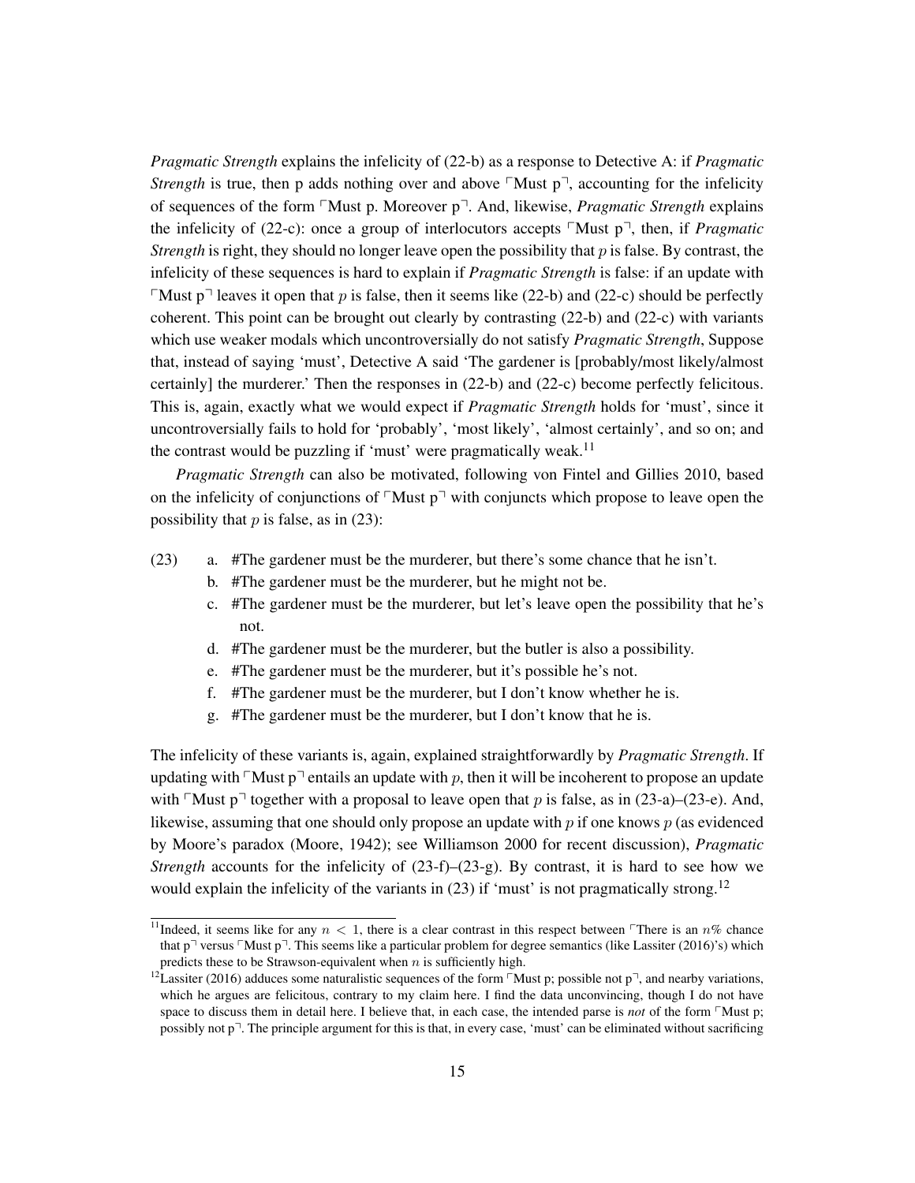*Pragmatic Strength* explains the infelicity of (22-b) as a response to Detective A: if *Pragmatic Strength* is true, then p adds nothing over and above ⌜Must p⌝, accounting for the infelicity of sequences of the form ⌜Must p. Moreover p⌝. And, likewise, *Pragmatic Strength* explains the infelicity of (22-c): once a group of interlocutors accepts ⌜Must p⌝, then, if *Pragmatic Strength* is right, they should no longer leave open the possibility that $p$ is false. By contrast, the infelicity of these sequences is hard to explain if *Pragmatic Strength* is false: if an update with ⌜Must p⌝ leaves it open that $p$ is false, then it seems like (22-b) and (22-c) should be perfectly coherent. This point can be brought out clearly by contrasting (22-b) and (22-c) with variants which use weaker modals which uncontroversially do not satisfy *Pragmatic Strength*, Suppose that, instead of saying 'must', Detective A said 'The gardener is [probably/most likely/almost certainly] the murderer.' Then the responses in (22-b) and (22-c) become perfectly felicitous. This is, again, exactly what we would expect if *Pragmatic Strength* holds for 'must', since it uncontroversially fails to hold for 'probably', 'most likely', 'almost certainly', and so on; and the contrast would be puzzling if 'must' were pragmatically weak.[11]

*Pragmatic Strength* can also be motivated, following von Fintel and Gillies 2010, based on the infelicity of conjunctions of ⌜Must p⌝ with conjuncts which propose to leave open the possibility that $p$ is false, as in (23):

(23)
a. #The gardener must be the murderer, but there's some chance that he isn't.
b. #The gardener must be the murderer, but he might not be.
c. #The gardener must be the murderer, but let's leave open the possibility that he's not.
d. #The gardener must be the murderer, but the butler is also a possibility.
e. #The gardener must be the murderer, but it's possible he's not.
f. #The gardener must be the murderer, but I don't know whether he is.
g. #The gardener must be the murderer, but I don't know that he is.

The infelicity of these variants is, again, explained straightforwardly by *Pragmatic Strength*. If updating with ⌜Must p⌝ entails an update with $p$, then it will be incoherent to propose an update with ⌜Must p⌝ together with a proposal to leave open that $p$ is false, as in (23-a)–(23-e). And, likewise, assuming that one should only propose an update with $p$ if one knows $p$ (as evidenced by Moore's paradox (Moore, 1942); see Williamson 2000 for recent discussion), *Pragmatic Strength* accounts for the infelicity of (23-f)–(23-g). By contrast, it is hard to see how we would explain the infelicity of the variants in (23) if 'must' is not pragmatically strong.[12]

[11] Indeed, it seems like for any $n < 1$, there is a clear contrast in this respect between ⌜There is an $n$% chance that p⌝ versus ⌜Must p⌝. This seems like a particular problem for degree semantics (like Lassiter (2016)'s) which predicts these to be Strawson-equivalent when $n$ is sufficiently high.

[12] Lassiter (2016) adduces some naturalistic sequences of the form ⌜Must p; possible not p⌝, and nearby variations, which he argues are felicitous, contrary to my claim here. I find the data unconvincing, though I do not have space to discuss them in detail here. I believe that, in each case, the intended parse is *not* of the form ⌜Must p; possibly not p⌝. The principle argument for this is that, in every case, 'must' can be eliminated without sacrificing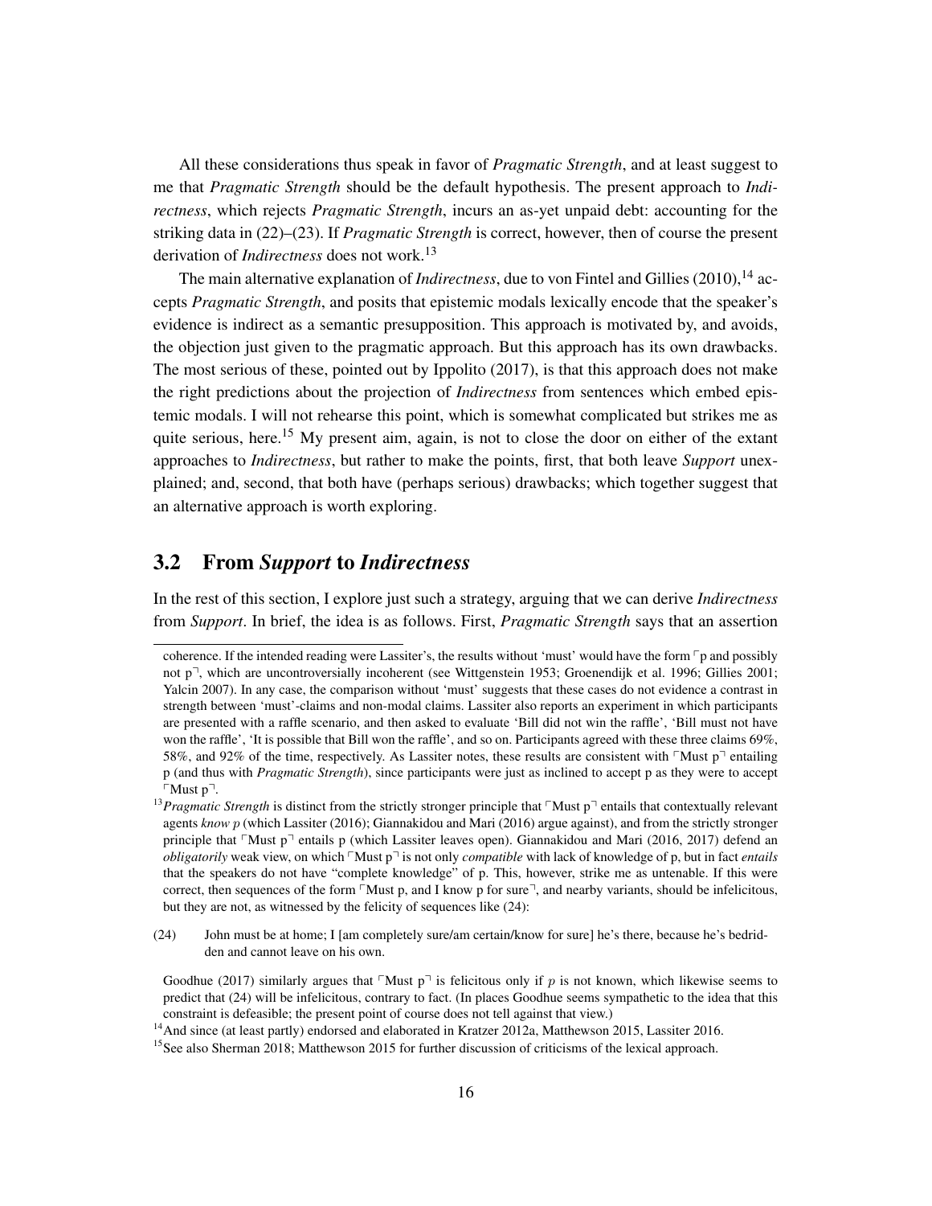All these considerations thus speak in favor of *Pragmatic Strength*, and at least suggest to me that *Pragmatic Strength* should be the default hypothesis. The present approach to *Indirectness*, which rejects *Pragmatic Strength*, incurs an as-yet unpaid debt: accounting for the striking data in (22)–(23). If *Pragmatic Strength* is correct, however, then of course the present derivation of *Indirectness* does not work.[13]

The main alternative explanation of *Indirectness*, due to von Fintel and Gillies (2010),[14] accepts *Pragmatic Strength*, and posits that epistemic modals lexically encode that the speaker's evidence is indirect as a semantic presupposition. This approach is motivated by, and avoids, the objection just given to the pragmatic approach. But this approach has its own drawbacks. The most serious of these, pointed out by Ippolito (2017), is that this approach does not make the right predictions about the projection of *Indirectness* from sentences which embed epistemic modals. I will not rehearse this point, which is somewhat complicated but strikes me as quite serious, here.[15] My present aim, again, is not to close the door on either of the extant approaches to *Indirectness*, but rather to make the points, first, that both leave *Support* unexplained; and, second, that both have (perhaps serious) drawbacks; which together suggest that an alternative approach is worth exploring.

## 3.2 From *Support* to *Indirectness*

In the rest of this section, I explore just such a strategy, arguing that we can derive *Indirectness* from *Support*. In brief, the idea is as follows. First, *Pragmatic Strength* says that an assertion

---

coherence. If the intended reading were Lassiter's, the results without 'must' would have the form ⌜p and possibly not p⌝, which are uncontroversially incoherent (see Wittgenstein 1953; Groenendijk et al. 1996; Gillies 2001; Yalcin 2007). In any case, the comparison without 'must' suggests that these cases do not evidence a contrast in strength between 'must'-claims and non-modal claims. Lassiter also reports an experiment in which participants are presented with a raffle scenario, and then asked to evaluate 'Bill did not win the raffle', 'Bill must not have won the raffle', 'It is possible that Bill won the raffle', and so on. Participants agreed with these three claims 69%, 58%, and 92% of the time, respectively. As Lassiter notes, these results are consistent with ⌜Must p⌝ entailing p (and thus with *Pragmatic Strength*), since participants were just as inclined to accept p as they were to accept ⌜Must p⌝.

[13] *Pragmatic Strength* is distinct from the strictly stronger principle that ⌜Must p⌝ entails that contextually relevant agents *know p* (which Lassiter (2016); Giannakidou and Mari (2016) argue against), and from the strictly stronger principle that ⌜Must p⌝ entails p (which Lassiter leaves open). Giannakidou and Mari (2016, 2017) defend an *obligatorily* weak view, on which ⌜Must p⌝ is not only *compatible* with lack of knowledge of p, but in fact *entails* that the speakers do not have "complete knowledge" of p. This, however, strike me as untenable. If this were correct, then sequences of the form ⌜Must p, and I know p for sure⌝, and nearby variants, should be infelicitous, but they are not, as witnessed by the felicity of sequences like (24):

(24) John must be at home; I [am completely sure/am certain/know for sure] he's there, because he's bedridden and cannot leave on his own.

Goodhue (2017) similarly argues that ⌜Must p⌝ is felicitous only if *p* is not known, which likewise seems to predict that (24) will be infelicitous, contrary to fact. (In places Goodhue seems sympathetic to the idea that this constraint is defeasible; the present point of course does not tell against that view.)

[14] And since (at least partly) endorsed and elaborated in Kratzer 2012a, Matthewson 2015, Lassiter 2016.

[15] See also Sherman 2018; Matthewson 2015 for further discussion of criticisms of the lexical approach.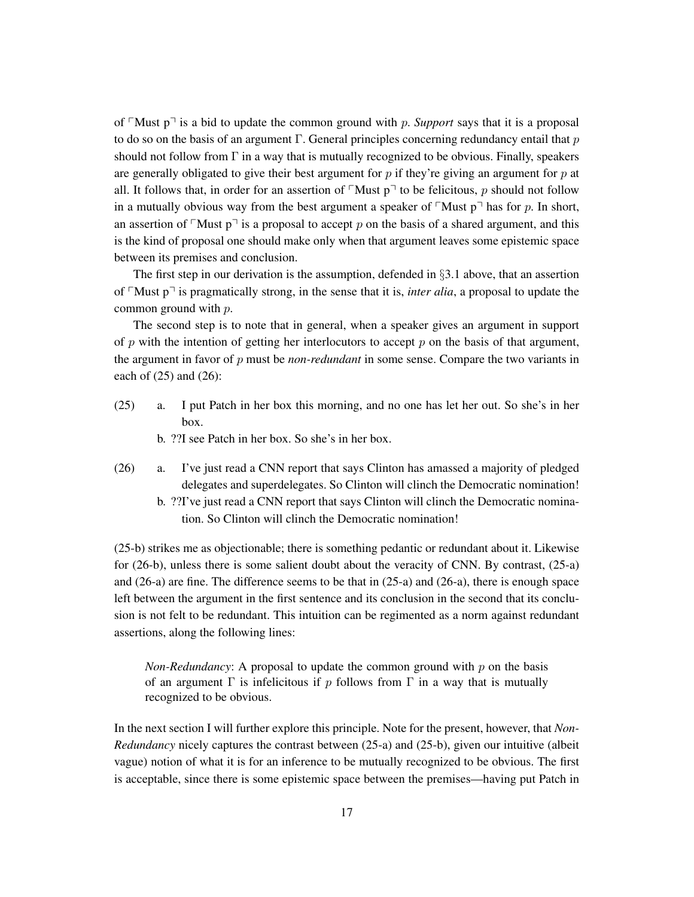of ⌜Must p⌝ is a bid to update the common ground with $p$. *Support* says that it is a proposal to do so on the basis of an argument $\Gamma$. General principles concerning redundancy entail that $p$ should not follow from $\Gamma$ in a way that is mutually recognized to be obvious. Finally, speakers are generally obligated to give their best argument for $p$ if they're giving an argument for $p$ at all. It follows that, in order for an assertion of ⌜Must p⌝ to be felicitous, $p$ should not follow in a mutually obvious way from the best argument a speaker of ⌜Must p⌝ has for $p$. In short, an assertion of ⌜Must p⌝ is a proposal to accept $p$ on the basis of a shared argument, and this is the kind of proposal one should make only when that argument leaves some epistemic space between its premises and conclusion.

The first step in our derivation is the assumption, defended in §3.1 above, that an assertion of ⌜Must p⌝ is pragmatically strong, in the sense that it is, *inter alia*, a proposal to update the common ground with $p$.

The second step is to note that in general, when a speaker gives an argument in support of $p$ with the intention of getting her interlocutors to accept $p$ on the basis of that argument, the argument in favor of $p$ must be *non-redundant* in some sense. Compare the two variants in each of (25) and (26):

(25) a. I put Patch in her box this morning, and no one has let her out. So she's in her box.

b. ??I see Patch in her box. So she's in her box.

(26) a. I've just read a CNN report that says Clinton has amassed a majority of pledged delegates and superdelegates. So Clinton will clinch the Democratic nomination!

b. ??I've just read a CNN report that says Clinton will clinch the Democratic nomination. So Clinton will clinch the Democratic nomination!

(25-b) strikes me as objectionable; there is something pedantic or redundant about it. Likewise for (26-b), unless there is some salient doubt about the veracity of CNN. By contrast, (25-a) and (26-a) are fine. The difference seems to be that in (25-a) and (26-a), there is enough space left between the argument in the first sentence and its conclusion in the second that its conclusion is not felt to be redundant. This intuition can be regimented as a norm against redundant assertions, along the following lines:

> *Non-Redundancy*: A proposal to update the common ground with $p$ on the basis of an argument $\Gamma$ is infelicitous if $p$ follows from $\Gamma$ in a way that is mutually recognized to be obvious.

In the next section I will further explore this principle. Note for the present, however, that *Non-Redundancy* nicely captures the contrast between (25-a) and (25-b), given our intuitive (albeit vague) notion of what it is for an inference to be mutually recognized to be obvious. The first is acceptable, since there is some epistemic space between the premises—having put Patch in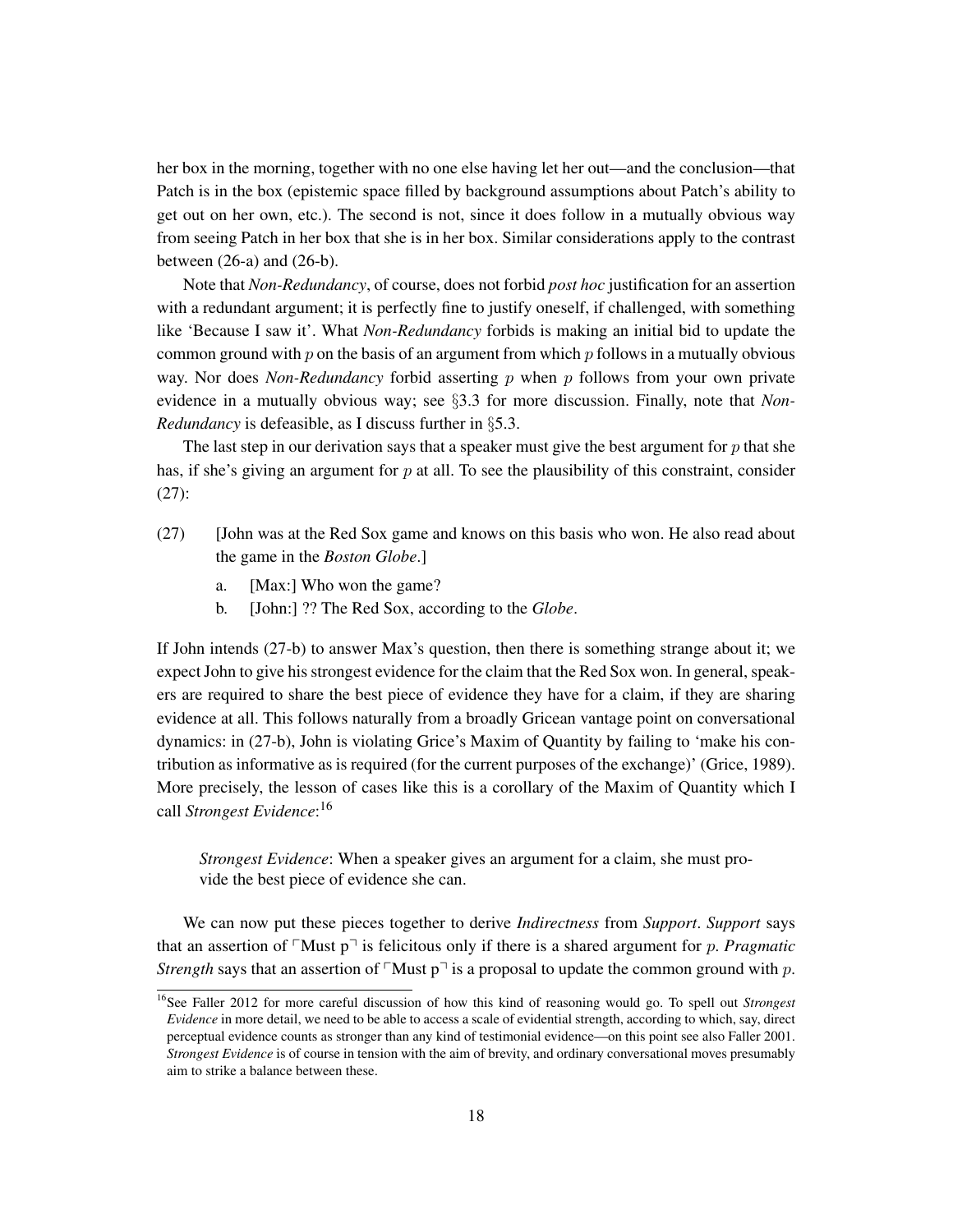her box in the morning, together with no one else having let her out—and the conclusion—that Patch is in the box (epistemic space filled by background assumptions about Patch's ability to get out on her own, etc.). The second is not, since it does follow in a mutually obvious way from seeing Patch in her box that she is in her box. Similar considerations apply to the contrast between (26-a) and (26-b).

Note that *Non-Redundancy*, of course, does not forbid *post hoc* justification for an assertion with a redundant argument; it is perfectly fine to justify oneself, if challenged, with something like 'Because I saw it'. What *Non-Redundancy* forbids is making an initial bid to update the common ground with $p$ on the basis of an argument from which $p$ follows in a mutually obvious way. Nor does *Non-Redundancy* forbid asserting $p$ when $p$ follows from your own private evidence in a mutually obvious way; see §3.3 for more discussion. Finally, note that *Non-Redundancy* is defeasible, as I discuss further in §5.3.

The last step in our derivation says that a speaker must give the best argument for $p$ that she has, if she's giving an argument for $p$ at all. To see the plausibility of this constraint, consider (27):

(27) [John was at the Red Sox game and knows on this basis who won. He also read about the game in the *Boston Globe*.]

a. [Max:] Who won the game?

b. [John:] ?? The Red Sox, according to the *Globe*.

If John intends (27-b) to answer Max's question, then there is something strange about it; we expect John to give his strongest evidence for the claim that the Red Sox won. In general, speakers are required to share the best piece of evidence they have for a claim, if they are sharing evidence at all. This follows naturally from a broadly Gricean vantage point on conversational dynamics: in (27-b), John is violating Grice's Maxim of Quantity by failing to 'make his contribution as informative as is required (for the current purposes of the exchange)' (Grice, 1989). More precisely, the lesson of cases like this is a corollary of the Maxim of Quantity which I call *Strongest Evidence*:[16]

> *Strongest Evidence*: When a speaker gives an argument for a claim, she must provide the best piece of evidence she can.

We can now put these pieces together to derive *Indirectness* from *Support*. *Support* says that an assertion of ⌜Must p⌝ is felicitous only if there is a shared argument for $p$. *Pragmatic Strength* says that an assertion of ⌜Must p⌝ is a proposal to update the common ground with $p$.

[16] See Faller 2012 for more careful discussion of how this kind of reasoning would go. To spell out *Strongest Evidence* in more detail, we need to be able to access a scale of evidential strength, according to which, say, direct perceptual evidence counts as stronger than any kind of testimonial evidence—on this point see also Faller 2001. *Strongest Evidence* is of course in tension with the aim of brevity, and ordinary conversational moves presumably aim to strike a balance between these.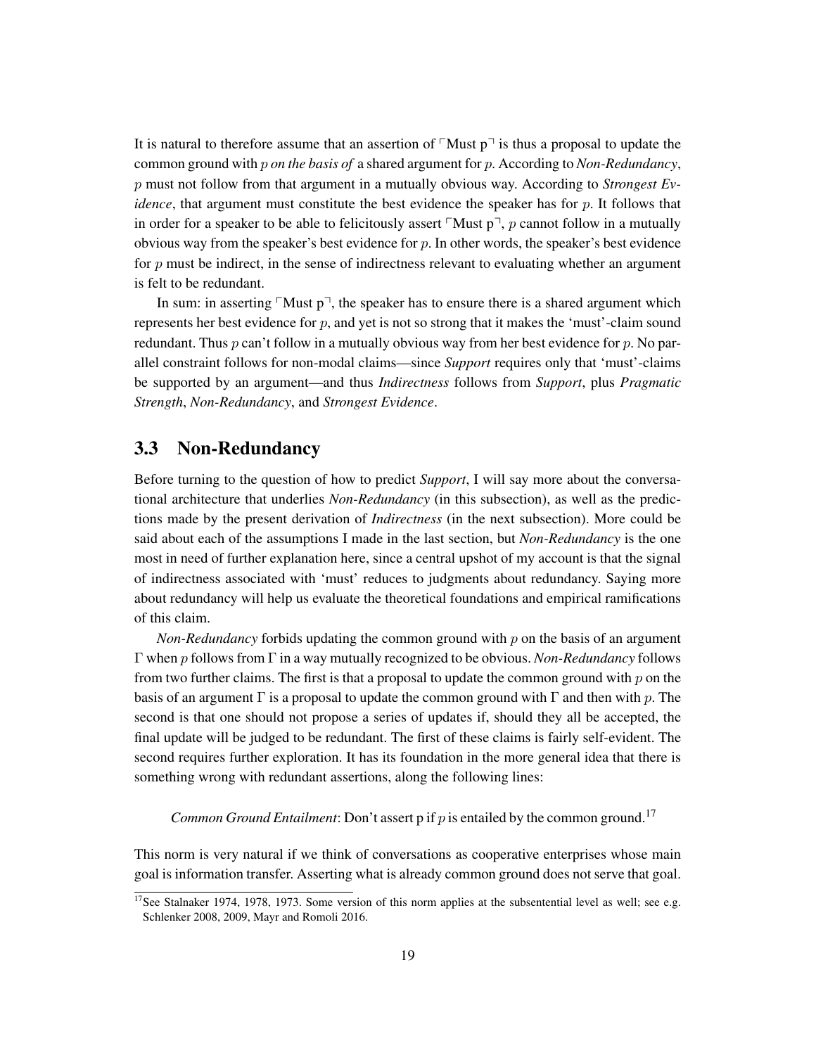It is natural to therefore assume that an assertion of ⌜Must p⌝ is thus a proposal to update the common ground with $p$ *on the basis of* a shared argument for $p$. According to *Non-Redundancy*, $p$ must not follow from that argument in a mutually obvious way. According to *Strongest Evidence*, that argument must constitute the best evidence the speaker has for $p$. It follows that in order for a speaker to be able to felicitously assert ⌜Must p⌝, $p$ cannot follow in a mutually obvious way from the speaker's best evidence for $p$. In other words, the speaker's best evidence for $p$ must be indirect, in the sense of indirectness relevant to evaluating whether an argument is felt to be redundant.

In sum: in asserting ⌜Must p⌝, the speaker has to ensure there is a shared argument which represents her best evidence for $p$, and yet is not so strong that it makes the 'must'-claim sound redundant. Thus $p$ can't follow in a mutually obvious way from her best evidence for $p$. No parallel constraint follows for non-modal claims—since *Support* requires only that 'must'-claims be supported by an argument—and thus *Indirectness* follows from *Support*, plus *Pragmatic Strength*, *Non-Redundancy*, and *Strongest Evidence*.

## 3.3 Non-Redundancy

Before turning to the question of how to predict *Support*, I will say more about the conversational architecture that underlies *Non-Redundancy* (in this subsection), as well as the predictions made by the present derivation of *Indirectness* (in the next subsection). More could be said about each of the assumptions I made in the last section, but *Non-Redundancy* is the one most in need of further explanation here, since a central upshot of my account is that the signal of indirectness associated with 'must' reduces to judgments about redundancy. Saying more about redundancy will help us evaluate the theoretical foundations and empirical ramifications of this claim.

*Non-Redundancy* forbids updating the common ground with $p$ on the basis of an argument $\Gamma$ when $p$ follows from $\Gamma$ in a way mutually recognized to be obvious. *Non-Redundancy* follows from two further claims. The first is that a proposal to update the common ground with $p$ on the basis of an argument $\Gamma$ is a proposal to update the common ground with $\Gamma$ and then with $p$. The second is that one should not propose a series of updates if, should they all be accepted, the final update will be judged to be redundant. The first of these claims is fairly self-evident. The second requires further exploration. It has its foundation in the more general idea that there is something wrong with redundant assertions, along the following lines:

> *Common Ground Entailment*: Don't assert p if $p$ is entailed by the common ground.[17]

This norm is very natural if we think of conversations as cooperative enterprises whose main goal is information transfer. Asserting what is already common ground does not serve that goal.

[17] See Stalnaker 1974, 1978, 1973. Some version of this norm applies at the subsentential level as well; see e.g. Schlenker 2008, 2009, Mayr and Romoli 2016.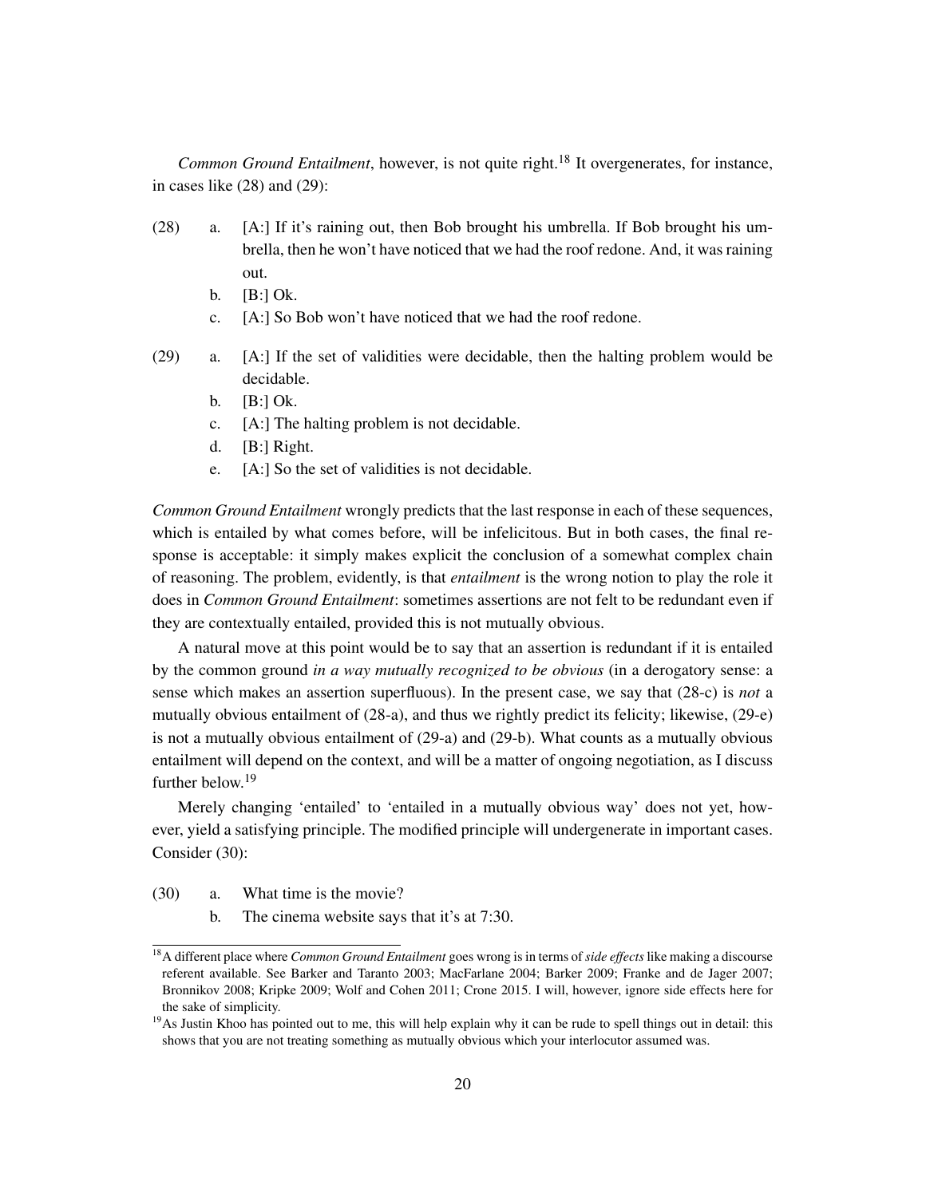*Common Ground Entailment*, however, is not quite right.[18] It overgenerates, for instance, in cases like (28) and (29):

(28) a. [A:] If it's raining out, then Bob brought his umbrella. If Bob brought his umbrella, then he won't have noticed that we had the roof redone. And, it was raining out.

b. [B:] Ok.

c. [A:] So Bob won't have noticed that we had the roof redone.

(29) a. [A:] If the set of validities were decidable, then the halting problem would be decidable.

b. [B:] Ok.

c. [A:] The halting problem is not decidable.

d. [B:] Right.

e. [A:] So the set of validities is not decidable.

*Common Ground Entailment* wrongly predicts that the last response in each of these sequences, which is entailed by what comes before, will be infelicitous. But in both cases, the final response is acceptable: it simply makes explicit the conclusion of a somewhat complex chain of reasoning. The problem, evidently, is that *entailment* is the wrong notion to play the role it does in *Common Ground Entailment*: sometimes assertions are not felt to be redundant even if they are contextually entailed, provided this is not mutually obvious.

A natural move at this point would be to say that an assertion is redundant if it is entailed by the common ground *in a way mutually recognized to be obvious* (in a derogatory sense: a sense which makes an assertion superfluous). In the present case, we say that (28-c) is *not* a mutually obvious entailment of (28-a), and thus we rightly predict its felicity; likewise, (29-e) is not a mutually obvious entailment of (29-a) and (29-b). What counts as a mutually obvious entailment will depend on the context, and will be a matter of ongoing negotiation, as I discuss further below.[19]

Merely changing 'entailed' to 'entailed in a mutually obvious way' does not yet, however, yield a satisfying principle. The modified principle will undergenerate in important cases. Consider (30):

(30) a. What time is the movie?

b. The cinema website says that it's at 7:30.

[18] A different place where *Common Ground Entailment* goes wrong is in terms of *side effects* like making a discourse referent available. See Barker and Taranto 2003; MacFarlane 2004; Barker 2009; Franke and de Jager 2007; Bronnikov 2008; Kripke 2009; Wolf and Cohen 2011; Crone 2015. I will, however, ignore side effects here for the sake of simplicity.

[19] As Justin Khoo has pointed out to me, this will help explain why it can be rude to spell things out in detail: this shows that you are not treating something as mutually obvious which your interlocutor assumed was.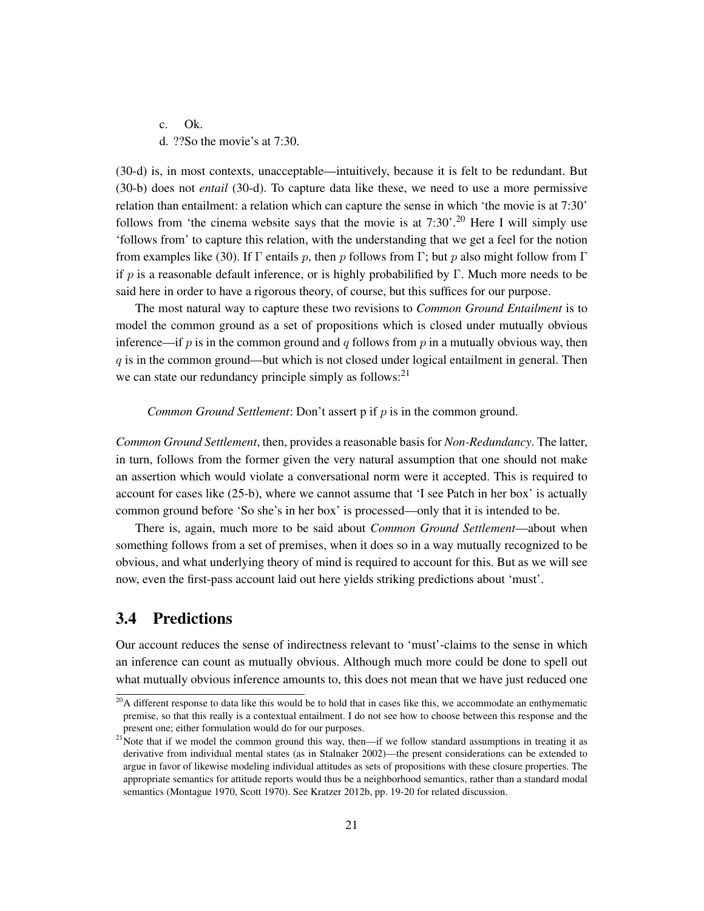c. Ok.

d. ??So the movie's at 7:30.

(30-d) is, in most contexts, unacceptable—intuitively, because it is felt to be redundant. But (30-b) does not *entail* (30-d). To capture data like these, we need to use a more permissive relation than entailment: a relation which can capture the sense in which 'the movie is at 7:30' follows from 'the cinema website says that the movie is at 7:30'.[20] Here I will simply use 'follows from' to capture this relation, with the understanding that we get a feel for the notion from examples like (30). If $\Gamma$ entails $p$, then $p$ follows from $\Gamma$; but $p$ also might follow from $\Gamma$ if $p$ is a reasonable default inference, or is highly probabilified by $\Gamma$. Much more needs to be said here in order to have a rigorous theory, of course, but this suffices for our purpose.

The most natural way to capture these two revisions to *Common Ground Entailment* is to model the common ground as a set of propositions which is closed under mutually obvious inference—if $p$ is in the common ground and $q$ follows from $p$ in a mutually obvious way, then $q$ is in the common ground—but which is not closed under logical entailment in general. Then we can state our redundancy principle simply as follows:[21]

> *Common Ground Settlement*: Don't assert p if $p$ is in the common ground.

*Common Ground Settlement*, then, provides a reasonable basis for *Non-Redundancy*. The latter, in turn, follows from the former given the very natural assumption that one should not make an assertion which would violate a conversational norm were it accepted. This is required to account for cases like (25-b), where we cannot assume that 'I see Patch in her box' is actually common ground before 'So she's in her box' is processed—only that it is intended to be.

There is, again, much more to be said about *Common Ground Settlement*—about when something follows from a set of premises, when it does so in a way mutually recognized to be obvious, and what underlying theory of mind is required to account for this. But as we will see now, even the first-pass account laid out here yields striking predictions about 'must'.

## 3.4 Predictions

Our account reduces the sense of indirectness relevant to 'must'-claims to the sense in which an inference can count as mutually obvious. Although much more could be done to spell out what mutually obvious inference amounts to, this does not mean that we have just reduced one

---

[20] A different response to data like this would be to hold that in cases like this, we accommodate an enthymematic premise, so that this really is a contextual entailment. I do not see how to choose between this response and the present one; either formulation would do for our purposes.

[21] Note that if we model the common ground this way, then—if we follow standard assumptions in treating it as derivative from individual mental states (as in Stalnaker 2002)—the present considerations can be extended to argue in favor of likewise modeling individual attitudes as sets of propositions with these closure properties. The appropriate semantics for attitude reports would thus be a neighborhood semantics, rather than a standard modal semantics (Montague 1970, Scott 1970). See Kratzer 2012b, pp. 19-20 for related discussion.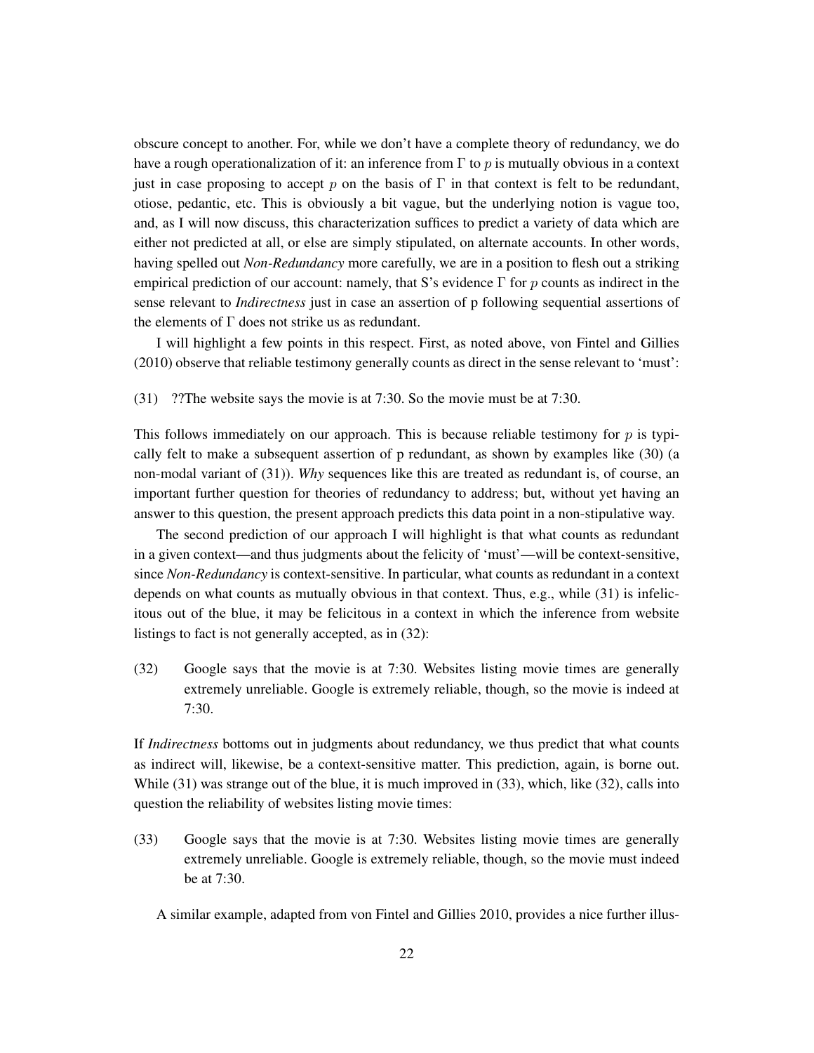obscure concept to another. For, while we don't have a complete theory of redundancy, we do have a rough operationalization of it: an inference from $\Gamma$ to $p$ is mutually obvious in a context just in case proposing to accept $p$ on the basis of $\Gamma$ in that context is felt to be redundant, otiose, pedantic, etc. This is obviously a bit vague, but the underlying notion is vague too, and, as I will now discuss, this characterization suffices to predict a variety of data which are either not predicted at all, or else are simply stipulated, on alternate accounts. In other words, having spelled out *Non-Redundancy* more carefully, we are in a position to flesh out a striking empirical prediction of our account: namely, that S's evidence $\Gamma$ for $p$ counts as indirect in the sense relevant to *Indirectness* just in case an assertion of p following sequential assertions of the elements of $\Gamma$ does not strike us as redundant.

I will highlight a few points in this respect. First, as noted above, von Fintel and Gillies (2010) observe that reliable testimony generally counts as direct in the sense relevant to 'must':

(31) ??The website says the movie is at 7:30. So the movie must be at 7:30.

This follows immediately on our approach. This is because reliable testimony for $p$ is typically felt to make a subsequent assertion of p redundant, as shown by examples like (30) (a non-modal variant of (31)). *Why* sequences like this are treated as redundant is, of course, an important further question for theories of redundancy to address; but, without yet having an answer to this question, the present approach predicts this data point in a non-stipulative way.

The second prediction of our approach I will highlight is that what counts as redundant in a given context—and thus judgments about the felicity of 'must'—will be context-sensitive, since *Non-Redundancy* is context-sensitive. In particular, what counts as redundant in a context depends on what counts as mutually obvious in that context. Thus, e.g., while (31) is infelicitous out of the blue, it may be felicitous in a context in which the inference from website listings to fact is not generally accepted, as in (32):

(32) Google says that the movie is at 7:30. Websites listing movie times are generally extremely unreliable. Google is extremely reliable, though, so the movie is indeed at 7:30.

If *Indirectness* bottoms out in judgments about redundancy, we thus predict that what counts as indirect will, likewise, be a context-sensitive matter. This prediction, again, is borne out. While (31) was strange out of the blue, it is much improved in (33), which, like (32), calls into question the reliability of websites listing movie times:

(33) Google says that the movie is at 7:30. Websites listing movie times are generally extremely unreliable. Google is extremely reliable, though, so the movie must indeed be at 7:30.

A similar example, adapted from von Fintel and Gillies 2010, provides a nice further illus-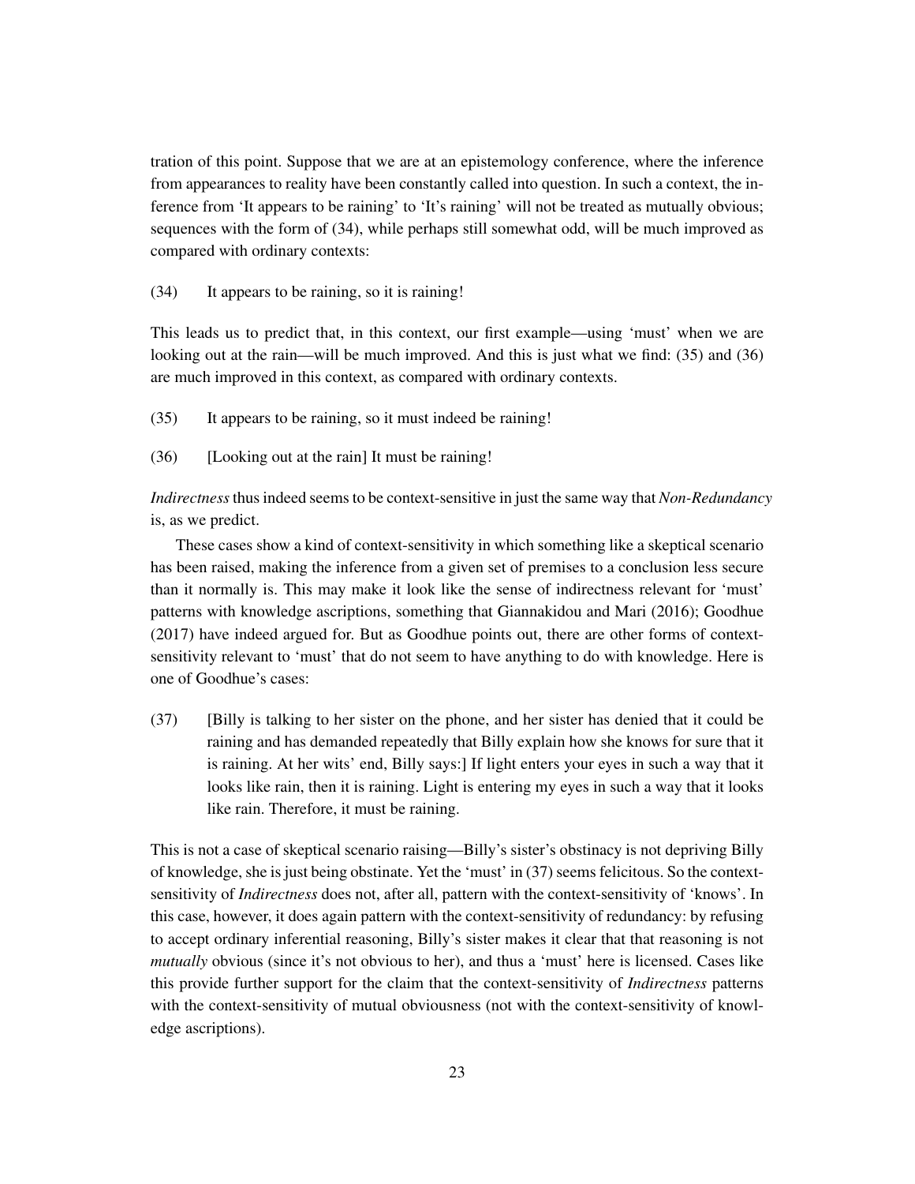tration of this point. Suppose that we are at an epistemology conference, where the inference from appearances to reality have been constantly called into question. In such a context, the inference from 'It appears to be raining' to 'It's raining' will not be treated as mutually obvious; sequences with the form of (34), while perhaps still somewhat odd, will be much improved as compared with ordinary contexts:

(34) It appears to be raining, so it is raining!

This leads us to predict that, in this context, our first example—using 'must' when we are looking out at the rain—will be much improved. And this is just what we find: (35) and (36) are much improved in this context, as compared with ordinary contexts.

(35) It appears to be raining, so it must indeed be raining!

(36) [Looking out at the rain] It must be raining!

*Indirectness* thus indeed seems to be context-sensitive in just the same way that *Non-Redundancy* is, as we predict.

These cases show a kind of context-sensitivity in which something like a skeptical scenario has been raised, making the inference from a given set of premises to a conclusion less secure than it normally is. This may make it look like the sense of indirectness relevant for 'must' patterns with knowledge ascriptions, something that Giannakidou and Mari (2016); Goodhue (2017) have indeed argued for. But as Goodhue points out, there are other forms of context-sensitivity relevant to 'must' that do not seem to have anything to do with knowledge. Here is one of Goodhue's cases:

(37) [Billy is talking to her sister on the phone, and her sister has denied that it could be raining and has demanded repeatedly that Billy explain how she knows for sure that it is raining. At her wits' end, Billy says:] If light enters your eyes in such a way that it looks like rain, then it is raining. Light is entering my eyes in such a way that it looks like rain. Therefore, it must be raining.

This is not a case of skeptical scenario raising—Billy's sister's obstinacy is not depriving Billy of knowledge, she is just being obstinate. Yet the 'must' in (37) seems felicitous. So the context-sensitivity of *Indirectness* does not, after all, pattern with the context-sensitivity of 'knows'. In this case, however, it does again pattern with the context-sensitivity of redundancy: by refusing to accept ordinary inferential reasoning, Billy's sister makes it clear that that reasoning is not *mutually* obvious (since it's not obvious to her), and thus a 'must' here is licensed. Cases like this provide further support for the claim that the context-sensitivity of *Indirectness* patterns with the context-sensitivity of mutual obviousness (not with the context-sensitivity of knowledge ascriptions).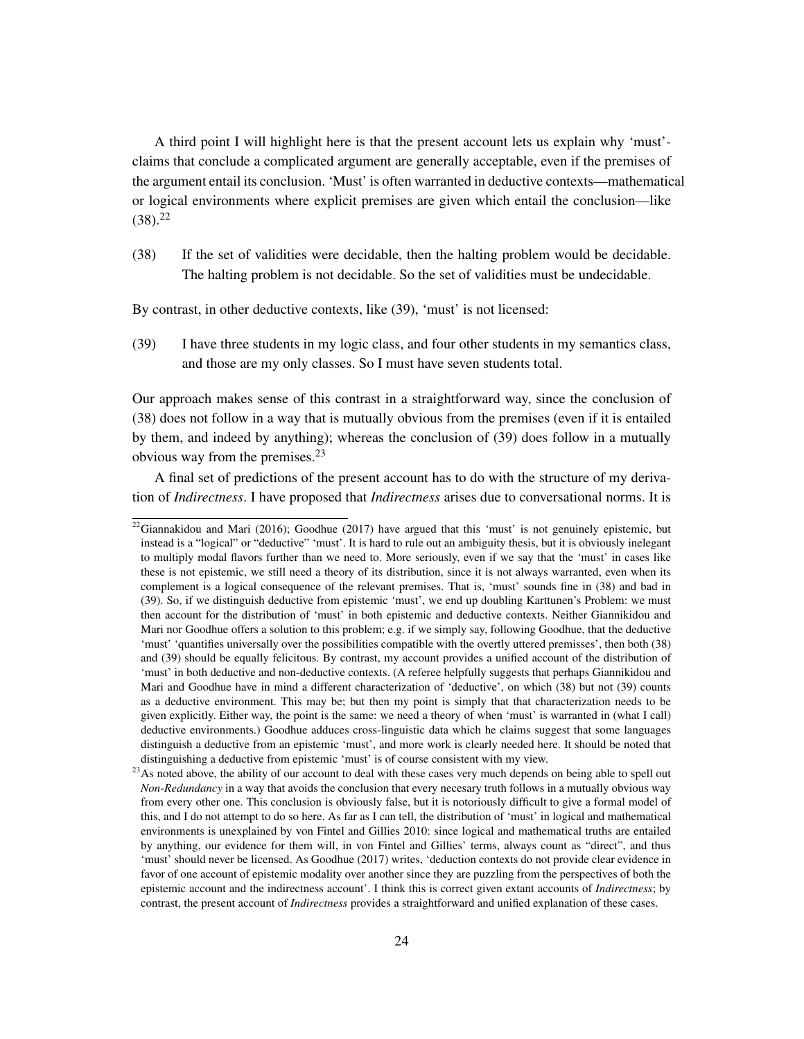A third point I will highlight here is that the present account lets us explain why 'must'-claims that conclude a complicated argument are generally acceptable, even if the premises of the argument entail its conclusion. 'Must' is often warranted in deductive contexts—mathematical or logical environments where explicit premises are given which entail the conclusion—like (38).[22]

(38) If the set of validities were decidable, then the halting problem would be decidable. The halting problem is not decidable. So the set of validities must be undecidable.

By contrast, in other deductive contexts, like (39), 'must' is not licensed:

(39) I have three students in my logic class, and four other students in my semantics class, and those are my only classes. So I must have seven students total.

Our approach makes sense of this contrast in a straightforward way, since the conclusion of (38) does not follow in a way that is mutually obvious from the premises (even if it is entailed by them, and indeed by anything); whereas the conclusion of (39) does follow in a mutually obvious way from the premises.[23]

A final set of predictions of the present account has to do with the structure of my derivation of *Indirectness*. I have proposed that *Indirectness* arises due to conversational norms. It is

[22] Giannakidou and Mari (2016); Goodhue (2017) have argued that this 'must' is not genuinely epistemic, but instead is a "logical" or "deductive" 'must'. It is hard to rule out an ambiguity thesis, but it is obviously inelegant to multiply modal flavors further than we need to. More seriously, even if we say that the 'must' in cases like these is not epistemic, we still need a theory of its distribution, since it is not always warranted, even when its complement is a logical consequence of the relevant premises. That is, 'must' sounds fine in (38) and bad in (39). So, if we distinguish deductive from epistemic 'must', we end up doubling Karttunen's Problem: we must then account for the distribution of 'must' in both epistemic and deductive contexts. Neither Giannikidou and Mari nor Goodhue offers a solution to this problem; e.g. if we simply say, following Goodhue, that the deductive 'must' 'quantifies universally over the possibilities compatible with the overtly uttered premisses', then both (38) and (39) should be equally felicitous. By contrast, my account provides a unified account of the distribution of 'must' in both deductive and non-deductive contexts. (A referee helpfully suggests that perhaps Giannikidou and Mari and Goodhue have in mind a different characterization of 'deductive', on which (38) but not (39) counts as a deductive environment. This may be; but then my point is simply that that characterization needs to be given explicitly. Either way, the point is the same: we need a theory of when 'must' is warranted in (what I call) deductive environments.) Goodhue adduces cross-linguistic data which he claims suggest that some languages distinguish a deductive from an epistemic 'must', and more work is clearly needed here. It should be noted that distinguishing a deductive from epistemic 'must' is of course consistent with my view.

[23] As noted above, the ability of our account to deal with these cases very much depends on being able to spell out *Non-Redundancy* in a way that avoids the conclusion that every necesary truth follows in a mutually obvious way from every other one. This conclusion is obviously false, but it is notoriously difficult to give a formal model of this, and I do not attempt to do so here. As far as I can tell, the distribution of 'must' in logical and mathematical environments is unexplained by von Fintel and Gillies 2010: since logical and mathematical truths are entailed by anything, our evidence for them will, in von Fintel and Gillies' terms, always count as "direct", and thus 'must' should never be licensed. As Goodhue (2017) writes, 'deduction contexts do not provide clear evidence in favor of one account of epistemic modality over another since they are puzzling from the perspectives of both the epistemic account and the indirectness account'. I think this is correct given extant accounts of *Indirectness*; by contrast, the present account of *Indirectness* provides a straightforward and unified explanation of these cases.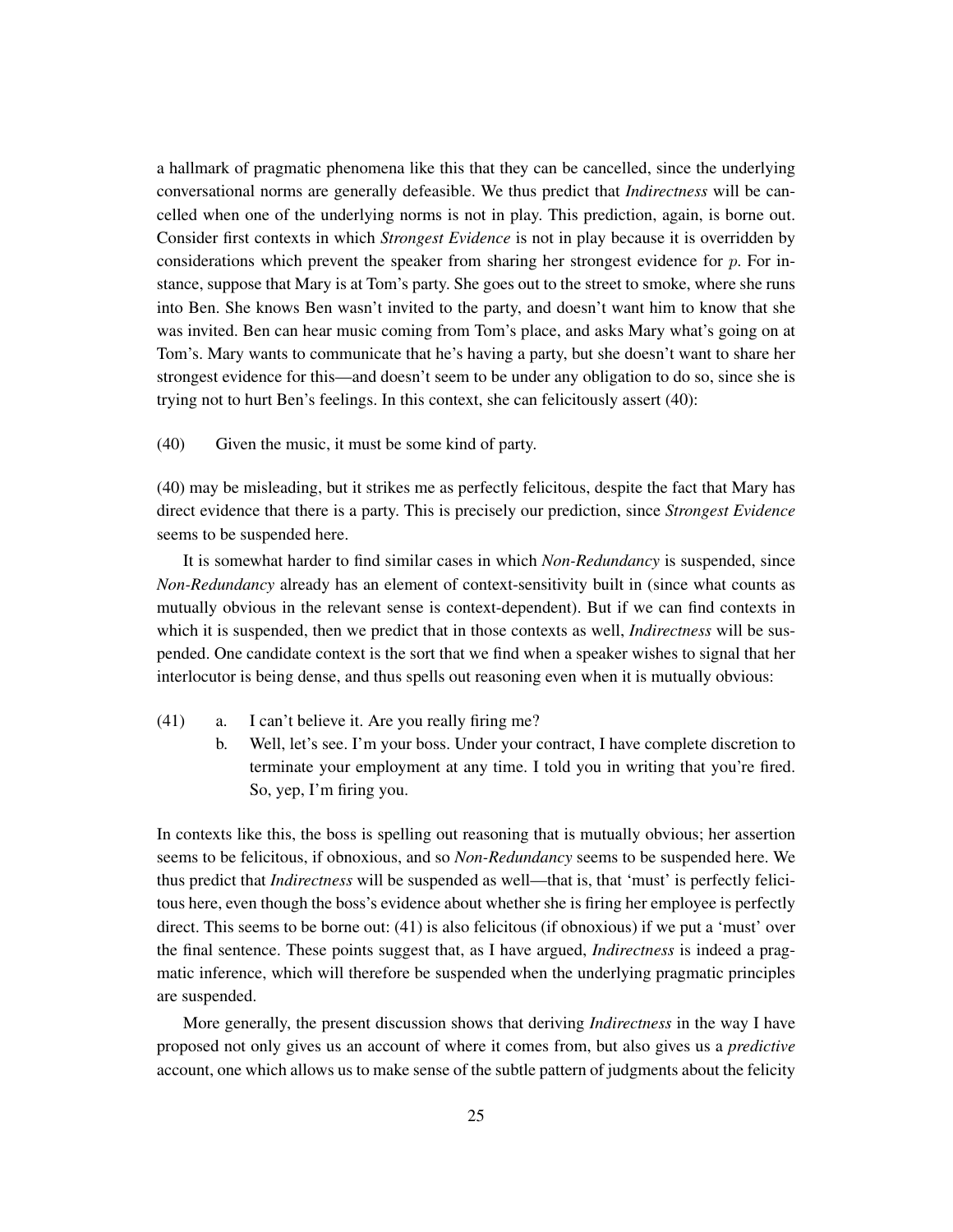a hallmark of pragmatic phenomena like this that they can be cancelled, since the underlying conversational norms are generally defeasible. We thus predict that *Indirectness* will be cancelled when one of the underlying norms is not in play. This prediction, again, is borne out. Consider first contexts in which *Strongest Evidence* is not in play because it is overridden by considerations which prevent the speaker from sharing her strongest evidence for $p$. For instance, suppose that Mary is at Tom's party. She goes out to the street to smoke, where she runs into Ben. She knows Ben wasn't invited to the party, and doesn't want him to know that she was invited. Ben can hear music coming from Tom's place, and asks Mary what's going on at Tom's. Mary wants to communicate that he's having a party, but she doesn't want to share her strongest evidence for this—and doesn't seem to be under any obligation to do so, since she is trying not to hurt Ben's feelings. In this context, she can felicitously assert (40):

(40) Given the music, it must be some kind of party.

(40) may be misleading, but it strikes me as perfectly felicitous, despite the fact that Mary has direct evidence that there is a party. This is precisely our prediction, since *Strongest Evidence* seems to be suspended here.

It is somewhat harder to find similar cases in which *Non-Redundancy* is suspended, since *Non-Redundancy* already has an element of context-sensitivity built in (since what counts as mutually obvious in the relevant sense is context-dependent). But if we can find contexts in which it is suspended, then we predict that in those contexts as well, *Indirectness* will be suspended. One candidate context is the sort that we find when a speaker wishes to signal that her interlocutor is being dense, and thus spells out reasoning even when it is mutually obvious:

(41) a. I can't believe it. Are you really firing me?

b. Well, let's see. I'm your boss. Under your contract, I have complete discretion to terminate your employment at any time. I told you in writing that you're fired. So, yep, I'm firing you.

In contexts like this, the boss is spelling out reasoning that is mutually obvious; her assertion seems to be felicitous, if obnoxious, and so *Non-Redundancy* seems to be suspended here. We thus predict that *Indirectness* will be suspended as well—that is, that 'must' is perfectly felicitous here, even though the boss's evidence about whether she is firing her employee is perfectly direct. This seems to be borne out: (41) is also felicitous (if obnoxious) if we put a 'must' over the final sentence. These points suggest that, as I have argued, *Indirectness* is indeed a pragmatic inference, which will therefore be suspended when the underlying pragmatic principles are suspended.

More generally, the present discussion shows that deriving *Indirectness* in the way I have proposed not only gives us an account of where it comes from, but also gives us a *predictive* account, one which allows us to make sense of the subtle pattern of judgments about the felicity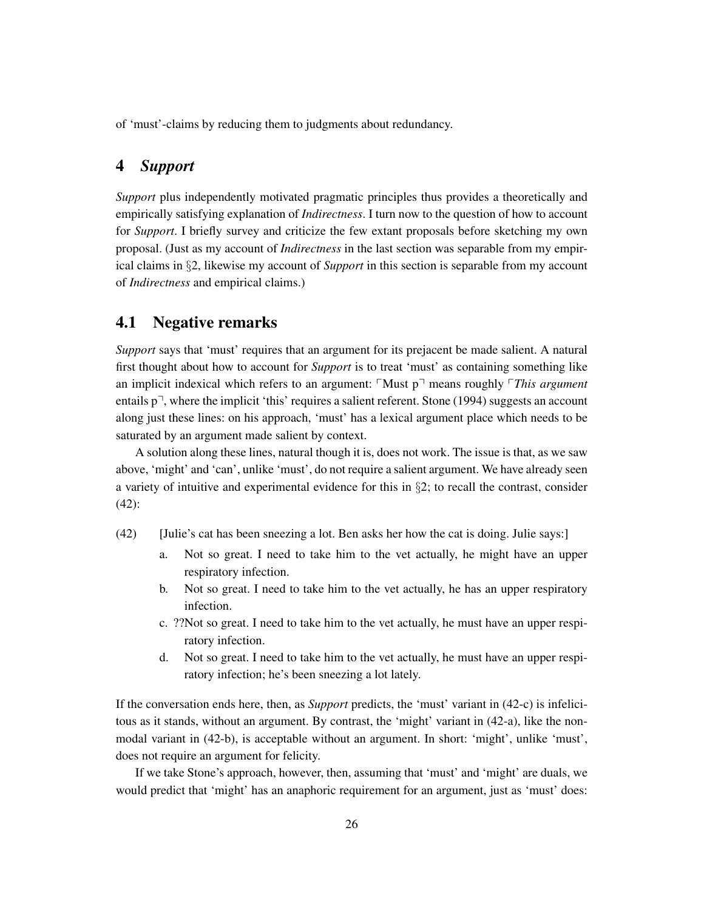of 'must'-claims by reducing them to judgments about redundancy.

## 4 *Support*

*Support* plus independently motivated pragmatic principles thus provides a theoretically and empirically satisfying explanation of *Indirectness*. I turn now to the question of how to account for *Support*. I briefly survey and criticize the few extant proposals before sketching my own proposal. (Just as my account of *Indirectness* in the last section was separable from my empirical claims in §2, likewise my account of *Support* in this section is separable from my account of *Indirectness* and empirical claims.)

### 4.1 Negative remarks

*Support* says that 'must' requires that an argument for its prejacent be made salient. A natural first thought about how to account for *Support* is to treat 'must' as containing something like an implicit indexical which refers to an argument: ⌜Must p⌝ means roughly ⌜*This argument* entails p⌝, where the implicit 'this' requires a salient referent. Stone (1994) suggests an account along just these lines: on his approach, 'must' has a lexical argument place which needs to be saturated by an argument made salient by context.

A solution along these lines, natural though it is, does not work. The issue is that, as we saw above, 'might' and 'can', unlike 'must', do not require a salient argument. We have already seen a variety of intuitive and experimental evidence for this in §2; to recall the contrast, consider (42):

(42) [Julie's cat has been sneezing a lot. Ben asks her how the cat is doing. Julie says:]

a. Not so great. I need to take him to the vet actually, he might have an upper respiratory infection.

b. Not so great. I need to take him to the vet actually, he has an upper respiratory infection.

c. ??Not so great. I need to take him to the vet actually, he must have an upper respiratory infection.

d. Not so great. I need to take him to the vet actually, he must have an upper respiratory infection; he's been sneezing a lot lately.

If the conversation ends here, then, as *Support* predicts, the 'must' variant in (42-c) is infelicitous as it stands, without an argument. By contrast, the 'might' variant in (42-a), like the non-modal variant in (42-b), is acceptable without an argument. In short: 'might', unlike 'must', does not require an argument for felicity.

If we take Stone's approach, however, then, assuming that 'must' and 'might' are duals, we would predict that 'might' has an anaphoric requirement for an argument, just as 'must' does: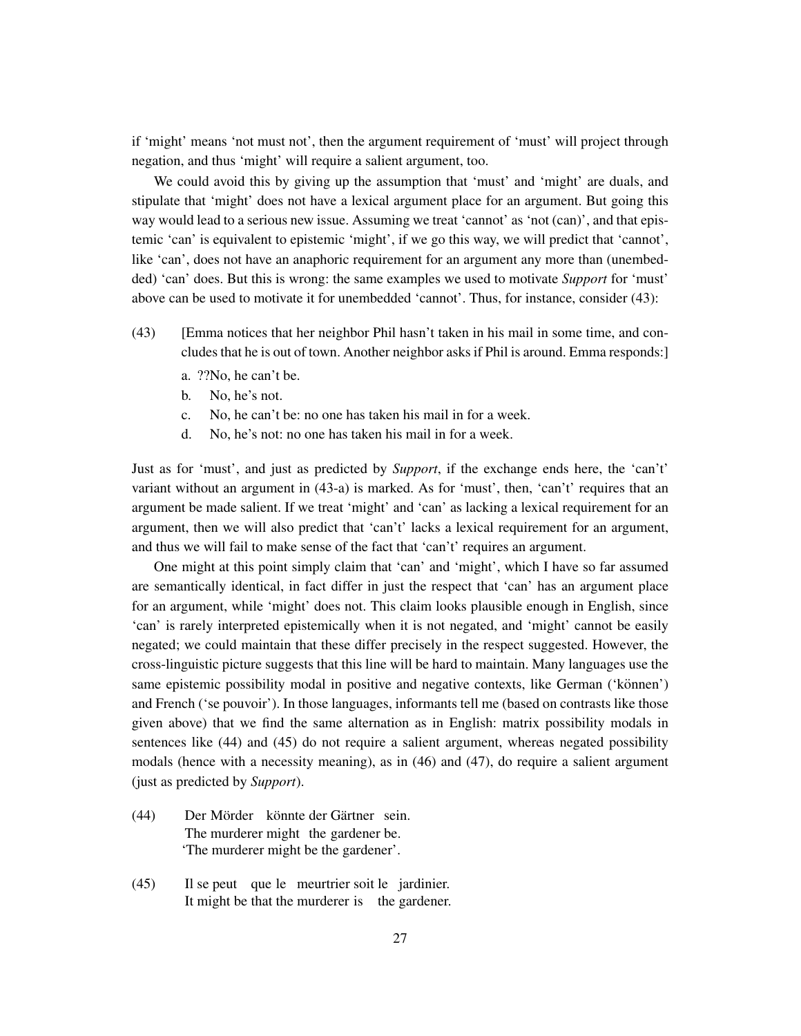if 'might' means 'not must not', then the argument requirement of 'must' will project through negation, and thus 'might' will require a salient argument, too.

We could avoid this by giving up the assumption that 'must' and 'might' are duals, and stipulate that 'might' does not have a lexical argument place for an argument. But going this way would lead to a serious new issue. Assuming we treat 'cannot' as 'not (can)', and that epistemic 'can' is equivalent to epistemic 'might', if we go this way, we will predict that 'cannot', like 'can', does not have an anaphoric requirement for an argument any more than (unembedded) 'can' does. But this is wrong: the same examples we used to motivate *Support* for 'must' above can be used to motivate it for unembedded 'cannot'. Thus, for instance, consider (43):

(43) [Emma notices that her neighbor Phil hasn't taken in his mail in some time, and concludes that he is out of town. Another neighbor asks if Phil is around. Emma responds:]

a. ??No, he can't be.
b. No, he's not.
c. No, he can't be: no one has taken his mail in for a week.
d. No, he's not: no one has taken his mail in for a week.

Just as for 'must', and just as predicted by *Support*, if the exchange ends here, the 'can't' variant without an argument in (43-a) is marked. As for 'must', then, 'can't' requires that an argument be made salient. If we treat 'might' and 'can' as lacking a lexical requirement for an argument, then we will also predict that 'can't' lacks a lexical requirement for an argument, and thus we will fail to make sense of the fact that 'can't' requires an argument.

One might at this point simply claim that 'can' and 'might', which I have so far assumed are semantically identical, in fact differ in just the respect that 'can' has an argument place for an argument, while 'might' does not. This claim looks plausible enough in English, since 'can' is rarely interpreted epistemically when it is not negated, and 'might' cannot be easily negated; we could maintain that these differ precisely in the respect suggested. However, the cross-linguistic picture suggests that this line will be hard to maintain. Many languages use the same epistemic possibility modal in positive and negative contexts, like German ('können') and French ('se pouvoir'). In those languages, informants tell me (based on contrasts like those given above) that we find the same alternation as in English: matrix possibility modals in sentences like (44) and (45) do not require a salient argument, whereas negated possibility modals (hence with a necessity meaning), as in (46) and (47), do require a salient argument (just as predicted by *Support*).

(44) Der Mörder könnte der Gärtner sein.
The murderer might the gardener be.
'The murderer might be the gardener'.

(45) Il se peut que le meurtrier soit le jardinier.
It might be that the murderer is the gardener.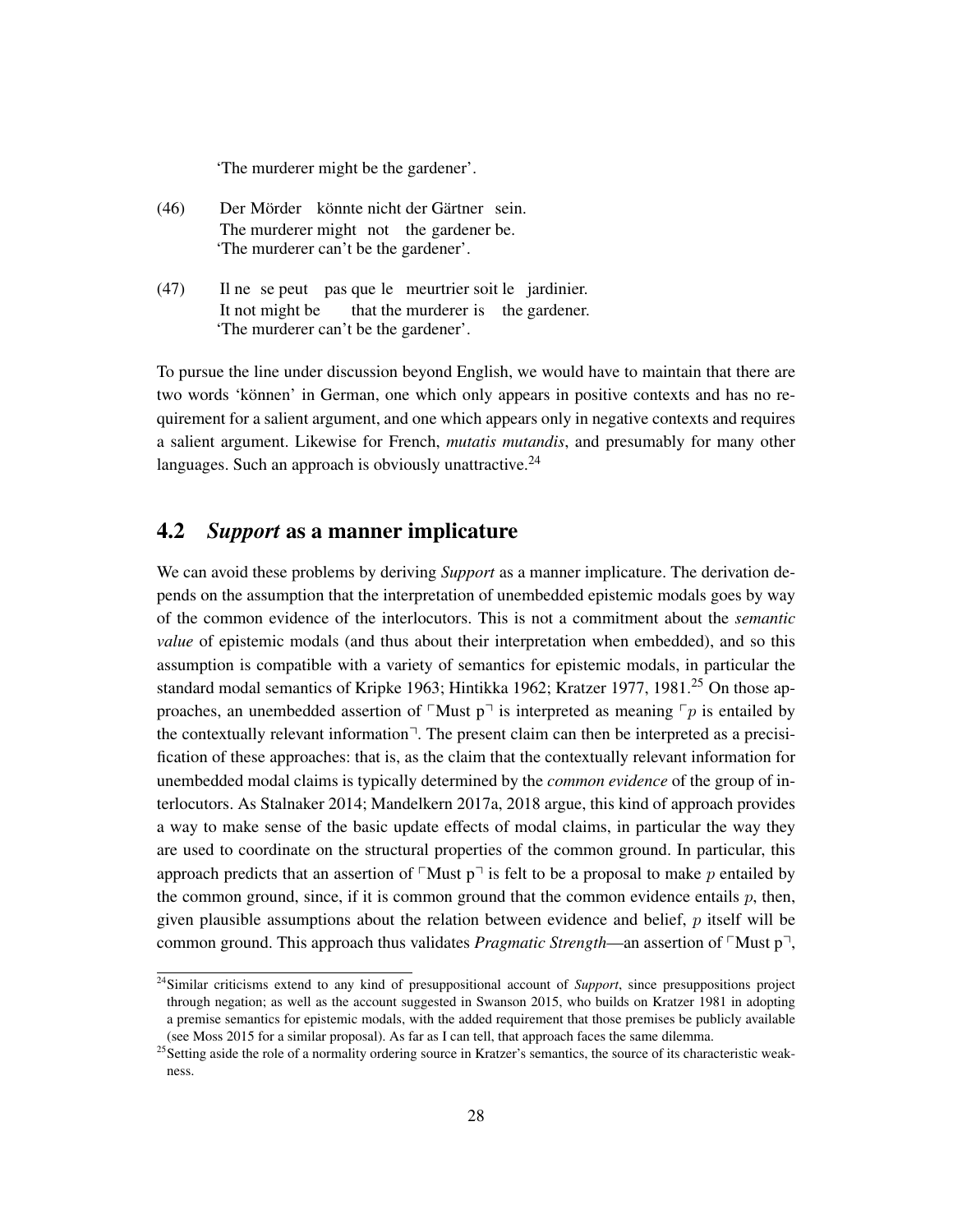'The murderer might be the gardener'.

(46) Der Mörder könnte nicht der Gärtner sein.
The murderer might not the gardener be.
'The murderer can't be the gardener'.

(47) Il ne se peut pas que le meurtrier soit le jardinier.
It not might be that the murderer is the gardener.
'The murderer can't be the gardener'.

To pursue the line under discussion beyond English, we would have to maintain that there are two words 'können' in German, one which only appears in positive contexts and has no requirement for a salient argument, and one which appears only in negative contexts and requires a salient argument. Likewise for French, *mutatis mutandis*, and presumably for many other languages. Such an approach is obviously unattractive.[24]

## 4.2 *Support* as a manner implicature

We can avoid these problems by deriving *Support* as a manner implicature. The derivation depends on the assumption that the interpretation of unembedded epistemic modals goes by way of the common evidence of the interlocutors. This is not a commitment about the *semantic value* of epistemic modals (and thus about their interpretation when embedded), and so this assumption is compatible with a variety of semantics for epistemic modals, in particular the standard modal semantics of Kripke 1963; Hintikka 1962; Kratzer 1977, 1981.[25] On those approaches, an unembedded assertion of ⌜Must p⌝ is interpreted as meaning ⌜$p$ is entailed by the contextually relevant information⌝. The present claim can then be interpreted as a precisification of these approaches: that is, as the claim that the contextually relevant information for unembedded modal claims is typically determined by the *common evidence* of the group of interlocutors. As Stalnaker 2014; Mandelkern 2017a, 2018 argue, this kind of approach provides a way to make sense of the basic update effects of modal claims, in particular the way they are used to coordinate on the structural properties of the common ground. In particular, this approach predicts that an assertion of ⌜Must p⌝ is felt to be a proposal to make $p$ entailed by the common ground, since, if it is common ground that the common evidence entails $p$, then, given plausible assumptions about the relation between evidence and belief, $p$ itself will be common ground. This approach thus validates *Pragmatic Strength*—an assertion of ⌜Must p⌝,

[24] Similar criticisms extend to any kind of presuppositional account of *Support*, since presuppositions project through negation; as well as the account suggested in Swanson 2015, who builds on Kratzer 1981 in adopting a premise semantics for epistemic modals, with the added requirement that those premises be publicly available (see Moss 2015 for a similar proposal). As far as I can tell, that approach faces the same dilemma.

[25] Setting aside the role of a normality ordering source in Kratzer's semantics, the source of its characteristic weakness.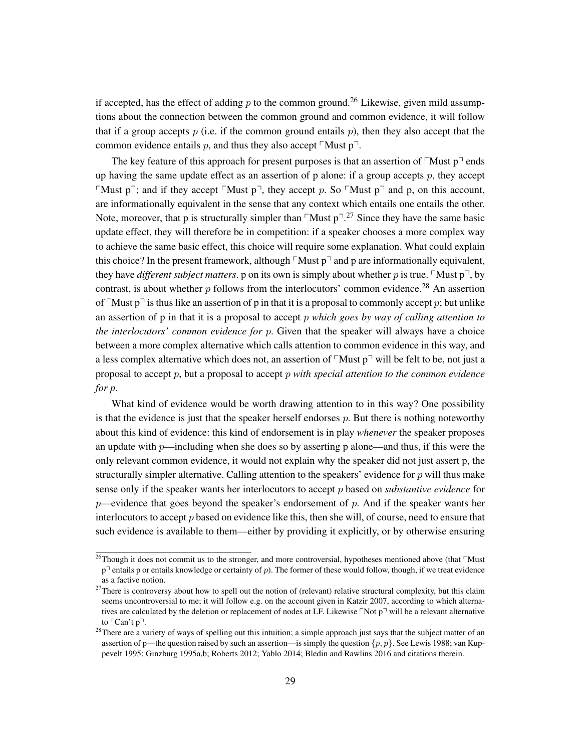if accepted, has the effect of adding $p$ to the common ground.[26] Likewise, given mild assumptions about the connection between the common ground and common evidence, it will follow that if a group accepts $p$ (i.e. if the common ground entails $p$), then they also accept that the common evidence entails $p$, and thus they also accept ⌜Must p⌝.

The key feature of this approach for present purposes is that an assertion of ⌜Must p⌝ ends up having the same update effect as an assertion of p alone: if a group accepts $p$, they accept ⌜Must p⌝; and if they accept ⌜Must p⌝, they accept $p$. So ⌜Must p⌝ and p, on this account, are informationally equivalent in the sense that any context which entails one entails the other. Note, moreover, that p is structurally simpler than ⌜Must p⌝.[27] Since they have the same basic update effect, they will therefore be in competition: if a speaker chooses a more complex way to achieve the same basic effect, this choice will require some explanation. What could explain this choice? In the present framework, although ⌜Must p⌝ and p are informationally equivalent, they have *different subject matters*. p on its own is simply about whether $p$ is true. ⌜Must p⌝, by contrast, is about whether $p$ follows from the interlocutors' common evidence.[28] An assertion of ⌜Must p⌝ is thus like an assertion of p in that it is a proposal to commonly accept $p$; but unlike an assertion of p in that it is a proposal to accept $p$ *which goes by way of calling attention to the interlocutors' common evidence for* $p$. Given that the speaker will always have a choice between a more complex alternative which calls attention to common evidence in this way, and a less complex alternative which does not, an assertion of ⌜Must p⌝ will be felt to be, not just a proposal to accept $p$, but a proposal to accept $p$ *with special attention to the common evidence for* $p$.

What kind of evidence would be worth drawing attention to in this way? One possibility is that the evidence is just that the speaker herself endorses $p$. But there is nothing noteworthy about this kind of evidence: this kind of endorsement is in play *whenever* the speaker proposes an update with $p$—including when she does so by asserting p alone—and thus, if this were the only relevant common evidence, it would not explain why the speaker did not just assert p, the structurally simpler alternative. Calling attention to the speakers' evidence for $p$ will thus make sense only if the speaker wants her interlocutors to accept $p$ based on *substantive evidence* for $p$—evidence that goes beyond the speaker's endorsement of $p$. And if the speaker wants her interlocutors to accept $p$ based on evidence like this, then she will, of course, need to ensure that such evidence is available to them—either by providing it explicitly, or by otherwise ensuring

[26] Though it does not commit us to the stronger, and more controversial, hypotheses mentioned above (that ⌜Must p⌝ entails p or entails knowledge or certainty of $p$). The former of these would follow, though, if we treat evidence as a factive notion.

[27] There is controversy about how to spell out the notion of (relevant) relative structural complexity, but this claim seems uncontroversial to me; it will follow e.g. on the account given in Katzir 2007, according to which alternatives are calculated by the deletion or replacement of nodes at LF. Likewise ⌜Not p⌝ will be a relevant alternative to ⌜Can't p⌝.

[28] There are a variety of ways of spelling out this intuition; a simple approach just says that the subject matter of an assertion of p—the question raised by such an assertion—is simply the question $\{p, \overline{p}\}$. See Lewis 1988; van Kuppevelt 1995; Ginzburg 1995a,b; Roberts 2012; Yablo 2014; Bledin and Rawlins 2016 and citations therein.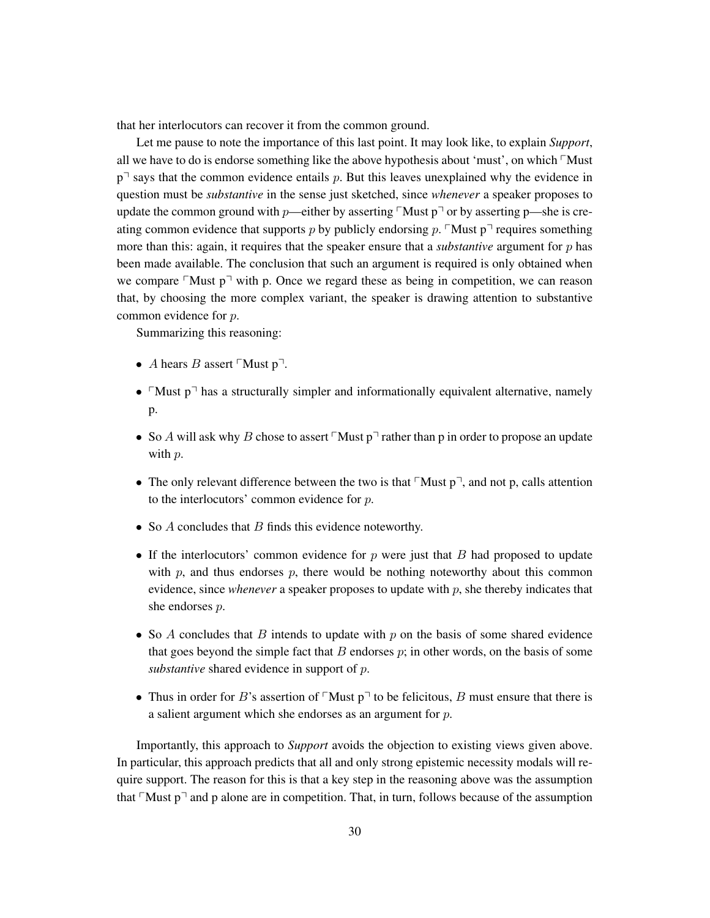that her interlocutors can recover it from the common ground.

Let me pause to note the importance of this last point. It may look like, to explain *Support*, all we have to do is endorse something like the above hypothesis about 'must', on which ⌜Must p⌝ says that the common evidence entails $p$. But this leaves unexplained why the evidence in question must be *substantive* in the sense just sketched, since *whenever* a speaker proposes to update the common ground with $p$—either by asserting ⌜Must p⌝ or by asserting p—she is creating common evidence that supports $p$ by publicly endorsing $p$. ⌜Must p⌝ requires something more than this: again, it requires that the speaker ensure that a *substantive* argument for $p$ has been made available. The conclusion that such an argument is required is only obtained when we compare ⌜Must p⌝ with p. Once we regard these as being in competition, we can reason that, by choosing the more complex variant, the speaker is drawing attention to substantive common evidence for $p$.

Summarizing this reasoning:

- $A$ hears $B$ assert ⌜Must p⌝.
- ⌜Must p⌝ has a structurally simpler and informationally equivalent alternative, namely p.
- So $A$ will ask why $B$ chose to assert ⌜Must p⌝ rather than p in order to propose an update with $p$.
- The only relevant difference between the two is that ⌜Must p⌝, and not p, calls attention to the interlocutors' common evidence for $p$.
- So $A$ concludes that $B$ finds this evidence noteworthy.
- If the interlocutors' common evidence for $p$ were just that $B$ had proposed to update with $p$, and thus endorses $p$, there would be nothing noteworthy about this common evidence, since *whenever* a speaker proposes to update with $p$, she thereby indicates that she endorses $p$.
- So $A$ concludes that $B$ intends to update with $p$ on the basis of some shared evidence that goes beyond the simple fact that $B$ endorses $p$; in other words, on the basis of some *substantive* shared evidence in support of $p$.
- Thus in order for $B$'s assertion of ⌜Must p⌝ to be felicitous, $B$ must ensure that there is a salient argument which she endorses as an argument for $p$.

Importantly, this approach to *Support* avoids the objection to existing views given above. In particular, this approach predicts that all and only strong epistemic necessity modals will require support. The reason for this is that a key step in the reasoning above was the assumption that ⌜Must p⌝ and p alone are in competition. That, in turn, follows because of the assumption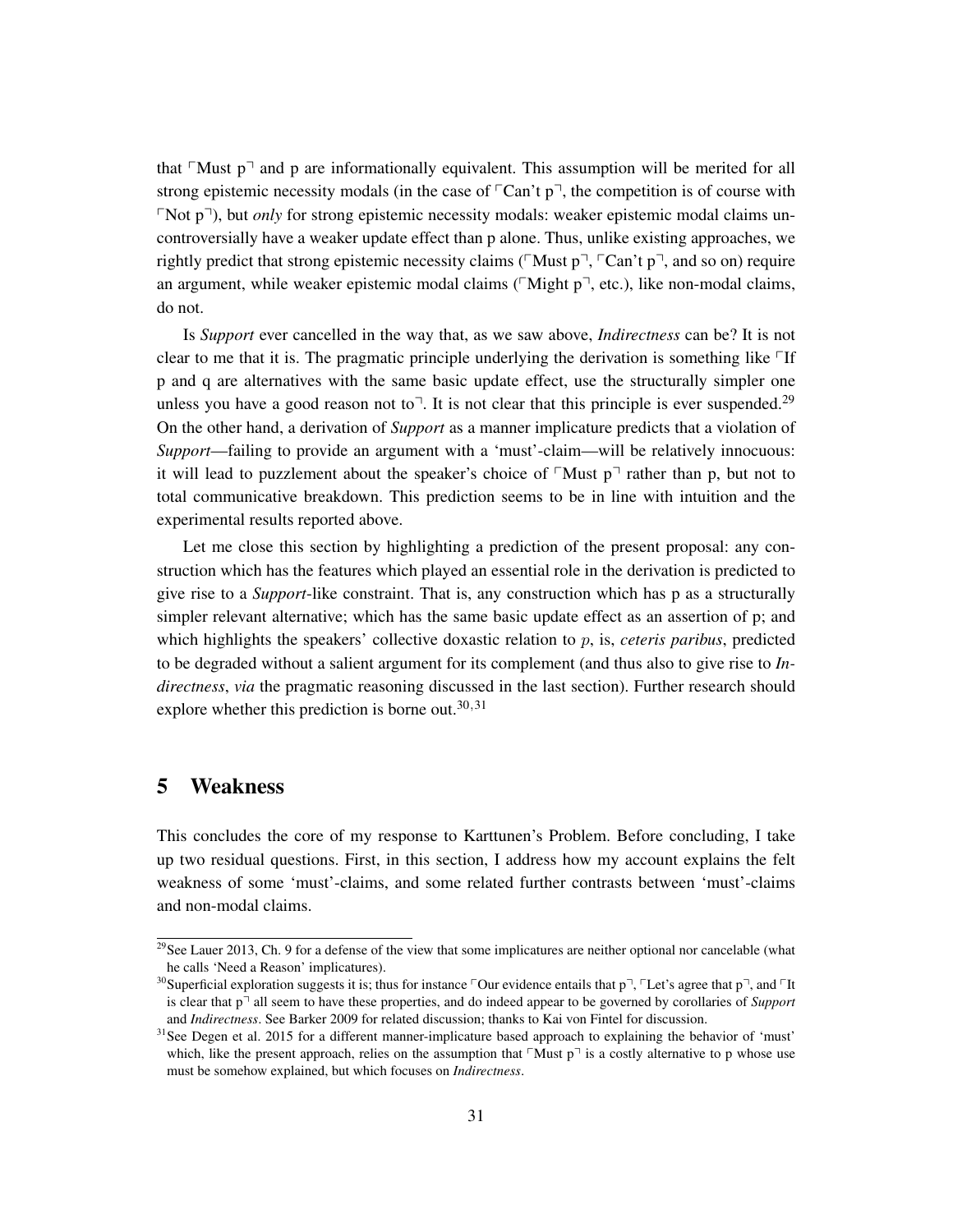that ⌜Must p⌝ and p are informationally equivalent. This assumption will be merited for all strong epistemic necessity modals (in the case of ⌜Can't p⌝, the competition is of course with ⌜Not p⌝), but *only* for strong epistemic necessity modals: weaker epistemic modal claims uncontroversially have a weaker update effect than p alone. Thus, unlike existing approaches, we rightly predict that strong epistemic necessity claims (⌜Must p⌝, ⌜Can't p⌝, and so on) require an argument, while weaker epistemic modal claims (⌜Might p⌝, etc.), like non-modal claims, do not.

Is *Support* ever cancelled in the way that, as we saw above, *Indirectness* can be? It is not clear to me that it is. The pragmatic principle underlying the derivation is something like ⌜If p and q are alternatives with the same basic update effect, use the structurally simpler one unless you have a good reason not to⌝. It is not clear that this principle is ever suspended.[29] On the other hand, a derivation of *Support* as a manner implicature predicts that a violation of *Support*—failing to provide an argument with a 'must'-claim—will be relatively innocuous: it will lead to puzzlement about the speaker's choice of ⌜Must p⌝ rather than p, but not to total communicative breakdown. This prediction seems to be in line with intuition and the experimental results reported above.

Let me close this section by highlighting a prediction of the present proposal: any construction which has the features which played an essential role in the derivation is predicted to give rise to a *Support*-like constraint. That is, any construction which has p as a structurally simpler relevant alternative; which has the same basic update effect as an assertion of p; and which highlights the speakers' collective doxastic relation to $p$, is, *ceteris paribus*, predicted to be degraded without a salient argument for its complement (and thus also to give rise to *Indirectness*, *via* the pragmatic reasoning discussed in the last section). Further research should explore whether this prediction is borne out.[30,31]

## 5 Weakness

This concludes the core of my response to Karttunen's Problem. Before concluding, I take up two residual questions. First, in this section, I address how my account explains the felt weakness of some 'must'-claims, and some related further contrasts between 'must'-claims and non-modal claims.

---

[29] See Lauer 2013, Ch. 9 for a defense of the view that some implicatures are neither optional nor cancelable (what he calls 'Need a Reason' implicatures).

[30] Superficial exploration suggests it is; thus for instance ⌜Our evidence entails that p⌝, ⌜Let's agree that p⌝, and ⌜It is clear that p⌝ all seem to have these properties, and do indeed appear to be governed by corollaries of *Support* and *Indirectness*. See Barker 2009 for related discussion; thanks to Kai von Fintel for discussion.

[31] See Degen et al. 2015 for a different manner-implicature based approach to explaining the behavior of 'must' which, like the present approach, relies on the assumption that ⌜Must p⌝ is a costly alternative to p whose use must be somehow explained, but which focuses on *Indirectness*.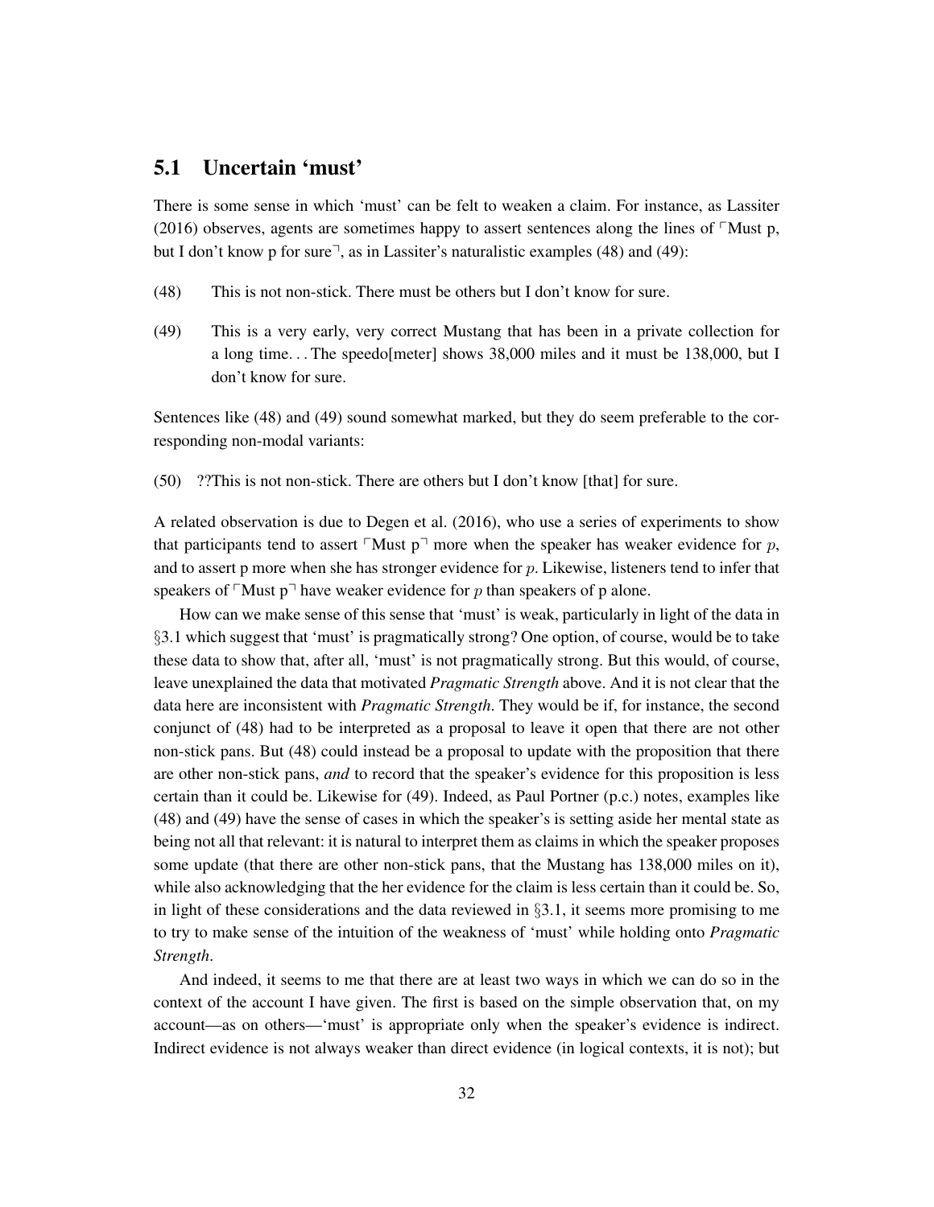## 5.1 Uncertain 'must'

There is some sense in which 'must' can be felt to weaken a claim. For instance, as Lassiter (2016) observes, agents are sometimes happy to assert sentences along the lines of ⌜Must p, but I don't know p for sure⌝, as in Lassiter's naturalistic examples (48) and (49):

(48) This is not non-stick. There must be others but I don't know for sure.

(49) This is a very early, very correct Mustang that has been in a private collection for a long time. . . The speedo[meter] shows 38,000 miles and it must be 138,000, but I don't know for sure.

Sentences like (48) and (49) sound somewhat marked, but they do seem preferable to the corresponding non-modal variants:

(50) ??This is not non-stick. There are others but I don't know [that] for sure.

A related observation is due to Degen et al. (2016), who use a series of experiments to show that participants tend to assert ⌜Must p⌝ more when the speaker has weaker evidence for $p$, and to assert p more when she has stronger evidence for $p$. Likewise, listeners tend to infer that speakers of ⌜Must p⌝ have weaker evidence for $p$ than speakers of p alone.

How can we make sense of this sense that 'must' is weak, particularly in light of the data in §3.1 which suggest that 'must' is pragmatically strong? One option, of course, would be to take these data to show that, after all, 'must' is not pragmatically strong. But this would, of course, leave unexplained the data that motivated *Pragmatic Strength* above. And it is not clear that the data here are inconsistent with *Pragmatic Strength*. They would be if, for instance, the second conjunct of (48) had to be interpreted as a proposal to leave it open that there are not other non-stick pans. But (48) could instead be a proposal to update with the proposition that there are other non-stick pans, *and* to record that the speaker's evidence for this proposition is less certain than it could be. Likewise for (49). Indeed, as Paul Portner (p.c.) notes, examples like (48) and (49) have the sense of cases in which the speaker's is setting aside her mental state as being not all that relevant: it is natural to interpret them as claims in which the speaker proposes some update (that there are other non-stick pans, that the Mustang has 138,000 miles on it), while also acknowledging that the her evidence for the claim is less certain than it could be. So, in light of these considerations and the data reviewed in §3.1, it seems more promising to me to try to make sense of the intuition of the weakness of 'must' while holding onto *Pragmatic Strength*.

And indeed, it seems to me that there are at least two ways in which we can do so in the context of the account I have given. The first is based on the simple observation that, on my account—as on others—'must' is appropriate only when the speaker's evidence is indirect. Indirect evidence is not always weaker than direct evidence (in logical contexts, it is not); but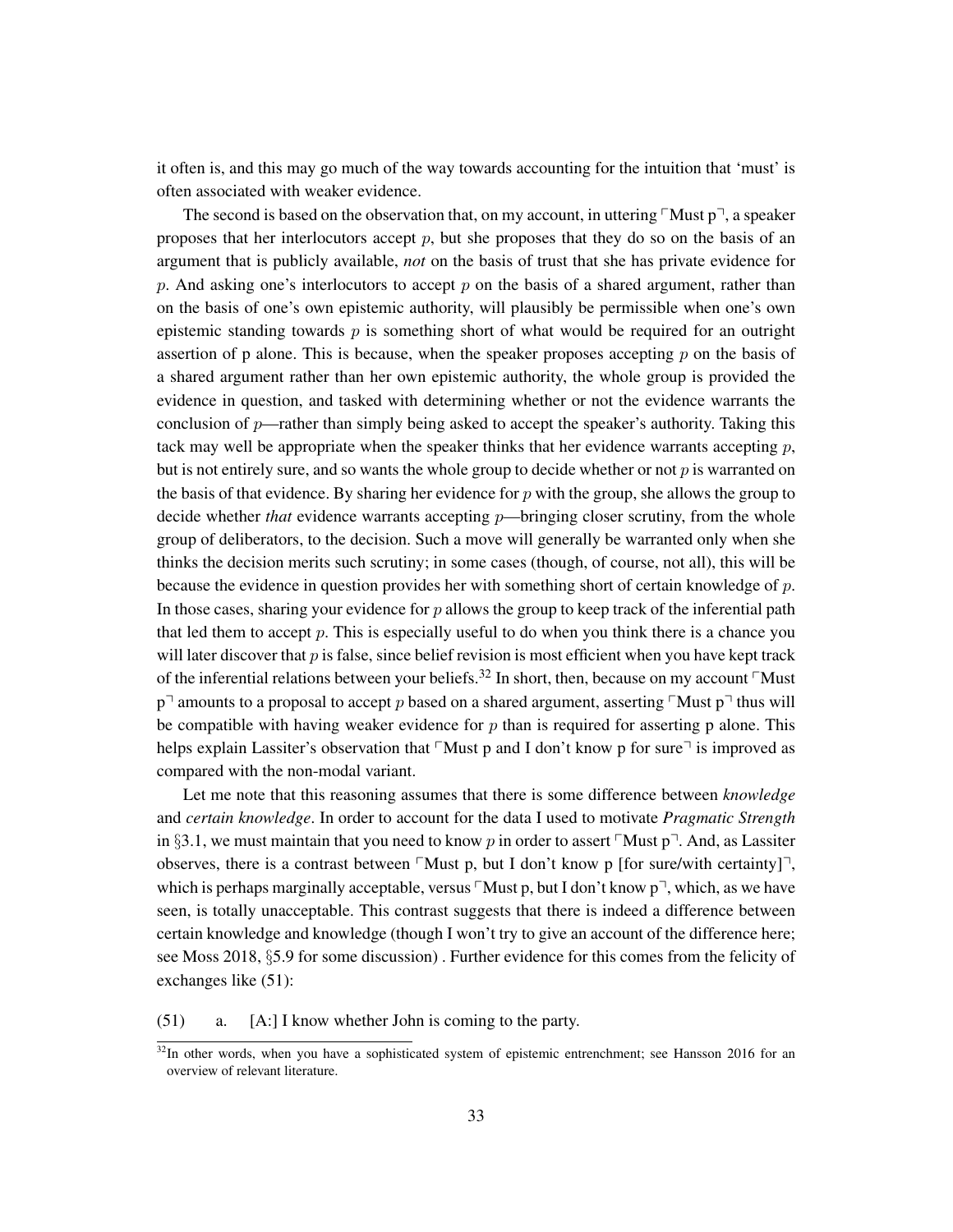it often is, and this may go much of the way towards accounting for the intuition that 'must' is often associated with weaker evidence.

The second is based on the observation that, on my account, in uttering ⌜Must p⌝, a speaker proposes that her interlocutors accept $p$, but she proposes that they do so on the basis of an argument that is publicly available, *not* on the basis of trust that she has private evidence for $p$. And asking one's interlocutors to accept $p$ on the basis of a shared argument, rather than on the basis of one's own epistemic authority, will plausibly be permissible when one's own epistemic standing towards $p$ is something short of what would be required for an outright assertion of p alone. This is because, when the speaker proposes accepting $p$ on the basis of a shared argument rather than her own epistemic authority, the whole group is provided the evidence in question, and tasked with determining whether or not the evidence warrants the conclusion of $p$—rather than simply being asked to accept the speaker's authority. Taking this tack may well be appropriate when the speaker thinks that her evidence warrants accepting $p$, but is not entirely sure, and so wants the whole group to decide whether or not $p$ is warranted on the basis of that evidence. By sharing her evidence for $p$ with the group, she allows the group to decide whether *that* evidence warrants accepting $p$—bringing closer scrutiny, from the whole group of deliberators, to the decision. Such a move will generally be warranted only when she thinks the decision merits such scrutiny; in some cases (though, of course, not all), this will be because the evidence in question provides her with something short of certain knowledge of $p$. In those cases, sharing your evidence for $p$ allows the group to keep track of the inferential path that led them to accept $p$. This is especially useful to do when you think there is a chance you will later discover that $p$ is false, since belief revision is most efficient when you have kept track of the inferential relations between your beliefs.[32] In short, then, because on my account ⌜Must p⌝ amounts to a proposal to accept $p$ based on a shared argument, asserting ⌜Must p⌝ thus will be compatible with having weaker evidence for $p$ than is required for asserting p alone. This helps explain Lassiter's observation that ⌜Must p and I don't know p for sure⌝ is improved as compared with the non-modal variant.

Let me note that this reasoning assumes that there is some difference between *knowledge* and *certain knowledge*. In order to account for the data I used to motivate *Pragmatic Strength* in §3.1, we must maintain that you need to know $p$ in order to assert ⌜Must p⌝. And, as Lassiter observes, there is a contrast between ⌜Must p, but I don't know p [for sure/with certainty]⌝, which is perhaps marginally acceptable, versus ⌜Must p, but I don't know p⌝, which, as we have seen, is totally unacceptable. This contrast suggests that there is indeed a difference between certain knowledge and knowledge (though I won't try to give an account of the difference here; see Moss 2018, §5.9 for some discussion) . Further evidence for this comes from the felicity of exchanges like (51):

(51) a. [A:] I know whether John is coming to the party.

[32] In other words, when you have a sophisticated system of epistemic entrenchment; see Hansson 2016 for an overview of relevant literature.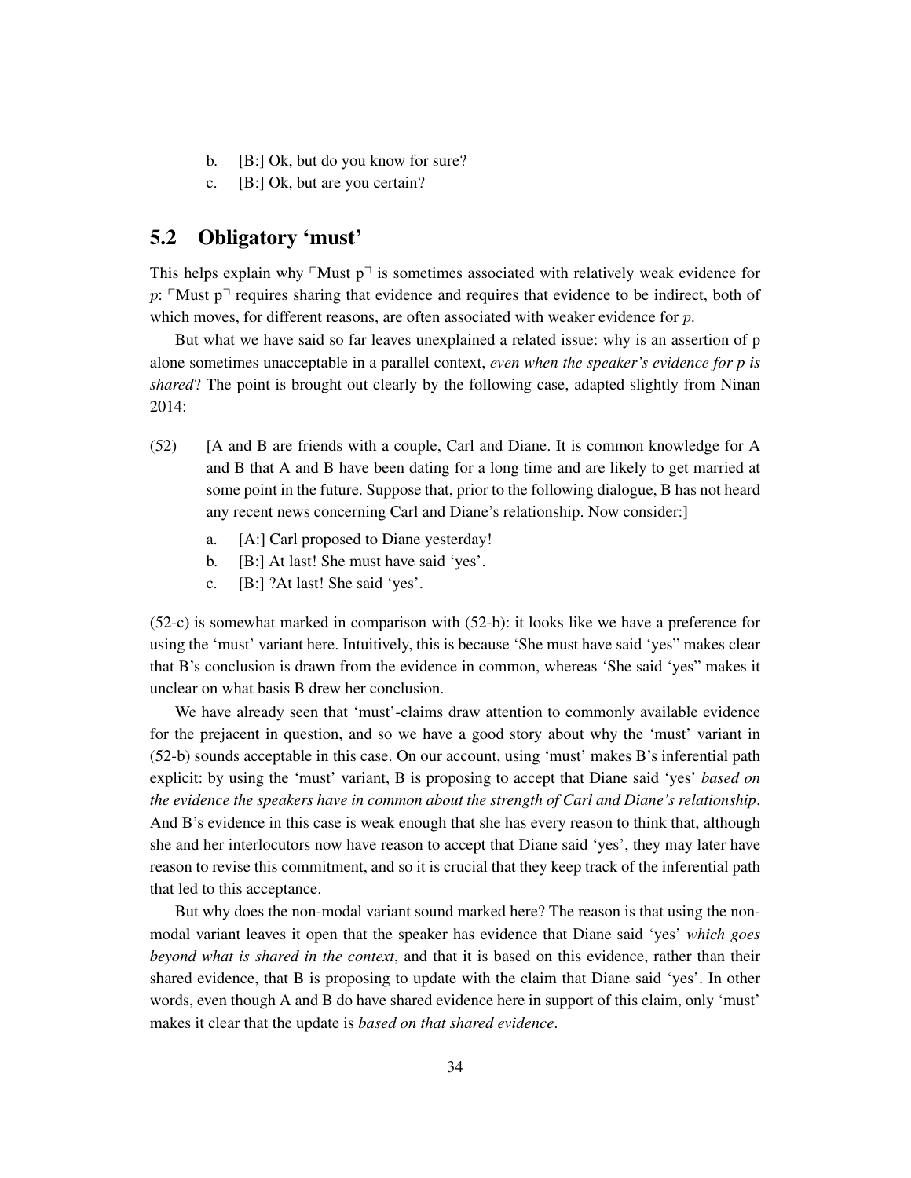b. [B:] Ok, but do you know for sure?

c. [B:] Ok, but are you certain?

## 5.2 Obligatory 'must'

This helps explain why ⌜Must p⌝ is sometimes associated with relatively weak evidence for $p$: ⌜Must p⌝ requires sharing that evidence and requires that evidence to be indirect, both of which moves, for different reasons, are often associated with weaker evidence for $p$.

But what we have said so far leaves unexplained a related issue: why is an assertion of p alone sometimes unacceptable in a parallel context, *even when the speaker's evidence for p is shared*? The point is brought out clearly by the following case, adapted slightly from Ninan 2014:

(52) [A and B are friends with a couple, Carl and Diane. It is common knowledge for A and B that A and B have been dating for a long time and are likely to get married at some point in the future. Suppose that, prior to the following dialogue, B has not heard any recent news concerning Carl and Diane's relationship. Now consider:]

a. [A:] Carl proposed to Diane yesterday!

b. [B:] At last! She must have said 'yes'.

c. [B:] ?At last! She said 'yes'.

(52-c) is somewhat marked in comparison with (52-b): it looks like we have a preference for using the 'must' variant here. Intuitively, this is because 'She must have said 'yes'' makes clear that B's conclusion is drawn from the evidence in common, whereas 'She said 'yes'' makes it unclear on what basis B drew her conclusion.

We have already seen that 'must'-claims draw attention to commonly available evidence for the prejacent in question, and so we have a good story about why the 'must' variant in (52-b) sounds acceptable in this case. On our account, using 'must' makes B's inferential path explicit: by using the 'must' variant, B is proposing to accept that Diane said 'yes' *based on the evidence the speakers have in common about the strength of Carl and Diane's relationship*. And B's evidence in this case is weak enough that she has every reason to think that, although she and her interlocutors now have reason to accept that Diane said 'yes', they may later have reason to revise this commitment, and so it is crucial that they keep track of the inferential path that led to this acceptance.

But why does the non-modal variant sound marked here? The reason is that using the non-modal variant leaves it open that the speaker has evidence that Diane said 'yes' *which goes beyond what is shared in the context*, and that it is based on this evidence, rather than their shared evidence, that B is proposing to update with the claim that Diane said 'yes'. In other words, even though A and B do have shared evidence here in support of this claim, only 'must' makes it clear that the update is *based on that shared evidence*.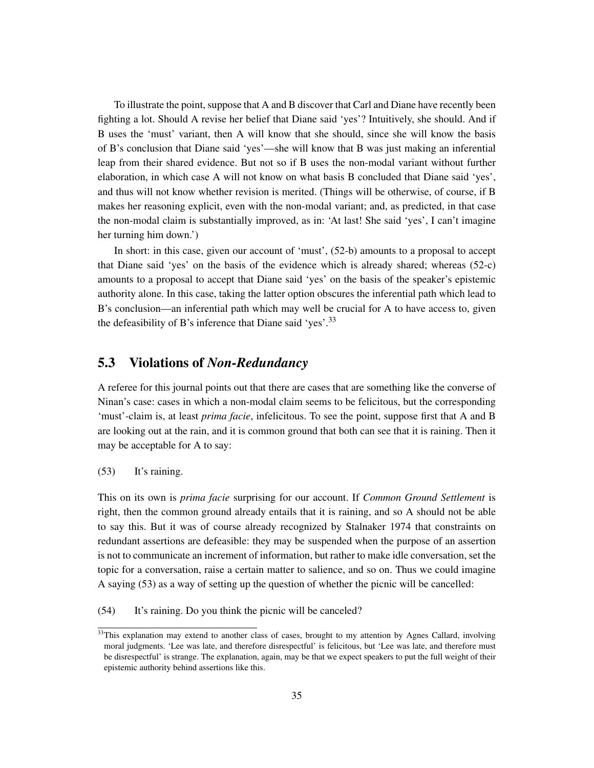To illustrate the point, suppose that A and B discover that Carl and Diane have recently been fighting a lot. Should A revise her belief that Diane said 'yes'? Intuitively, she should. And if B uses the 'must' variant, then A will know that she should, since she will know the basis of B's conclusion that Diane said 'yes'—she will know that B was just making an inferential leap from their shared evidence. But not so if B uses the non-modal variant without further elaboration, in which case A will not know on what basis B concluded that Diane said 'yes', and thus will not know whether revision is merited. (Things will be otherwise, of course, if B makes her reasoning explicit, even with the non-modal variant; and, as predicted, in that case the non-modal claim is substantially improved, as in: 'At last! She said 'yes', I can't imagine her turning him down.')

In short: in this case, given our account of 'must', (52-b) amounts to a proposal to accept that Diane said 'yes' on the basis of the evidence which is already shared; whereas (52-c) amounts to a proposal to accept that Diane said 'yes' on the basis of the speaker's epistemic authority alone. In this case, taking the latter option obscures the inferential path which lead to B's conclusion—an inferential path which may well be crucial for A to have access to, given the defeasibility of B's inference that Diane said 'yes'.[33]

## 5.3 Violations of *Non-Redundancy*

A referee for this journal points out that there are cases that are something like the converse of Ninan's case: cases in which a non-modal claim seems to be felicitous, but the corresponding 'must'-claim is, at least *prima facie*, infelicitous. To see the point, suppose first that A and B are looking out at the rain, and it is common ground that both can see that it is raining. Then it may be acceptable for A to say:

(53) It's raining.

This on its own is *prima facie* surprising for our account. If *Common Ground Settlement* is right, then the common ground already entails that it is raining, and so A should not be able to say this. But it was of course already recognized by Stalnaker 1974 that constraints on redundant assertions are defeasible: they may be suspended when the purpose of an assertion is not to communicate an increment of information, but rather to make idle conversation, set the topic for a conversation, raise a certain matter to salience, and so on. Thus we could imagine A saying (53) as a way of setting up the question of whether the picnic will be cancelled:

(54) It's raining. Do you think the picnic will be canceled?

[33] This explanation may extend to another class of cases, brought to my attention by Agnes Callard, involving moral judgments. 'Lee was late, and therefore disrespectful' is felicitous, but 'Lee was late, and therefore must be disrespectful' is strange. The explanation, again, may be that we expect speakers to put the full weight of their epistemic authority behind assertions like this.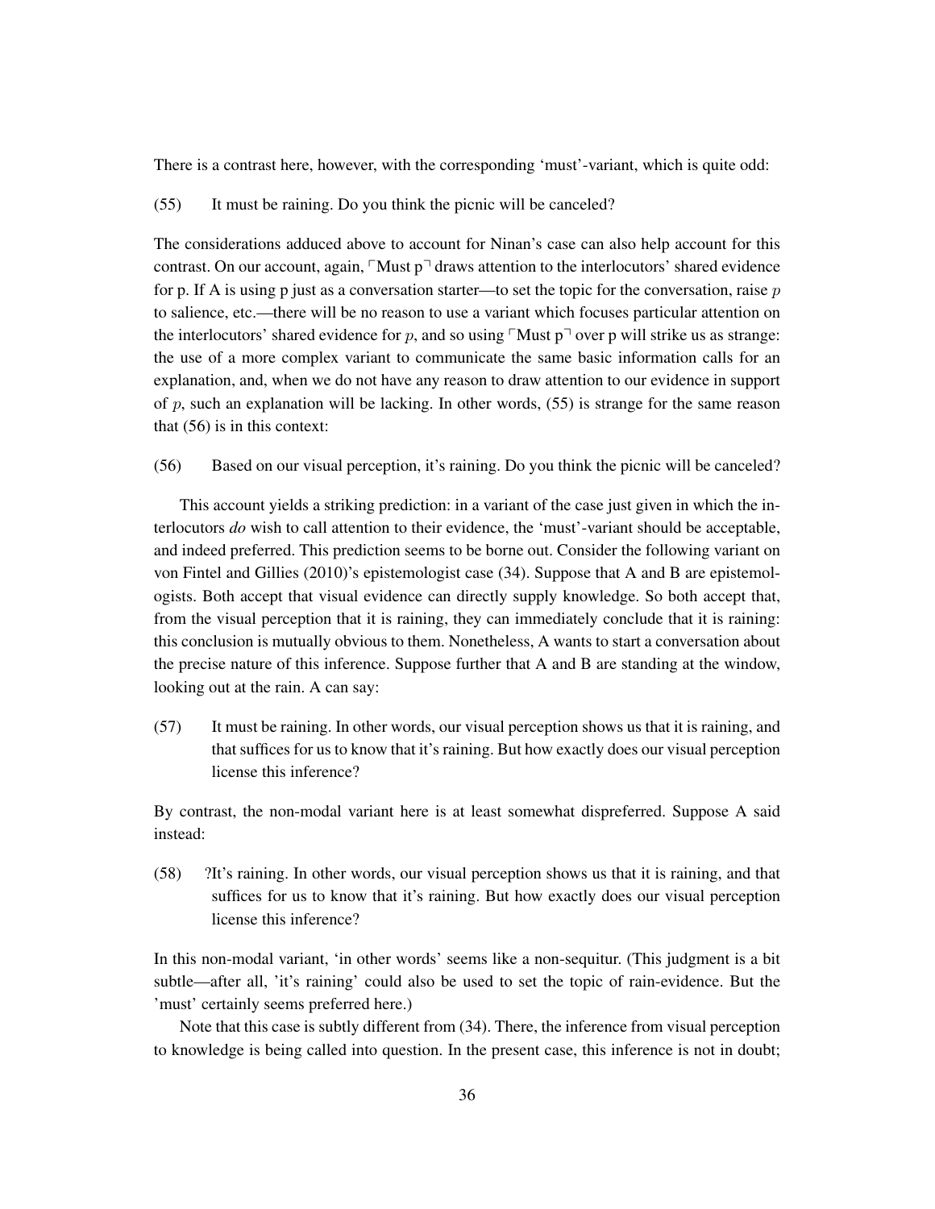There is a contrast here, however, with the corresponding 'must'-variant, which is quite odd:

(55) It must be raining. Do you think the picnic will be canceled?

The considerations adduced above to account for Ninan's case can also help account for this contrast. On our account, again, ⌜Must p⌝ draws attention to the interlocutors' shared evidence for p. If A is using p just as a conversation starter—to set the topic for the conversation, raise $p$ to salience, etc.—there will be no reason to use a variant which focuses particular attention on the interlocutors' shared evidence for $p$, and so using ⌜Must p⌝ over p will strike us as strange: the use of a more complex variant to communicate the same basic information calls for an explanation, and, when we do not have any reason to draw attention to our evidence in support of $p$, such an explanation will be lacking. In other words, (55) is strange for the same reason that (56) is in this context:

(56) Based on our visual perception, it's raining. Do you think the picnic will be canceled?

This account yields a striking prediction: in a variant of the case just given in which the interlocutors *do* wish to call attention to their evidence, the 'must'-variant should be acceptable, and indeed preferred. This prediction seems to be borne out. Consider the following variant on von Fintel and Gillies (2010)'s epistemologist case (34). Suppose that A and B are epistemologists. Both accept that visual evidence can directly supply knowledge. So both accept that, from the visual perception that it is raining, they can immediately conclude that it is raining: this conclusion is mutually obvious to them. Nonetheless, A wants to start a conversation about the precise nature of this inference. Suppose further that A and B are standing at the window, looking out at the rain. A can say:

(57) It must be raining. In other words, our visual perception shows us that it is raining, and that suffices for us to know that it's raining. But how exactly does our visual perception license this inference?

By contrast, the non-modal variant here is at least somewhat dispreferred. Suppose A said instead:

(58) ?It's raining. In other words, our visual perception shows us that it is raining, and that suffices for us to know that it's raining. But how exactly does our visual perception license this inference?

In this non-modal variant, 'in other words' seems like a non-sequitur. (This judgment is a bit subtle—after all, 'it's raining' could also be used to set the topic of rain-evidence. But the 'must' certainly seems preferred here.)

Note that this case is subtly different from (34). There, the inference from visual perception to knowledge is being called into question. In the present case, this inference is not in doubt;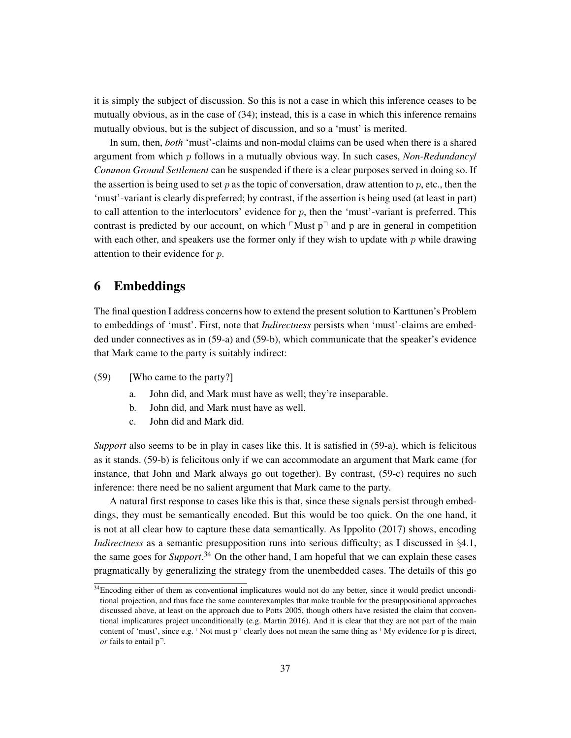it is simply the subject of discussion. So this is not a case in which this inference ceases to be mutually obvious, as in the case of (34); instead, this is a case in which this inference remains mutually obvious, but is the subject of discussion, and so a 'must' is merited.

In sum, then, *both* 'must'-claims and non-modal claims can be used when there is a shared argument from which $p$ follows in a mutually obvious way. In such cases, *Non-Redundancy/ Common Ground Settlement* can be suspended if there is a clear purposes served in doing so. If the assertion is being used to set $p$ as the topic of conversation, draw attention to $p$, etc., then the 'must'-variant is clearly dispreferred; by contrast, if the assertion is being used (at least in part) to call attention to the interlocutors' evidence for $p$, then the 'must'-variant is preferred. This contrast is predicted by our account, on which ⌜Must p⌝ and p are in general in competition with each other, and speakers use the former only if they wish to update with $p$ while drawing attention to their evidence for $p$.

## 6 Embeddings

The final question I address concerns how to extend the present solution to Karttunen's Problem to embeddings of 'must'. First, note that *Indirectness* persists when 'must'-claims are embedded under connectives as in (59-a) and (59-b), which communicate that the speaker's evidence that Mark came to the party is suitably indirect:

(59) [Who came to the party?]

a. John did, and Mark must have as well; they're inseparable.

b. John did, and Mark must have as well.

c. John did and Mark did.

*Support* also seems to be in play in cases like this. It is satisfied in (59-a), which is felicitous as it stands. (59-b) is felicitous only if we can accommodate an argument that Mark came (for instance, that John and Mark always go out together). By contrast, (59-c) requires no such inference: there need be no salient argument that Mark came to the party.

A natural first response to cases like this is that, since these signals persist through embeddings, they must be semantically encoded. But this would be too quick. On the one hand, it is not at all clear how to capture these data semantically. As Ippolito (2017) shows, encoding *Indirectness* as a semantic presupposition runs into serious difficulty; as I discussed in §4.1, the same goes for *Support*.[34] On the other hand, I am hopeful that we can explain these cases pragmatically by generalizing the strategy from the unembedded cases. The details of this go

[34] Encoding either of them as conventional implicatures would not do any better, since it would predict unconditional projection, and thus face the same counterexamples that make trouble for the presuppositional approaches discussed above, at least on the approach due to Potts 2005, though others have resisted the claim that conventional implicatures project unconditionally (e.g. Martin 2016). And it is clear that they are not part of the main content of 'must', since e.g. ⌜Not must p⌝ clearly does not mean the same thing as ⌜My evidence for p is direct, *or* fails to entail p⌝.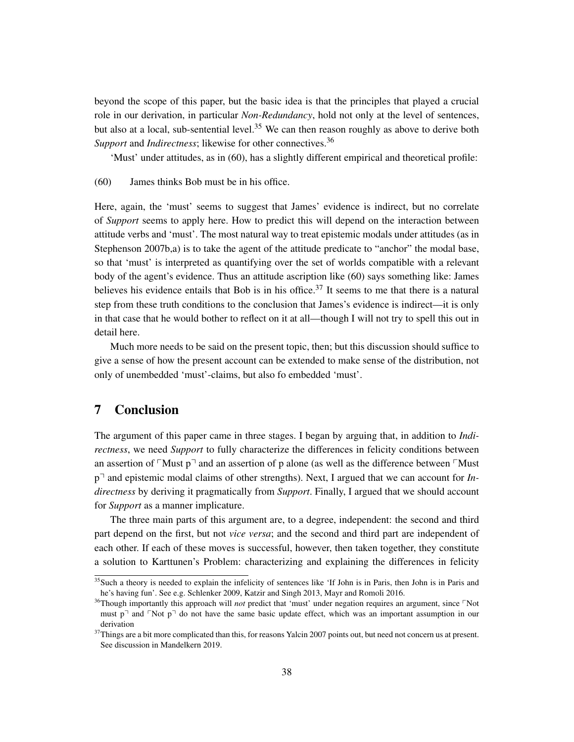beyond the scope of this paper, but the basic idea is that the principles that played a crucial role in our derivation, in particular *Non-Redundancy*, hold not only at the level of sentences, but also at a local, sub-sentential level.[35] We can then reason roughly as above to derive both *Support* and *Indirectness*; likewise for other connectives.[36]

'Must' under attitudes, as in (60), has a slightly different empirical and theoretical profile:

(60) James thinks Bob must be in his office.

Here, again, the 'must' seems to suggest that James' evidence is indirect, but no correlate of *Support* seems to apply here. How to predict this will depend on the interaction between attitude verbs and 'must'. The most natural way to treat epistemic modals under attitudes (as in Stephenson 2007b,a) is to take the agent of the attitude predicate to "anchor" the modal base, so that 'must' is interpreted as quantifying over the set of worlds compatible with a relevant body of the agent's evidence. Thus an attitude ascription like (60) says something like: James believes his evidence entails that Bob is in his office.[37] It seems to me that there is a natural step from these truth conditions to the conclusion that James's evidence is indirect—it is only in that case that he would bother to reflect on it at all—though I will not try to spell this out in detail here.

Much more needs to be said on the present topic, then; but this discussion should suffice to give a sense of how the present account can be extended to make sense of the distribution, not only of unembedded 'must'-claims, but also fo embedded 'must'.

## 7 Conclusion

The argument of this paper came in three stages. I began by arguing that, in addition to *Indirectness*, we need *Support* to fully characterize the differences in felicity conditions between an assertion of ⌜Must p⌝ and an assertion of p alone (as well as the difference between ⌜Must p⌝ and epistemic modal claims of other strengths). Next, I argued that we can account for *Indirectness* by deriving it pragmatically from *Support*. Finally, I argued that we should account for *Support* as a manner implicature.

The three main parts of this argument are, to a degree, independent: the second and third part depend on the first, but not *vice versa*; and the second and third part are independent of each other. If each of these moves is successful, however, then taken together, they constitute a solution to Karttunen's Problem: characterizing and explaining the differences in felicity

---

[35] Such a theory is needed to explain the infelicity of sentences like 'If John is in Paris, then John is in Paris and he's having fun'. See e.g. Schlenker 2009, Katzir and Singh 2013, Mayr and Romoli 2016.

[36] Though importantly this approach will *not* predict that 'must' under negation requires an argument, since ⌜Not must p⌝ and ⌜Not p⌝ do not have the same basic update effect, which was an important assumption in our derivation

[37] Things are a bit more complicated than this, for reasons Yalcin 2007 points out, but need not concern us at present. See discussion in Mandelkern 2019.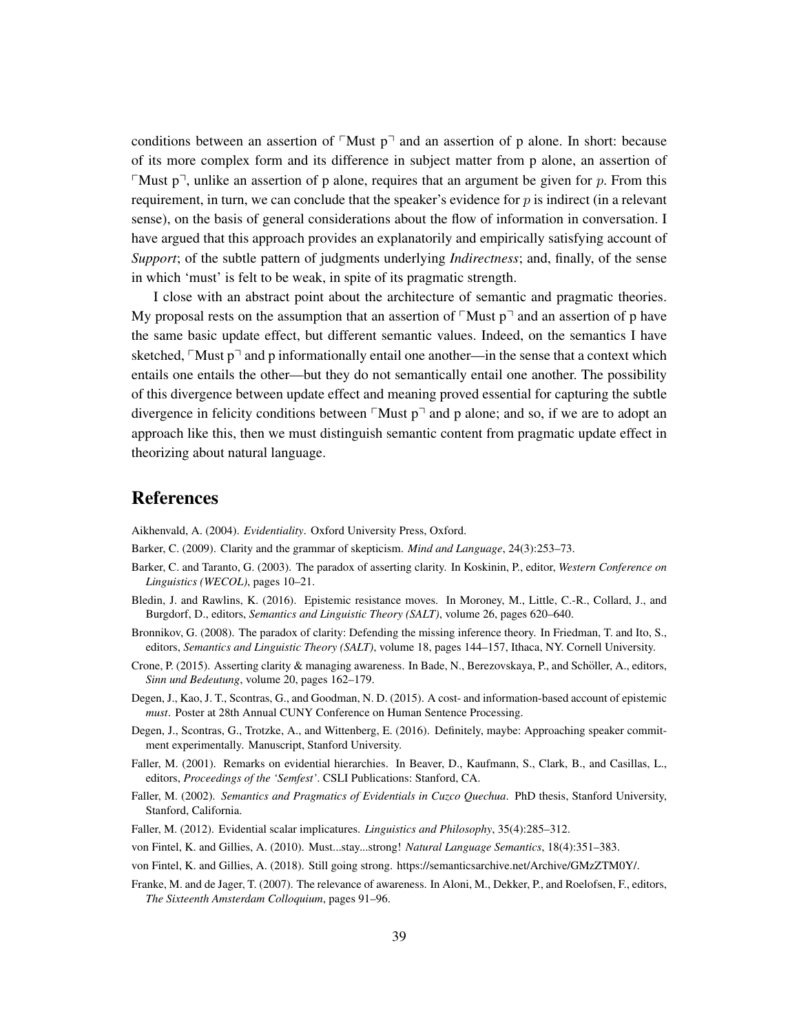conditions between an assertion of ⌜Must p⌝ and an assertion of p alone. In short: because of its more complex form and its difference in subject matter from p alone, an assertion of ⌜Must p⌝, unlike an assertion of p alone, requires that an argument be given for $p$. From this requirement, in turn, we can conclude that the speaker's evidence for $p$ is indirect (in a relevant sense), on the basis of general considerations about the flow of information in conversation. I have argued that this approach provides an explanatorily and empirically satisfying account of *Support*; of the subtle pattern of judgments underlying *Indirectness*; and, finally, of the sense in which 'must' is felt to be weak, in spite of its pragmatic strength.

I close with an abstract point about the architecture of semantic and pragmatic theories. My proposal rests on the assumption that an assertion of ⌜Must p⌝ and an assertion of p have the same basic update effect, but different semantic values. Indeed, on the semantics I have sketched, ⌜Must p⌝ and p informationally entail one another—in the sense that a context which entails one entails the other—but they do not semantically entail one another. The possibility of this divergence between update effect and meaning proved essential for capturing the subtle divergence in felicity conditions between ⌜Must p⌝ and p alone; and so, if we are to adopt an approach like this, then we must distinguish semantic content from pragmatic update effect in theorizing about natural language.

# References

Aikhenvald, A. (2004). *Evidentiality*. Oxford University Press, Oxford.

Barker, C. (2009). Clarity and the grammar of skepticism. *Mind and Language*, 24(3):253–73.

Barker, C. and Taranto, G. (2003). The paradox of asserting clarity. In Koskinin, P., editor, *Western Conference on Linguistics (WECOL)*, pages 10–21.

Bledin, J. and Rawlins, K. (2016). Epistemic resistance moves. In Moroney, M., Little, C.-R., Collard, J., and Burgdorf, D., editors, *Semantics and Linguistic Theory (SALT)*, volume 26, pages 620–640.

Bronnikov, G. (2008). The paradox of clarity: Defending the missing inference theory. In Friedman, T. and Ito, S., editors, *Semantics and Linguistic Theory (SALT)*, volume 18, pages 144–157, Ithaca, NY. Cornell University.

Crone, P. (2015). Asserting clarity & managing awareness. In Bade, N., Berezovskaya, P., and Schöller, A., editors, *Sinn und Bedeutung*, volume 20, pages 162–179.

Degen, J., Kao, J. T., Scontras, G., and Goodman, N. D. (2015). A cost- and information-based account of epistemic *must*. Poster at 28th Annual CUNY Conference on Human Sentence Processing.

Degen, J., Scontras, G., Trotzke, A., and Wittenberg, E. (2016). Definitely, maybe: Approaching speaker commitment experimentally. Manuscript, Stanford University.

Faller, M. (2001). Remarks on evidential hierarchies. In Beaver, D., Kaufmann, S., Clark, B., and Casillas, L., editors, *Proceedings of the 'Semfest'*. CSLI Publications: Stanford, CA.

Faller, M. (2002). *Semantics and Pragmatics of Evidentials in Cuzco Quechua*. PhD thesis, Stanford University, Stanford, California.

Faller, M. (2012). Evidential scalar implicatures. *Linguistics and Philosophy*, 35(4):285–312.

von Fintel, K. and Gillies, A. (2010). Must...stay...strong! *Natural Language Semantics*, 18(4):351–383.

von Fintel, K. and Gillies, A. (2018). Still going strong. https://semanticsarchive.net/Archive/GMzZTM0Y/.

Franke, M. and de Jager, T. (2007). The relevance of awareness. In Aloni, M., Dekker, P., and Roelofsen, F., editors, *The Sixteenth Amsterdam Colloquium*, pages 91–96.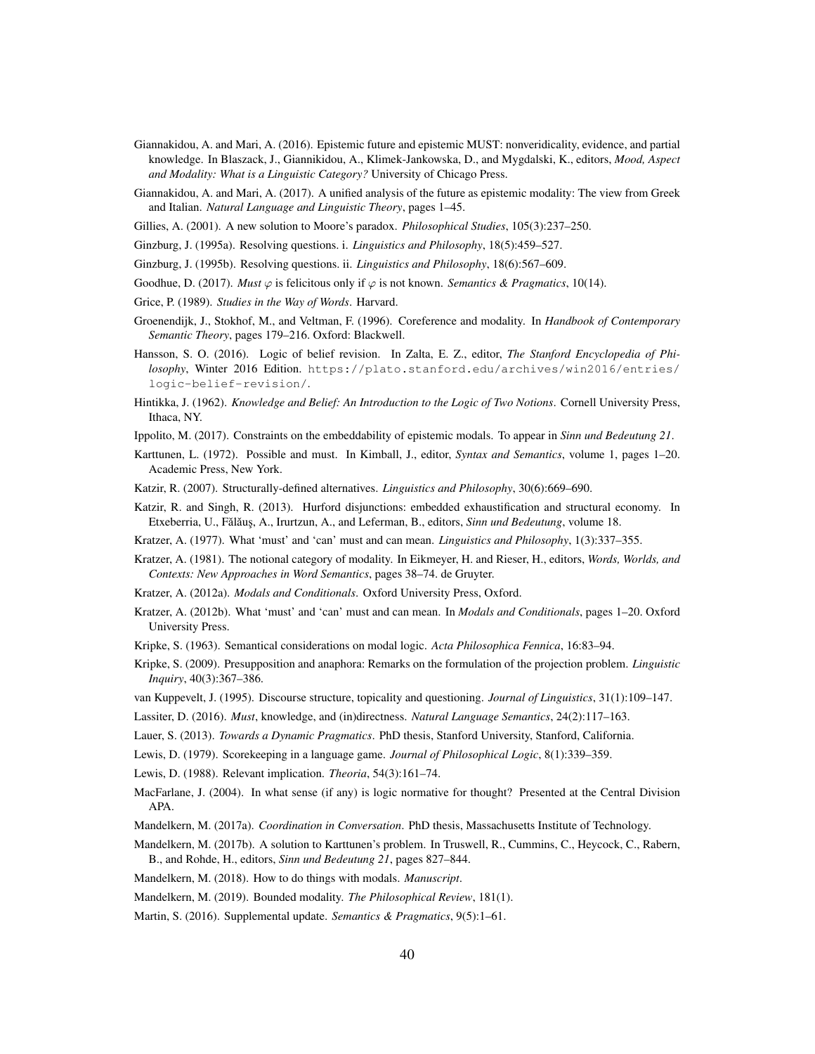Giannakidou, A. and Mari, A. (2016). Epistemic future and epistemic MUST: nonveridicality, evidence, and partial knowledge. In Blaszack, J., Giannikidou, A., Klimek-Jankowska, D., and Mygdalski, K., editors, *Mood, Aspect and Modality: What is a Linguistic Category?* University of Chicago Press.

Giannakidou, A. and Mari, A. (2017). A unified analysis of the future as epistemic modality: The view from Greek and Italian. *Natural Language and Linguistic Theory*, pages 1–45.

Gillies, A. (2001). A new solution to Moore's paradox. *Philosophical Studies*, 105(3):237–250.

Ginzburg, J. (1995a). Resolving questions. i. *Linguistics and Philosophy*, 18(5):459–527.

Ginzburg, J. (1995b). Resolving questions. ii. *Linguistics and Philosophy*, 18(6):567–609.

Goodhue, D. (2017). *Must* $\varphi$ is felicitous only if $\varphi$ is not known. *Semantics & Pragmatics*, 10(14).

Grice, P. (1989). *Studies in the Way of Words*. Harvard.

Groenendijk, J., Stokhof, M., and Veltman, F. (1996). Coreference and modality. In *Handbook of Contemporary Semantic Theory*, pages 179–216. Oxford: Blackwell.

Hansson, S. O. (2016). Logic of belief revision. In Zalta, E. Z., editor, *The Stanford Encyclopedia of Philosophy*, Winter 2016 Edition. https://plato.stanford.edu/archives/win2016/entries/logic-belief-revision/.

Hintikka, J. (1962). *Knowledge and Belief: An Introduction to the Logic of Two Notions*. Cornell University Press, Ithaca, NY.

Ippolito, M. (2017). Constraints on the embeddability of epistemic modals. To appear in *Sinn und Bedeutung 21*.

Karttunen, L. (1972). Possible and must. In Kimball, J., editor, *Syntax and Semantics*, volume 1, pages 1–20. Academic Press, New York.

Katzir, R. (2007). Structurally-defined alternatives. *Linguistics and Philosophy*, 30(6):669–690.

Katzir, R. and Singh, R. (2013). Hurford disjunctions: embedded exhaustification and structural economy. In Etxeberria, U., Fălăuş, A., Irurtzun, A., and Leferman, B., editors, *Sinn und Bedeutung*, volume 18.

Kratzer, A. (1977). What 'must' and 'can' must and can mean. *Linguistics and Philosophy*, 1(3):337–355.

Kratzer, A. (1981). The notional category of modality. In Eikmeyer, H. and Rieser, H., editors, *Words, Worlds, and Contexts: New Approaches in Word Semantics*, pages 38–74. de Gruyter.

Kratzer, A. (2012a). *Modals and Conditionals*. Oxford University Press, Oxford.

Kratzer, A. (2012b). What 'must' and 'can' must and can mean. In *Modals and Conditionals*, pages 1–20. Oxford University Press.

Kripke, S. (1963). Semantical considerations on modal logic. *Acta Philosophica Fennica*, 16:83–94.

Kripke, S. (2009). Presupposition and anaphora: Remarks on the formulation of the projection problem. *Linguistic Inquiry*, 40(3):367–386.

van Kuppevelt, J. (1995). Discourse structure, topicality and questioning. *Journal of Linguistics*, 31(1):109–147.

Lassiter, D. (2016). *Must*, knowledge, and (in)directness. *Natural Language Semantics*, 24(2):117–163.

Lauer, S. (2013). *Towards a Dynamic Pragmatics*. PhD thesis, Stanford University, Stanford, California.

Lewis, D. (1979). Scorekeeping in a language game. *Journal of Philosophical Logic*, 8(1):339–359.

Lewis, D. (1988). Relevant implication. *Theoria*, 54(3):161–74.

MacFarlane, J. (2004). In what sense (if any) is logic normative for thought? Presented at the Central Division APA.

Mandelkern, M. (2017a). *Coordination in Conversation*. PhD thesis, Massachusetts Institute of Technology.

Mandelkern, M. (2017b). A solution to Karttunen's problem. In Truswell, R., Cummins, C., Heycock, C., Rabern, B., and Rohde, H., editors, *Sinn und Bedeutung 21*, pages 827–844.

Mandelkern, M. (2018). How to do things with modals. *Manuscript*.

Mandelkern, M. (2019). Bounded modality. *The Philosophical Review*, 181(1).

Martin, S. (2016). Supplemental update. *Semantics & Pragmatics*, 9(5):1–61.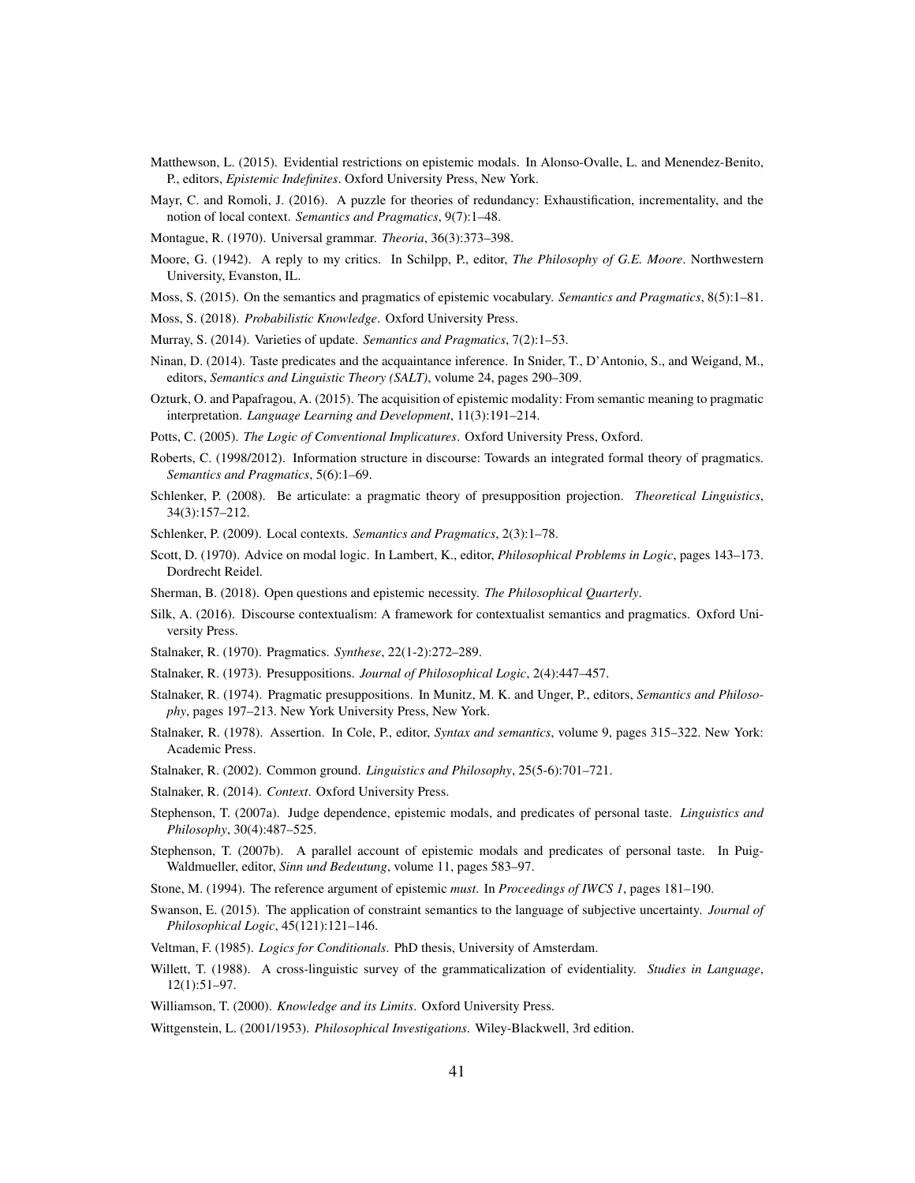Matthewson, L. (2015). Evidential restrictions on epistemic modals. In Alonso-Ovalle, L. and Menendez-Benito, P., editors, *Epistemic Indefinites*. Oxford University Press, New York.

Mayr, C. and Romoli, J. (2016). A puzzle for theories of redundancy: Exhaustification, incrementality, and the notion of local context. *Semantics and Pragmatics*, 9(7):1–48.

Montague, R. (1970). Universal grammar. *Theoria*, 36(3):373–398.

Moore, G. (1942). A reply to my critics. In Schilpp, P., editor, *The Philosophy of G.E. Moore*. Northwestern University, Evanston, IL.

Moss, S. (2015). On the semantics and pragmatics of epistemic vocabulary. *Semantics and Pragmatics*, 8(5):1–81.

Moss, S. (2018). *Probabilistic Knowledge*. Oxford University Press.

Murray, S. (2014). Varieties of update. *Semantics and Pragmatics*, 7(2):1–53.

Ninan, D. (2014). Taste predicates and the acquaintance inference. In Snider, T., D'Antonio, S., and Weigand, M., editors, *Semantics and Linguistic Theory (SALT)*, volume 24, pages 290–309.

Ozturk, O. and Papafragou, A. (2015). The acquisition of epistemic modality: From semantic meaning to pragmatic interpretation. *Language Learning and Development*, 11(3):191–214.

Potts, C. (2005). *The Logic of Conventional Implicatures*. Oxford University Press, Oxford.

Roberts, C. (1998/2012). Information structure in discourse: Towards an integrated formal theory of pragmatics. *Semantics and Pragmatics*, 5(6):1–69.

Schlenker, P. (2008). Be articulate: a pragmatic theory of presupposition projection. *Theoretical Linguistics*, 34(3):157–212.

Schlenker, P. (2009). Local contexts. *Semantics and Pragmatics*, 2(3):1–78.

Scott, D. (1970). Advice on modal logic. In Lambert, K., editor, *Philosophical Problems in Logic*, pages 143–173. Dordrecht Reidel.

Sherman, B. (2018). Open questions and epistemic necessity. *The Philosophical Quarterly*.

Silk, A. (2016). Discourse contextualism: A framework for contextualist semantics and pragmatics. Oxford University Press.

Stalnaker, R. (1970). Pragmatics. *Synthese*, 22(1-2):272–289.

Stalnaker, R. (1973). Presuppositions. *Journal of Philosophical Logic*, 2(4):447–457.

Stalnaker, R. (1974). Pragmatic presuppositions. In Munitz, M. K. and Unger, P., editors, *Semantics and Philosophy*, pages 197–213. New York University Press, New York.

Stalnaker, R. (1978). Assertion. In Cole, P., editor, *Syntax and semantics*, volume 9, pages 315–322. New York: Academic Press.

Stalnaker, R. (2002). Common ground. *Linguistics and Philosophy*, 25(5-6):701–721.

Stalnaker, R. (2014). *Context*. Oxford University Press.

Stephenson, T. (2007a). Judge dependence, epistemic modals, and predicates of personal taste. *Linguistics and Philosophy*, 30(4):487–525.

Stephenson, T. (2007b). A parallel account of epistemic modals and predicates of personal taste. In Puig-Waldmueller, editor, *Sinn und Bedeutung*, volume 11, pages 583–97.

Stone, M. (1994). The reference argument of epistemic *must*. In *Proceedings of IWCS 1*, pages 181–190.

Swanson, E. (2015). The application of constraint semantics to the language of subjective uncertainty. *Journal of Philosophical Logic*, 45(121):121–146.

Veltman, F. (1985). *Logics for Conditionals*. PhD thesis, University of Amsterdam.

Willett, T. (1988). A cross-linguistic survey of the grammaticalization of evidentiality. *Studies in Language*, 12(1):51–97.

Williamson, T. (2000). *Knowledge and its Limits*. Oxford University Press.

Wittgenstein, L. (2001/1953). *Philosophical Investigations*. Wiley-Blackwell, 3rd edition.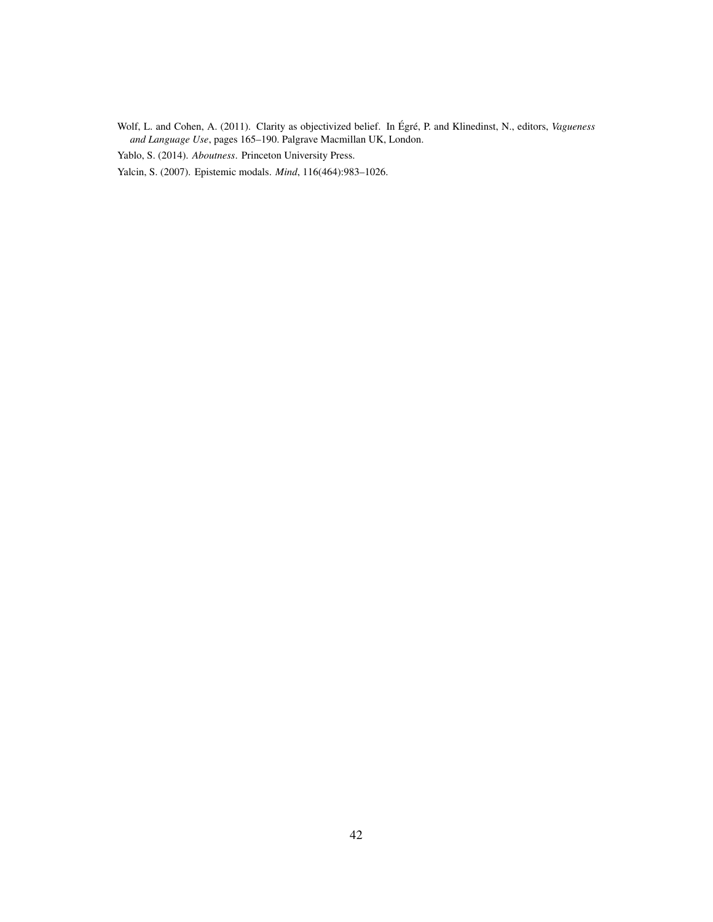Wolf, L. and Cohen, A. (2011). Clarity as objectivized belief. In Égré, P. and Klinedinst, N., editors, *Vagueness and Language Use*, pages 165–190. Palgrave Macmillan UK, London.

Yablo, S. (2014). *Aboutness*. Princeton University Press.

Yalcin, S. (2007). Epistemic modals. *Mind*, 116(464):983–1026.